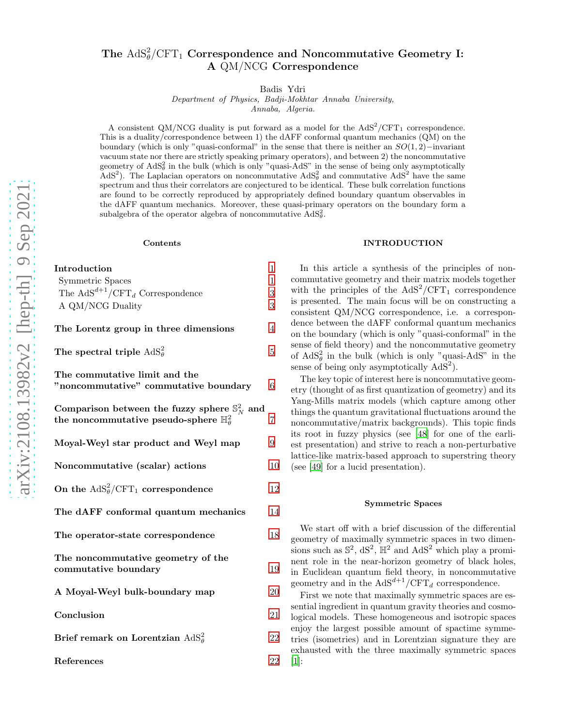# The $\mathrm{AdS}^2_\theta/\mathrm{CFT}_1$ Correspondence and Noncommutative Geometry I: A QM/NCG Correspondence

Badis Ydri

*Department of Physics, Badji-Mokhtar Annaba University, Annaba, Algeria.*

A consistent QM/NCG duality is put forward as a model for the $\mathrm{AdS}^2/\mathrm{CFT}_1$ correspondence. This is a duality/correspondence between 1) the dAFF conformal quantum mechanics (QM) on the boundary (which is only "quasi-conformal" in the sense that there is neither an $SO(1,2)-$invariant vacuum state nor there are strictly speaking primary operators), and between 2) the noncommutative geometry of $\mathrm{AdS}^2_\theta$ in the bulk (which is only "quasi-AdS" in the sense of being only asymptotically $\mathrm{AdS}^2$). The Laplacian operators on noncommutative $\mathrm{AdS}^2_\theta$ and commutative $\mathrm{AdS}^2$ have the same spectrum and thus their correlators are conjectured to be identical. These bulk correlation functions are found to be correctly reproduced by appropriately defined boundary quantum observables in the dAFF quantum mechanics. Moreover, these quasi-primary operators on the boundary form a subalgebra of the operator algebra of noncommutative $\mathrm{AdS}^2_\theta$.

## Contents

| | |
|---|---|
| **Introduction** | 1 |
| Symmetric Spaces | 1 |
| The $\mathrm{AdS}^{d+1}/\mathrm{CFT}_d$ Correspondence | 3 |
| A QM/NCG Duality | 3 |
| **The Lorentz group in three dimensions** | 4 |
| **The spectral triple $\mathrm{AdS}^2_\theta$** | 5 |
| **The commutative limit and the "noncommutative" commutative boundary** | 6 |
| **Comparison between the fuzzy sphere $\mathbb{S}^2_N$ and the noncommutative pseudo-sphere $\mathbb{H}^2_\theta$** | 7 |
| **Moyal-Weyl star product and Weyl map** | 9 |
| **Noncommutative (scalar) actions** | 10 |
| **On the $\mathrm{AdS}^2_\theta/\mathrm{CFT}_1$ correspondence** | 12 |
| **The dAFF conformal quantum mechanics** | 14 |
| **The operator-state correspondence** | 18 |
| **The noncommutative geometry of the commutative boundary** | 19 |
| **A Moyal-Weyl bulk-boundary map** | 20 |
| **Conclusion** | 21 |
| **Brief remark on Lorentzian $\mathrm{AdS}^2_\theta$** | 22 |
| **References** | 22 |

## INTRODUCTION

In this article a synthesis of the principles of noncommutative geometry and their matrix models together with the principles of the $\mathrm{AdS}^2/\mathrm{CFT}_1$ correspondence is presented. The main focus will be on constructing a consistent QM/NCG correspondence, i.e. a correspondence between the dAFF conformal quantum mechanics on the boundary (which is only "quasi-conformal" in the sense of field theory) and the noncommutative geometry of $\mathrm{AdS}^2_\theta$ in the bulk (which is only "quasi-AdS" in the sense of being only asymptotically $\mathrm{AdS}^2$).

The key topic of interest here is noncommutative geometry (thought of as first quantization of geometry) and its Yang-Mills matrix models (which capture among other things the quantum gravitational fluctuations around the noncommutative/matrix backgrounds). This topic finds its root in fuzzy physics (see [48] for one of the earliest presentation) and strive to reach a non-perturbative lattice-like matrix-based approach to superstring theory (see [49] for a lucid presentation).

### Symmetric Spaces

We start off with a brief discussion of the differential geometry of maximally symmetric spaces in two dimensions such as $\mathbb{S}^2$, $\mathrm{dS}^2$, $\mathbb{H}^2$ and $\mathrm{AdS}^2$ which play a prominent role in the near-horizon geometry of black holes, in Euclidean quantum field theory, in noncommutative geometry and in the $\mathrm{AdS}^{d+1}/\mathrm{CFT}_d$ correspondence.

First we note that maximally symmetric spaces are essential ingredient in quantum gravity theories and cosmological models. These homogeneous and isotropic spaces enjoy the largest possible amount of spactime symmetries (isometries) and in Lorentzian signature they are exhausted with the three maximally symmetric spaces [1]: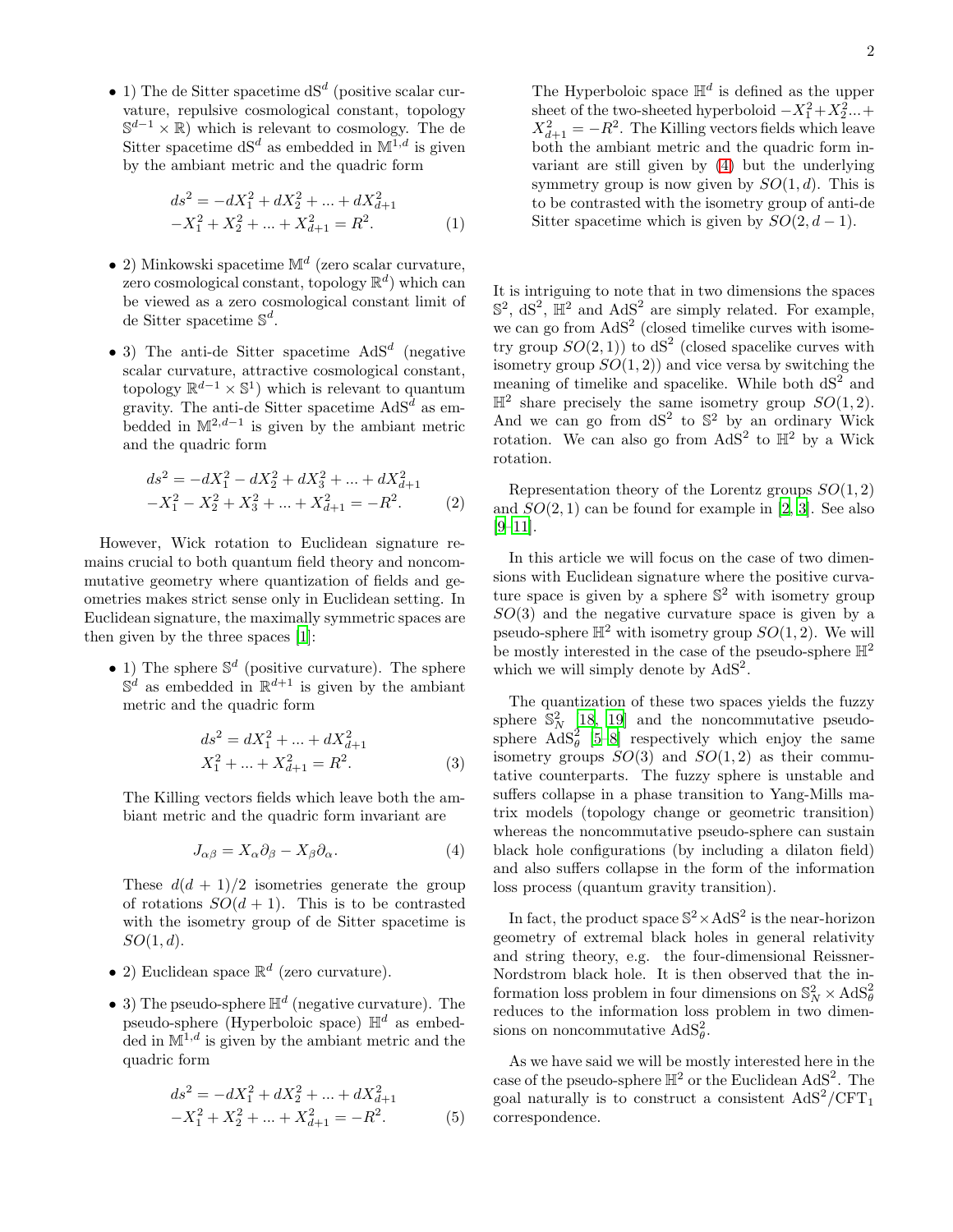- 1) The de Sitter spacetime $\mathrm{dS}^d$ (positive scalar curvature, repulsive cosmological constant, topology $\mathbb{S}^{d-1}\times\mathbb{R}$) which is relevant to cosmology. The de Sitter spacetime $\mathrm{dS}^d$ as embedded in $\mathbb{M}^{1,d}$ is given by the ambiant metric and the quadric form

$$
\begin{aligned}
&ds^2=-dX_1^2+dX_2^2+...+dX_{d+1}^2\\
&-X_1^2+X_2^2+...+X_{d+1}^2=R^2. \qquad (1)
\end{aligned}
$$

- 2) Minkowski spacetime $\mathbb{M}^d$ (zero scalar curvature, zero cosmological constant, topology $\mathbb{R}^d$) which can be viewed as a zero cosmological constant limit of de Sitter spacetime $\mathbb{S}^d$.

- 3) The anti-de Sitter spacetime $\mathrm{AdS}^d$ (negative scalar curvature, attractive cosmological constant, topology $\mathbb{R}^{d-1}\times\mathbb{S}^1$) which is relevant to quantum gravity. The anti-de Sitter spacetime $\mathrm{AdS}^d$ as embedded in $\mathbb{M}^{2,d-1}$ is given by the ambiant metric and the quadric form

$$
\begin{aligned}
&ds^2=-dX_1^2-dX_2^2+dX_3^2+...+dX_{d+1}^2\\
&-X_1^2-X_2^2+X_3^2+...+X_{d+1}^2=-R^2. \qquad (2)
\end{aligned}
$$

However, Wick rotation to Euclidean signature remains crucial to both quantum field theory and noncommutative geometry where quantization of fields and geometries makes strict sense only in Euclidean setting. In Euclidean signature, the maximally symmetric spaces are then given by the three spaces [1]:

- 1) The sphere $\mathbb{S}^d$ (positive curvature). The sphere $\mathbb{S}^d$ as embedded in $\mathbb{R}^{d+1}$ is given by the ambiant metric and the quadric form

$$
\begin{aligned}
&ds^2=dX_1^2+...+dX_{d+1}^2\\
&X_1^2+...+X_{d+1}^2=R^2. \qquad (3)
\end{aligned}
$$

  The Killing vectors fields which leave both the ambiant metric and the quadric form invariant are

$$
J_{\alpha\beta}=X_\alpha\partial_\beta-X_\beta\partial_\alpha. \qquad (4)
$$

  These $d(d+1)/2$ isometries generate the group of rotations $SO(d+1)$. This is to be contrasted with the isometry group of de Sitter spacetime is $SO(1,d)$.

- 2) Euclidean space $\mathbb{R}^d$ (zero curvature).

- 3) The pseudo-sphere $\mathbb{H}^d$ (negative curvature). The pseudo-sphere (Hyperboloic space) $\mathbb{H}^d$ as embedded in $\mathbb{M}^{1,d}$ is given by the ambiant metric and the quadric form

$$
\begin{aligned}
&ds^2=-dX_1^2+dX_2^2+...+dX_{d+1}^2\\
&-X_1^2+X_2^2+...+X_{d+1}^2=-R^2. \qquad (5)
\end{aligned}
$$

  The Hyperboloic space $\mathbb{H}^d$ is defined as the upper sheet of the two-sheeted hyperboloid $-X_1^2+X_2^2...+X_{d+1}^2=-R^2$. The Killing vectors fields which leave both the ambiant metric and the quadric form invariant are still given by (4) but the underlying symmetry group is now given by $SO(1,d)$. This is to be contrasted with the isometry group of anti-de Sitter spacetime which is given by $SO(2,d-1)$.

It is intriguing to note that in two dimensions the spaces $\mathbb{S}^2$, $\mathrm{dS}^2$, $\mathbb{H}^2$ and $\mathrm{AdS}^2$ are simply related. For example, we can go from $\mathrm{AdS}^2$ (closed timelike curves with isometry group $SO(2,1)$) to $\mathrm{dS}^2$ (closed spacelike curves with isometry group $SO(1,2)$) and vice versa by switching the meaning of timelike and spacelike. While both $\mathrm{dS}^2$ and $\mathbb{H}^2$ share precisely the same isometry group $SO(1,2)$. And we can go from $\mathrm{dS}^2$ to $\mathbb{S}^2$ by an ordinary Wick rotation. We can also go from $\mathrm{AdS}^2$ to $\mathbb{H}^2$ by a Wick rotation.

Representation theory of the Lorentz groups $SO(1,2)$ and $SO(2,1)$ can be found for example in [2, 3]. See also [9–11].

In this article we will focus on the case of two dimensions with Euclidean signature where the positive curvature space is given by a sphere $\mathbb{S}^2$ with isometry group $SO(3)$ and the negative curvature space is given by a pseudo-sphere $\mathbb{H}^2$ with isometry group $SO(1,2)$. We will be mostly interested in the case of the pseudo-sphere $\mathbb{H}^2$ which we will simply denote by $\mathrm{AdS}^2$.

The quantization of these two spaces yields the fuzzy sphere $\mathbb{S}^2_N$ [18, 19] and the noncommutative pseudo-sphere $\mathrm{AdS}^2_\theta$ [5–8] respectively which enjoy the same isometry groups $SO(3)$ and $SO(1,2)$ as their commutative counterparts. The fuzzy sphere is unstable and suffers collapse in a phase transition to Yang-Mills matrix models (topology change or geometric transition) whereas the noncommutative pseudo-sphere can sustain black hole configurations (by including a dilaton field) and also suffers collapse in the form of the information loss process (quantum gravity transition).

In fact, the product space $\mathbb{S}^2\times\mathrm{AdS}^2$ is the near-horizon geometry of extremal black holes in general relativity and string theory, e.g. the four-dimensional Reissner-Nordstrom black hole. It is then observed that the information loss problem in four dimensions on $\mathbb{S}^2_N\times\mathrm{AdS}^2_\theta$ reduces to the information loss problem in two dimensions on noncommutative $\mathrm{AdS}^2_\theta$.

As we have said we will be mostly interested here in the case of the pseudo-sphere $\mathbb{H}^2$ or the Euclidean $\mathrm{AdS}^2$. The goal naturally is to construct a consistent $\mathrm{AdS}^2/\mathrm{CFT}_1$ correspondence.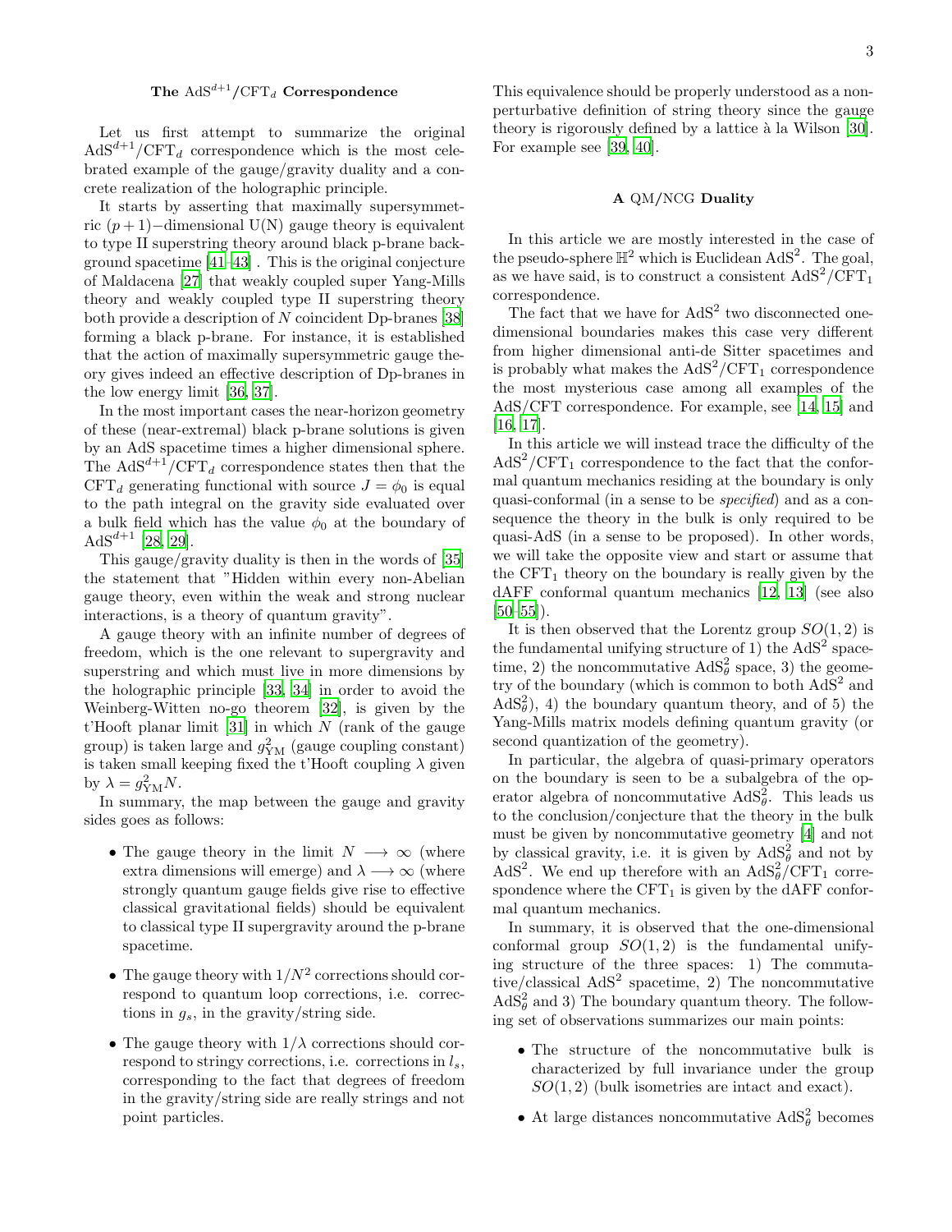## The $\mathrm{AdS}^{d+1}/\mathrm{CFT}_d$ Correspondence

Let us first attempt to summarize the original $\mathrm{AdS}^{d+1}/\mathrm{CFT}_d$ correspondence which is the most celebrated example of the gauge/gravity duality and a concrete realization of the holographic principle.

It starts by asserting that maximally supersymmetric $(p+1)-$dimensional U(N) gauge theory is equivalent to type II superstring theory around black p-brane background spacetime [41–43] . This is the original conjecture of Maldacena [27] that weakly coupled super Yang-Mills theory and weakly coupled type II superstring theory both provide a description of $N$ coincident Dp-branes [38] forming a black p-brane. For instance, it is established that the action of maximally supersymmetric gauge theory gives indeed an effective description of Dp-branes in the low energy limit [36, 37].

In the most important cases the near-horizon geometry of these (near-extremal) black p-brane solutions is given by an AdS spacetime times a higher dimensional sphere. The $\mathrm{AdS}^{d+1}/\mathrm{CFT}_d$ correspondence states then that the $\mathrm{CFT}_d$ generating functional with source $J=\phi_0$ is equal to the path integral on the gravity side evaluated over a bulk field which has the value $\phi_0$ at the boundary of $\mathrm{AdS}^{d+1}$ [28, 29].

This gauge/gravity duality is then in the words of [35] the statement that "Hidden within every non-Abelian gauge theory, even within the weak and strong nuclear interactions, is a theory of quantum gravity".

A gauge theory with an infinite number of degrees of freedom, which is the one relevant to supergravity and superstring and which must live in more dimensions by the holographic principle [33, 34] in order to avoid the Weinberg-Witten no-go theorem [32], is given by the t'Hooft planar limit [31] in which $N$ (rank of the gauge group) is taken large and $g^2_{\mathrm{YM}}$ (gauge coupling constant) is taken small keeping fixed the t'Hooft coupling $\lambda$ given by $\lambda = g^2_{\mathrm{YM}}N$.

In summary, the map between the gauge and gravity sides goes as follows:

- The gauge theory in the limit $N \longrightarrow \infty$ (where extra dimensions will emerge) and $\lambda \longrightarrow \infty$ (where strongly quantum gauge fields give rise to effective classical gravitational fields) should be equivalent to classical type II supergravity around the p-brane spacetime.
- The gauge theory with $1/N^2$ corrections should correspond to quantum loop corrections, i.e. corrections in $g_s$, in the gravity/string side.
- The gauge theory with $1/\lambda$ corrections should correspond to stringy corrections, i.e. corrections in $l_s$, corresponding to the fact that degrees of freedom in the gravity/string side are really strings and not point particles.

This equivalence should be properly understood as a non-perturbative definition of string theory since the gauge theory is rigorously defined by a lattice à la Wilson [30]. For example see [39, 40].

## A QM/NCG Duality

In this article we are mostly interested in the case of the pseudo-sphere $\mathbb{H}^2$ which is Euclidean $\mathrm{AdS}^2$. The goal, as we have said, is to construct a consistent $\mathrm{AdS}^2/\mathrm{CFT}_1$ correspondence.

The fact that we have for $\mathrm{AdS}^2$ two disconnected one-dimensional boundaries makes this case very different from higher dimensional anti-de Sitter spacetimes and is probably what makes the $\mathrm{AdS}^2/\mathrm{CFT}_1$ correspondence the most mysterious case among all examples of the AdS/CFT correspondence. For example, see [14, 15] and [16, 17].

In this article we will instead trace the difficulty of the $\mathrm{AdS}^2/\mathrm{CFT}_1$ correspondence to the fact that the conformal quantum mechanics residing at the boundary is only quasi-conformal (in a sense to be *specified*) and as a consequence the theory in the bulk is only required to be quasi-AdS (in a sense to be proposed). In other words, we will take the opposite view and start or assume that the $\mathrm{CFT}_1$ theory on the boundary is really given by the dAFF conformal quantum mechanics [12, 13] (see also [50–55]).

It is then observed that the Lorentz group $SO(1,2)$ is the fundamental unifying structure of 1) the $\mathrm{AdS}^2$ spacetime, 2) the noncommutative $\mathrm{AdS}^2_\theta$ space, 3) the geometry of the boundary (which is common to both $\mathrm{AdS}^2$ and $\mathrm{AdS}^2_\theta$), 4) the boundary quantum theory, and of 5) the Yang-Mills matrix models defining quantum gravity (or second quantization of the geometry).

In particular, the algebra of quasi-primary operators on the boundary is seen to be a subalgebra of the operator algebra of noncommutative $\mathrm{AdS}^2_\theta$. This leads us to the conclusion/conjecture that the theory in the bulk must be given by noncommutative geometry [4] and not by classical gravity, i.e. it is given by $\mathrm{AdS}^2_\theta$ and not by $\mathrm{AdS}^2$. We end up therefore with an $\mathrm{AdS}^2_\theta/\mathrm{CFT}_1$ correspondence where the $\mathrm{CFT}_1$ is given by the dAFF conformal quantum mechanics.

In summary, it is observed that the one-dimensional conformal group $SO(1,2)$ is the fundamental unifying structure of the three spaces: 1) The commutative/classical $\mathrm{AdS}^2$ spacetime, 2) The noncommutative $\mathrm{AdS}^2_\theta$ and 3) The boundary quantum theory. The following set of observations summarizes our main points:

- The structure of the noncommutative bulk is characterized by full invariance under the group $SO(1,2)$ (bulk isometries are intact and exact).
- At large distances noncommutative $\mathrm{AdS}^2_\theta$ becomes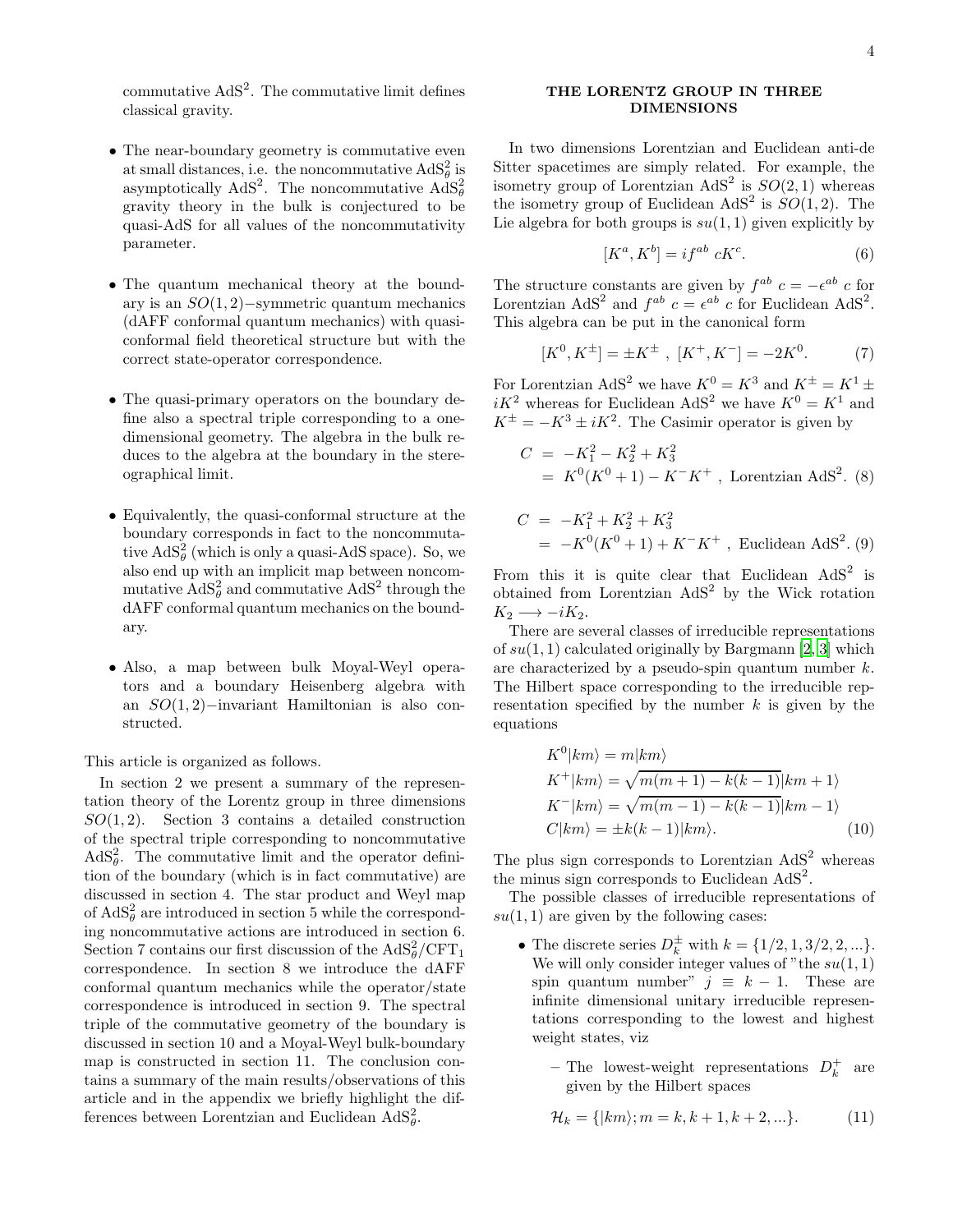commutative $AdS^2$. The commutative limit defines classical gravity.

- The near-boundary geometry is commutative even at small distances, i.e. the noncommutative $AdS^2_\theta$ is asymptotically $AdS^2$. The noncommutative $AdS^2_\theta$ gravity theory in the bulk is conjectured to be quasi-AdS for all values of the noncommutativity parameter.

- The quantum mechanical theory at the boundary is an $SO(1,2)-$symmetric quantum mechanics (dAFF conformal quantum mechanics) with quasi-conformal field theoretical structure but with the correct state-operator correspondence.

- The quasi-primary operators on the boundary define also a spectral triple corresponding to a one-dimensional geometry. The algebra in the bulk reduces to the algebra at the boundary in the stereographical limit.

- Equivalently, the quasi-conformal structure at the boundary corresponds in fact to the noncommutative $AdS^2_\theta$ (which is only a quasi-AdS space). So, we also end up with an implicit map between noncommutative $AdS^2_\theta$ and commutative $AdS^2$ through the dAFF conformal quantum mechanics on the boundary.

- Also, a map between bulk Moyal-Weyl operators and a boundary Heisenberg algebra with an $SO(1,2)-$invariant Hamiltonian is also constructed.

This article is organized as follows.

In section 2 we present a summary of the representation theory of the Lorentz group in three dimensions $SO(1,2)$. Section 3 contains a detailed construction of the spectral triple corresponding to noncommutative $AdS^2_\theta$. The commutative limit and the operator definition of the boundary (which is in fact commutative) are discussed in section 4. The star product and Weyl map of $AdS^2_\theta$ are introduced in section 5 while the corresponding noncommutative actions are introduced in section 6. Section 7 contains our first discussion of the $AdS^2_\theta/CFT_1$ correspondence. In section 8 we introduce the dAFF conformal quantum mechanics while the operator/state correspondence is introduced in section 9. The spectral triple of the commutative geometry of the boundary is discussed in section 10 and a Moyal-Weyl bulk-boundary map is constructed in section 11. The conclusion contains a summary of the main results/observations of this article and in the appendix we briefly highlight the differences between Lorentzian and Euclidean $AdS^2_\theta$.

## THE LORENTZ GROUP IN THREE DIMENSIONS

In two dimensions Lorentzian and Euclidean anti-de Sitter spacetimes are simply related. For example, the isometry group of Lorentzian $AdS^2$ is $SO(2,1)$ whereas the isometry group of Euclidean $AdS^2$ is $SO(1,2)$. The Lie algebra for both groups is $su(1,1)$ given explicitly by

$$[K^a, K^b] = if^{ab}\ {}_c K^c. \tag{6}$$

The structure constants are given by $f^{ab}\ {}_c = -\epsilon^{ab}\ {}_c$ for Lorentzian $AdS^2$ and $f^{ab}\ {}_c = \epsilon^{ab}\ {}_c$ for Euclidean $AdS^2$. This algebra can be put in the canonical form

$$[K^0, K^\pm] = \pm K^\pm\ ,\ [K^+, K^-] = -2K^0. \tag{7}$$

For Lorentzian $AdS^2$ we have $K^0 = K^3$ and $K^\pm = K^1 \pm iK^2$ whereas for Euclidean $AdS^2$ we have $K^0 = K^1$ and $K^\pm = -K^3 \pm iK^2$. The Casimir operator is given by

$$\begin{aligned} C &= -K_1^2 - K_2^2 + K_3^2 \\ &= K^0(K^0+1) - K^-K^+\ ,\ \text{Lorentzian AdS}^2. \end{aligned} \tag{8}$$

$$\begin{aligned} C &= -K_1^2 + K_2^2 + K_3^2 \\ &= -K^0(K^0+1) + K^-K^+\ ,\ \text{Euclidean AdS}^2. \end{aligned} \tag{9}$$

From this it is quite clear that Euclidean $AdS^2$ is obtained from Lorentzian $AdS^2$ by the Wick rotation $K_2 \longrightarrow -iK_2$.

There are several classes of irreducible representations of $su(1,1)$ calculated originally by Bargmann [2, 3] which are characterized by a pseudo-spin quantum number $k$. The Hilbert space corresponding to the irreducible representation specified by the number $k$ is given by the equations

$$\begin{aligned} K^0|km\rangle &= m|km\rangle \\ K^+|km\rangle &= \sqrt{m(m+1)-k(k-1)}|km+1\rangle \\ K^-|km\rangle &= \sqrt{m(m-1)-k(k-1)}|km-1\rangle \\ C|km\rangle &= \pm k(k-1)|km\rangle. \end{aligned} \tag{10}$$

The plus sign corresponds to Lorentzian $AdS^2$ whereas the minus sign corresponds to Euclidean $AdS^2$.

The possible classes of irreducible representations of $su(1,1)$ are given by the following cases:

- The discrete series $D_k^\pm$ with $k = \{1/2, 1, 3/2, 2, ...\}$. We will only consider integer values of "the $su(1,1)$ spin quantum number" $j \equiv k-1$. These are infinite dimensional unitary irreducible representations corresponding to the lowest and highest weight states, viz
  - The lowest-weight representations $D_k^+$ are given by the Hilbert spaces

$$\mathcal{H}_k = \{|km\rangle; m = k, k+1, k+2, ...\}. \tag{11}$$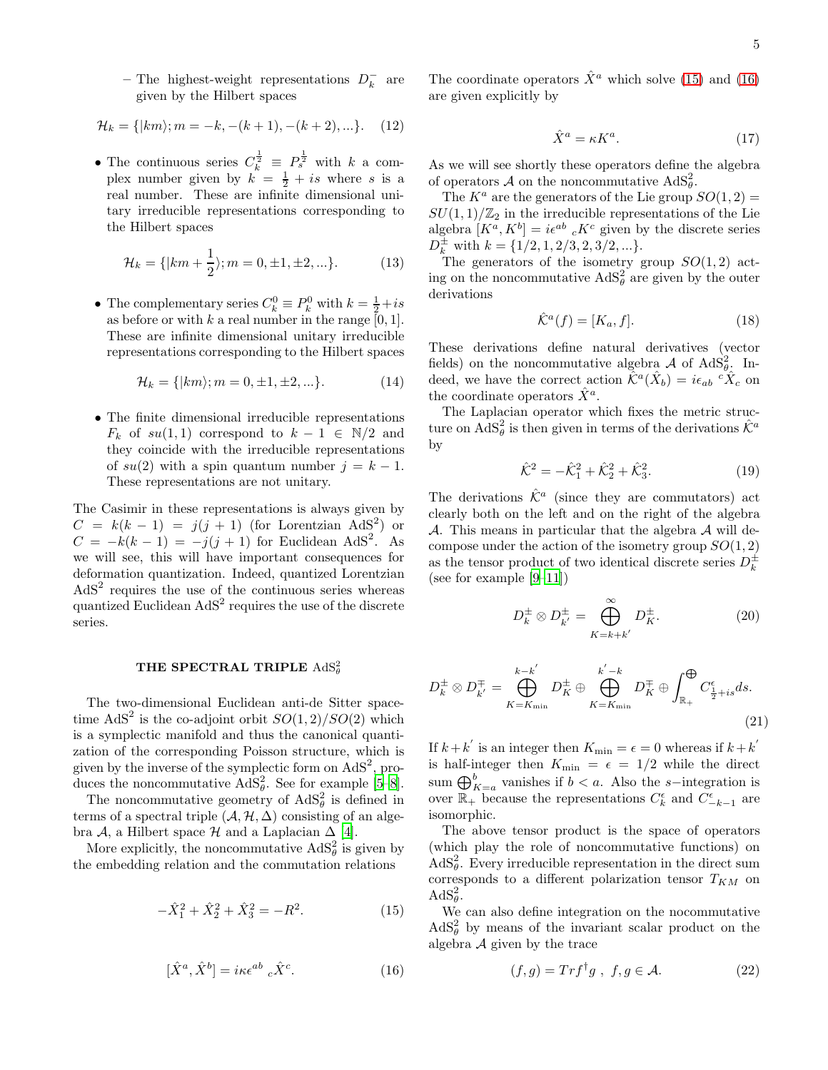– The highest-weight representations $D_k^-$ are given by the Hilbert spaces

$$\mathcal{H}_k = \{|km\rangle; m = -k, -(k+1), -(k+2), ...\}. \quad (12)$$

- The continuous series $C_k^{\frac{1}{2}} \equiv P_s^{\frac{1}{2}}$ with $k$ a complex number given by $k = \frac{1}{2} + is$ where $s$ is a real number. These are infinite dimensional unitary irreducible representations corresponding to the Hilbert spaces

$$\mathcal{H}_k = \{|km + \frac{1}{2}\rangle; m = 0, \pm 1, \pm 2, ...\}. \quad (13)$$

- The complementary series $C_k^0 \equiv P_k^0$ with $k = \frac{1}{2} + is$ as before or with $k$ a real number in the range $[0, 1]$. These are infinite dimensional unitary irreducible representations corresponding to the Hilbert spaces

$$\mathcal{H}_k = \{|km\rangle; m = 0, \pm 1, \pm 2, ...\}. \quad (14)$$

- The finite dimensional irreducible representations $F_k$ of $su(1,1)$ correspond to $k - 1 \in \mathbb{N}/2$ and they coincide with the irreducible representations of $su(2)$ with a spin quantum number $j = k - 1$. These representations are not unitary.

The Casimir in these representations is always given by $C = k(k-1) = j(j+1)$ (for Lorentzian AdS$^2$) or $C = -k(k-1) = -j(j+1)$ for Euclidean AdS$^2$. As we will see, this will have important consequences for deformation quantization. Indeed, quantized Lorentzian AdS$^2$ requires the use of the continuous series whereas quantized Euclidean AdS$^2$ requires the use of the discrete series.

### THE SPECTRAL TRIPLE AdS$^2_\theta$

The two-dimensional Euclidean anti-de Sitter spacetime AdS$^2$ is the co-adjoint orbit $SO(1,2)/SO(2)$ which is a symplectic manifold and thus the canonical quantization of the corresponding Poisson structure, which is given by the inverse of the symplectic form on AdS$^2$, produces the noncommutative AdS$^2_\theta$. See for example [5–8].

The noncommutative geometry of AdS$^2_\theta$ is defined in terms of a spectral triple $(\mathcal{A}, \mathcal{H}, \Delta)$ consisting of an algebra $\mathcal{A}$, a Hilbert space $\mathcal{H}$ and a Laplacian $\Delta$ [4].

More explicitly, the noncommutative AdS$^2_\theta$ is given by the embedding relation and the commutation relations

$$-\hat{X}_1^2 + \hat{X}_2^2 + \hat{X}_3^2 = -R^2. \quad (15)$$

$$[\hat{X}^a, \hat{X}^b] = i\kappa\epsilon^{ab}{}_c\hat{X}^c. \quad (16)$$

The coordinate operators $\hat{X}^a$ which solve (15) and (16) are given explicitly by

$$\hat{X}^a = \kappa K^a. \quad (17)$$

As we will see shortly these operators define the algebra of operators $\mathcal{A}$ on the noncommutative AdS$^2_\theta$.

The $K^a$ are the generators of the Lie group $SO(1,2) = SU(1,1)/\mathbb{Z}_2$ in the irreducible representations of the Lie algebra $[K^a, K^b] = i\epsilon^{ab}{}_c K^c$ given by the discrete series $D_k^\pm$ with $k = \{1/2, 1, 2/3, 2, 3/2, ...\}$.

The generators of the isometry group $SO(1,2)$ acting on the noncommutative AdS$^2_\theta$ are given by the outer derivations

$$\hat{\mathcal{K}}^a(f) = [K_a, f]. \quad (18)$$

These derivations define natural derivatives (vector fields) on the noncommutative algebra $\mathcal{A}$ of AdS$^2_\theta$. Indeed, we have the correct action $\hat{\mathcal{K}}^a(\hat{X}_b) = i\epsilon_{ab}{}^c\hat{X}_c$ on the coordinate operators $\hat{X}^a$.

The Laplacian operator which fixes the metric structure on AdS$^2_\theta$ is then given in terms of the derivations $\hat{\mathcal{K}}^a$ by

$$\hat{\mathcal{K}}^2 = -\hat{\mathcal{K}}_1^2 + \hat{\mathcal{K}}_2^2 + \hat{\mathcal{K}}_3^2. \quad (19)$$

The derivations $\hat{\mathcal{K}}^a$ (since they are commutators) act clearly both on the left and on the right of the algebra $\mathcal{A}$. This means in particular that the algebra $\mathcal{A}$ will decompose under the action of the isometry group $SO(1,2)$ as the tensor product of two identical discrete series $D_k^\pm$ (see for example [9–11])

$$D_k^\pm \otimes D_{k'}^\pm = \bigoplus_{K=k+k'}^{\infty} D_K^\pm. \quad (20)$$

$$D_k^\pm \otimes D_{k'}^\mp = \bigoplus_{K=K_{\min}}^{k-k'} D_K^\pm \oplus \bigoplus_{K=K_{\min}}^{k'-k} D_K^\mp \oplus \int_{\mathbb{R}_+}^{\oplus} C^\epsilon_{\frac{1}{2}+is} ds. \quad (21)$$

If $k + k'$ is an integer then $K_{\min} = \epsilon = 0$ whereas if $k + k'$ is half-integer then $K_{\min} = \epsilon = 1/2$ while the direct sum $\bigoplus_{K=a}^b$ vanishes if $b < a$. Also the $s-$integration is over $\mathbb{R}_+$ because the representations $C_k^\epsilon$ and $C^\epsilon_{-k-1}$ are isomorphic.

The above tensor product is the space of operators (which play the role of noncommutative functions) on AdS$^2_\theta$. Every irreducible representation in the direct sum corresponds to a different polarization tensor $T_{KM}$ on AdS$^2_\theta$.

We can also define integration on the nocommutative AdS$^2_\theta$ by means of the invariant scalar product on the algebra $\mathcal{A}$ given by the trace

$$(f, g) = Trf^\dagger g\ ,\ f, g \in \mathcal{A}. \quad (22)$$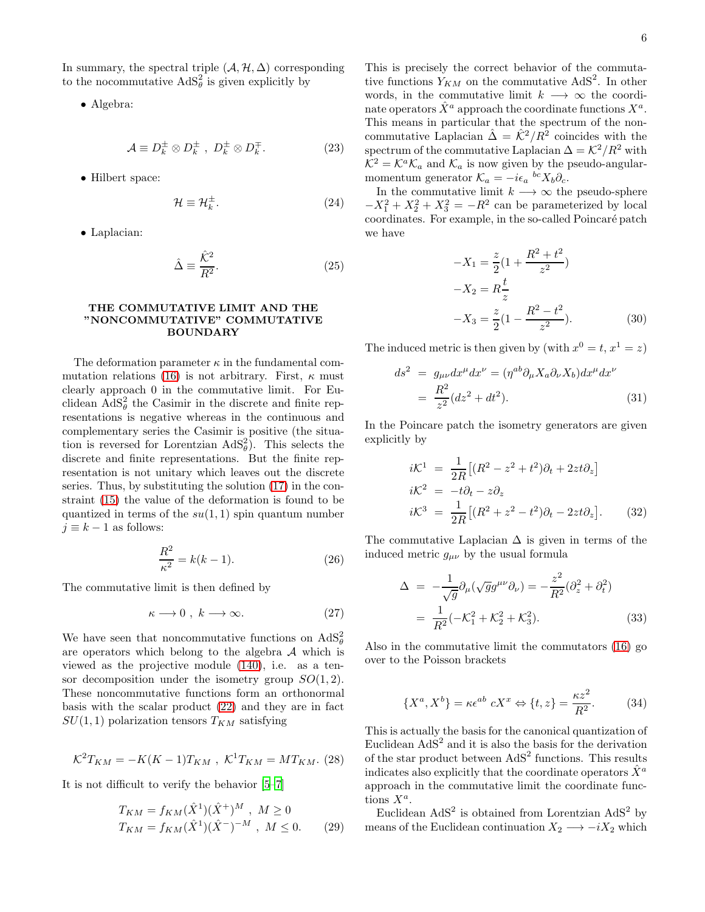In summary, the spectral triple $(\mathcal{A}, \mathcal{H}, \Delta)$ corresponding to the nocommutative $\text{AdS}^2_\theta$ is given explicitly by

- Algebra:

$$\mathcal{A} \equiv D_k^{\pm} \otimes D_k^{\pm} \ , \ D_k^{\pm} \otimes D_k^{\mp}. \tag{23}$$

- Hilbert space:

$$\mathcal{H} \equiv \mathcal{H}_k^{\pm}. \tag{24}$$

- Laplacian:

$$\hat{\Delta} \equiv \frac{\hat{\mathcal{K}}^2}{R^2}. \tag{25}$$

## THE COMMUTATIVE LIMIT AND THE "NONCOMMUTATIVE" COMMUTATIVE BOUNDARY

The deformation parameter $\kappa$ in the fundamental commutation relations (16) is not arbitrary. First, $\kappa$ must clearly approach 0 in the commutative limit. For Euclidean $\text{AdS}^2_\theta$ the Casimir in the discrete and finite representations is negative whereas in the continuous and complementary series the Casimir is positive (the situation is reversed for Lorentzian $\text{AdS}^2_\theta$). This selects the discrete and finite representations. But the finite representation is not unitary which leaves out the discrete series. Thus, by substituting the solution (17) in the constraint (15) the value of the deformation is found to be quantized in terms of the $su(1,1)$ spin quantum number $j \equiv k-1$ as follows:

$$\frac{R^2}{\kappa^2} = k(k-1). \tag{26}$$

The commutative limit is then defined by

$$\kappa \longrightarrow 0 \ , \ k \longrightarrow \infty. \tag{27}$$

We have seen that noncommutative functions on $\text{AdS}^2_\theta$ are operators which belong to the algebra $\mathcal{A}$ which is viewed as the projective module (140), i.e. as a tensor decomposition under the isometry group $SO(1,2)$. These noncommutative functions form an orthonormal basis with the scalar product (22) and they are in fact $SU(1,1)$ polarization tensors $T_{KM}$ satisfying

$$\mathcal{K}^2 T_{KM} = -K(K-1) T_{KM} \ , \ \mathcal{K}^1 T_{KM} = M T_{KM}. \tag{28}$$

It is not difficult to verify the behavior [5–7]

$$\begin{aligned} T_{KM} &= f_{KM}(\hat{X}^1)(\hat{X}^+)^M \ , \ M \geq 0 \\ T_{KM} &= f_{KM}(\hat{X}^1)(\hat{X}^-)^{-M} \ , \ M \leq 0. \end{aligned} \tag{29}$$

This is precisely the correct behavior of the commutative functions $Y_{KM}$ on the commutative $\text{AdS}^2$. In other words, in the commutative limit $k \longrightarrow \infty$ the coordinate operators $\hat{X}^a$ approach the coordinate functions $X^a$. This means in particular that the spectrum of the noncommutative Laplacian $\hat{\Delta} = \hat{\mathcal{K}}^2/R^2$ coincides with the spectrum of the commutative Laplacian $\Delta = \mathcal{K}^2/R^2$ with $\mathcal{K}^2 = \mathcal{K}^a \mathcal{K}_a$ and $\mathcal{K}_a$ is now given by the pseudo-angular-momentum generator $\mathcal{K}_a = -i\epsilon_a{}^{bc} X_b \partial_c$.

In the commutative limit $k \longrightarrow \infty$ the pseudo-sphere $-X_1^2 + X_2^2 + X_3^2 = -R^2$ can be parameterized by local coordinates. For example, in the so-called Poincaré patch we have

$$\begin{aligned} -X_1 &= \frac{z}{2}\left(1 + \frac{R^2 + t^2}{z^2}\right) \\ -X_2 &= R\frac{t}{z} \\ -X_3 &= \frac{z}{2}\left(1 - \frac{R^2 - t^2}{z^2}\right). \end{aligned} \tag{30}$$

The induced metric is then given by (with $x^0 = t$, $x^1 = z$)

$$\begin{aligned} ds^2 &= g_{\mu\nu} dx^\mu dx^\nu = (\eta^{ab} \partial_\mu X_a \partial_\nu X_b) dx^\mu dx^\nu \\ &= \frac{R^2}{z^2}(dz^2 + dt^2). \end{aligned} \tag{31}$$

In the Poincare patch the isometry generators are given explicitly by

$$\begin{aligned} i\mathcal{K}^1 &= \frac{1}{2R}\left[(R^2 - z^2 + t^2)\partial_t + 2zt\partial_z\right] \\ i\mathcal{K}^2 &= -t\partial_t - z\partial_z \\ i\mathcal{K}^3 &= \frac{1}{2R}\left[(R^2 + z^2 - t^2)\partial_t - 2zt\partial_z\right]. \end{aligned} \tag{32}$$

The commutative Laplacian $\Delta$ is given in terms of the induced metric $g_{\mu\nu}$ by the usual formula

$$\begin{aligned} \Delta &= -\frac{1}{\sqrt{g}}\partial_\mu(\sqrt{g} g^{\mu\nu} \partial_\nu) = -\frac{z^2}{R^2}(\partial_z^2 + \partial_t^2) \\ &= \frac{1}{R^2}(-\mathcal{K}_1^2 + \mathcal{K}_2^2 + \mathcal{K}_3^2). \end{aligned} \tag{33}$$

Also in the commutative limit the commutators (16) go over to the Poisson brackets

$$\{X^a, X^b\} = \kappa \epsilon^{ab}{}_c X^x \Leftrightarrow \{t, z\} = \frac{\kappa z^2}{R^2}. \tag{34}$$

This is actually the basis for the canonical quantization of Euclidean $\text{AdS}^2$ and it is also the basis for the derivation of the star product between $\text{AdS}^2$ functions. This results indicates also explicitly that the coordinate operators $\hat{X}^a$ approach in the commutative limit the coordinate functions $X^a$.

Euclidean $\text{AdS}^2$ is obtained from Lorentzian $\text{AdS}^2$ by means of the Euclidean continuation $X_2 \longrightarrow -iX_2$ which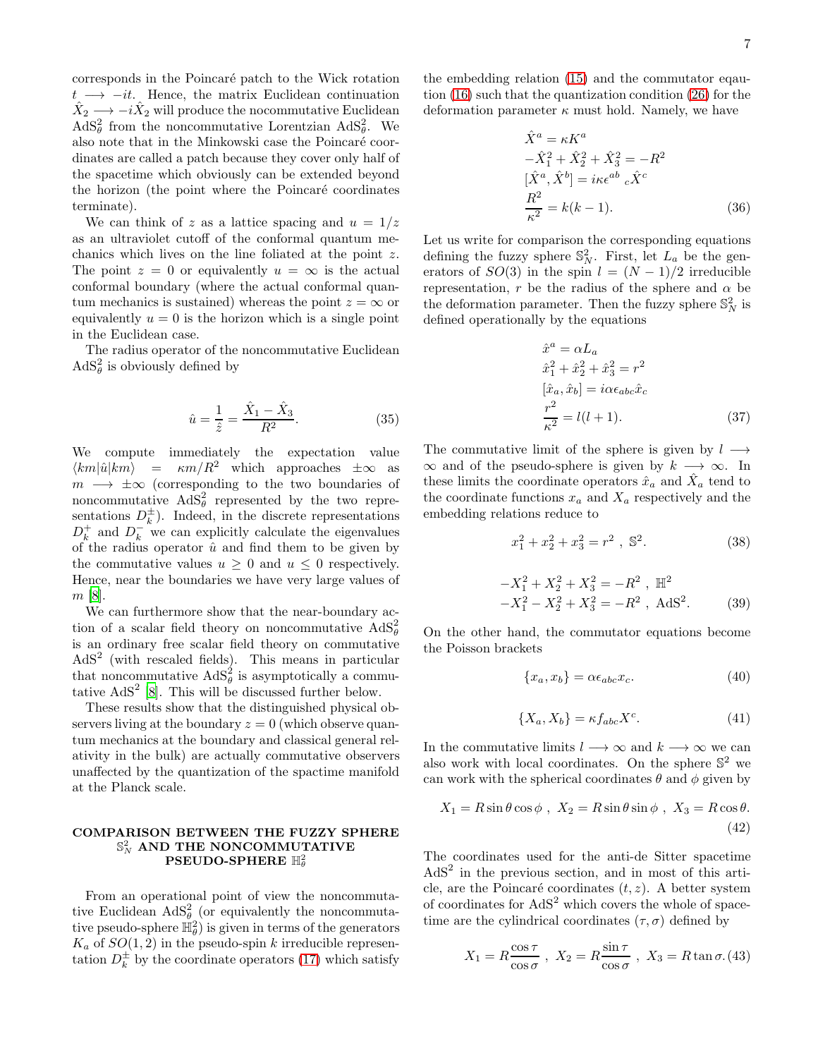corresponds in the Poincaré patch to the Wick rotation $t \longrightarrow -it$. Hence, the matrix Euclidean continuation $\hat{X}_2 \longrightarrow -i\hat{X}_2$ will produce the nocommutative Euclidean $\mathrm{AdS}^2_\theta$ from the noncommutative Lorentzian $\mathrm{AdS}^2_\theta$. We also note that in the Minkowski case the Poincaré coordinates are called a patch because they cover only half of the spacetime which obviously can be extended beyond the horizon (the point where the Poincaré coordinates terminate).

We can think of $z$ as a lattice spacing and $u = 1/z$ as an ultraviolet cutoff of the conformal quantum mechanics which lives on the line foliated at the point $z$. The point $z = 0$ or equivalently $u = \infty$ is the actual conformal boundary (where the actual conformal quantum mechanics is sustained) whereas the point $z = \infty$ or equivalently $u = 0$ is the horizon which is a single point in the Euclidean case.

The radius operator of the noncommutative Euclidean $\mathrm{AdS}^2_\theta$ is obviously defined by

$$\hat{u} = \frac{1}{\hat{z}} = \frac{\hat{X}_1 - \hat{X}_3}{R^2}. \tag{35}$$

We compute immediately the expectation value $\langle km|\hat{u}|km\rangle = \kappa m/R^2$ which approaches $\pm\infty$ as $m \longrightarrow \pm\infty$ (corresponding to the two boundaries of noncommutative $\mathrm{AdS}^2_\theta$ represented by the two representations $D^\pm_k$). Indeed, in the discrete representations $D^+_k$ and $D^-_k$ we can explicitly calculate the eigenvalues of the radius operator $\hat{u}$ and find them to be given by the commutative values $u \geq 0$ and $u \leq 0$ respectively. Hence, near the boundaries we have very large values of $m$ [8].

We can furthermore show that the near-boundary action of a scalar field theory on noncommutative $\mathrm{AdS}^2_\theta$ is an ordinary free scalar field theory on commutative $\mathrm{AdS}^2$ (with rescaled fields). This means in particular that noncommutative $\mathrm{AdS}^2_\theta$ is asymptotically a commutative $\mathrm{AdS}^2$ [8]. This will be discussed further below.

These results show that the distinguished physical observers living at the boundary $z = 0$ (which observe quantum mechanics at the boundary and classical general relativity in the bulk) are actually commutative observers unaffected by the quantization of the spactime manifold at the Planck scale.

## COMPARISON BETWEEN THE FUZZY SPHERE $\mathbb{S}^2_N$ AND THE NONCOMMUTATIVE PSEUDO-SPHERE $\mathbb{H}^2_\theta$

From an operational point of view the noncommutative Euclidean $\mathrm{AdS}^2_\theta$ (or equivalently the noncommutative pseudo-sphere $\mathbb{H}^2_\theta$) is given in terms of the generators $K_a$ of $SO(1,2)$ in the pseudo-spin $k$ irreducible representation $D^\pm_k$ by the coordinate operators (17) which satisfy the embedding relation (15) and the commutator equation (16) such that the quantization condition (26) for the deformation parameter $\kappa$ must hold. Namely, we have

$$\begin{aligned}
&\hat{X}^a = \kappa K^a \\
&-\hat{X}_1^2 + \hat{X}_2^2 + \hat{X}_3^2 = -R^2 \\
&[\hat{X}^a, \hat{X}^b] = i\kappa\epsilon^{ab}{}_c\hat{X}^c \\
&\frac{R^2}{\kappa^2} = k(k-1).
\end{aligned} \tag{36}$$

Let us write for comparison the corresponding equations defining the fuzzy sphere $\mathbb{S}^2_N$. First, let $L_a$ be the generators of $SO(3)$ in the spin $l = (N-1)/2$ irreducible representation, $r$ be the radius of the sphere and $\alpha$ be the deformation parameter. Then the fuzzy sphere $\mathbb{S}^2_N$ is defined operationally by the equations

$$\begin{aligned}
&\hat{x}^a = \alpha L_a \\
&\hat{x}_1^2 + \hat{x}_2^2 + \hat{x}_3^2 = r^2 \\
&[\hat{x}_a, \hat{x}_b] = i\alpha\epsilon_{abc}\hat{x}_c \\
&\frac{r^2}{\kappa^2} = l(l+1).
\end{aligned} \tag{37}$$

The commutative limit of the sphere is given by $l \longrightarrow \infty$ and of the pseudo-sphere is given by $k \longrightarrow \infty$. In these limits the coordinate operators $\hat{x}_a$ and $\hat{X}_a$ tend to the coordinate functions $x_a$ and $X_a$ respectively and the embedding relations reduce to

$$x_1^2 + x_2^2 + x_3^2 = r^2 \ , \ \mathbb{S}^2. \tag{38}$$

$$\begin{aligned}
&-X_1^2 + X_2^2 + X_3^2 = -R^2 \ , \ \mathbb{H}^2 \\
&-X_1^2 - X_2^2 + X_3^2 = -R^2 \ , \ \mathrm{AdS}^2.
\end{aligned} \tag{39}$$

On the other hand, the commutator equations become the Poisson brackets

$$\{x_a, x_b\} = \alpha\epsilon_{abc}x_c. \tag{40}$$

$$\{X_a, X_b\} = \kappa f_{abc}X^c. \tag{41}$$

In the commutative limits $l \longrightarrow \infty$ and $k \longrightarrow \infty$ we can also work with local coordinates. On the sphere $\mathbb{S}^2$ we can work with the spherical coordinates $\theta$ and $\phi$ given by

$$X_1 = R\sin\theta\cos\phi \ , \ X_2 = R\sin\theta\sin\phi \ , \ X_3 = R\cos\theta. \tag{42}$$

The coordinates used for the anti-de Sitter spacetime $\mathrm{AdS}^2$ in the previous section, and in most of this article, are the Poincaré coordinates $(t, z)$. A better system of coordinates for $\mathrm{AdS}^2$ which covers the whole of spacetime are the cylindrical coordinates $(\tau, \sigma)$ defined by

$$X_1 = R\frac{\cos\tau}{\cos\sigma} \ , \ X_2 = R\frac{\sin\tau}{\cos\sigma} \ , \ X_3 = R\tan\sigma. \tag{43}$$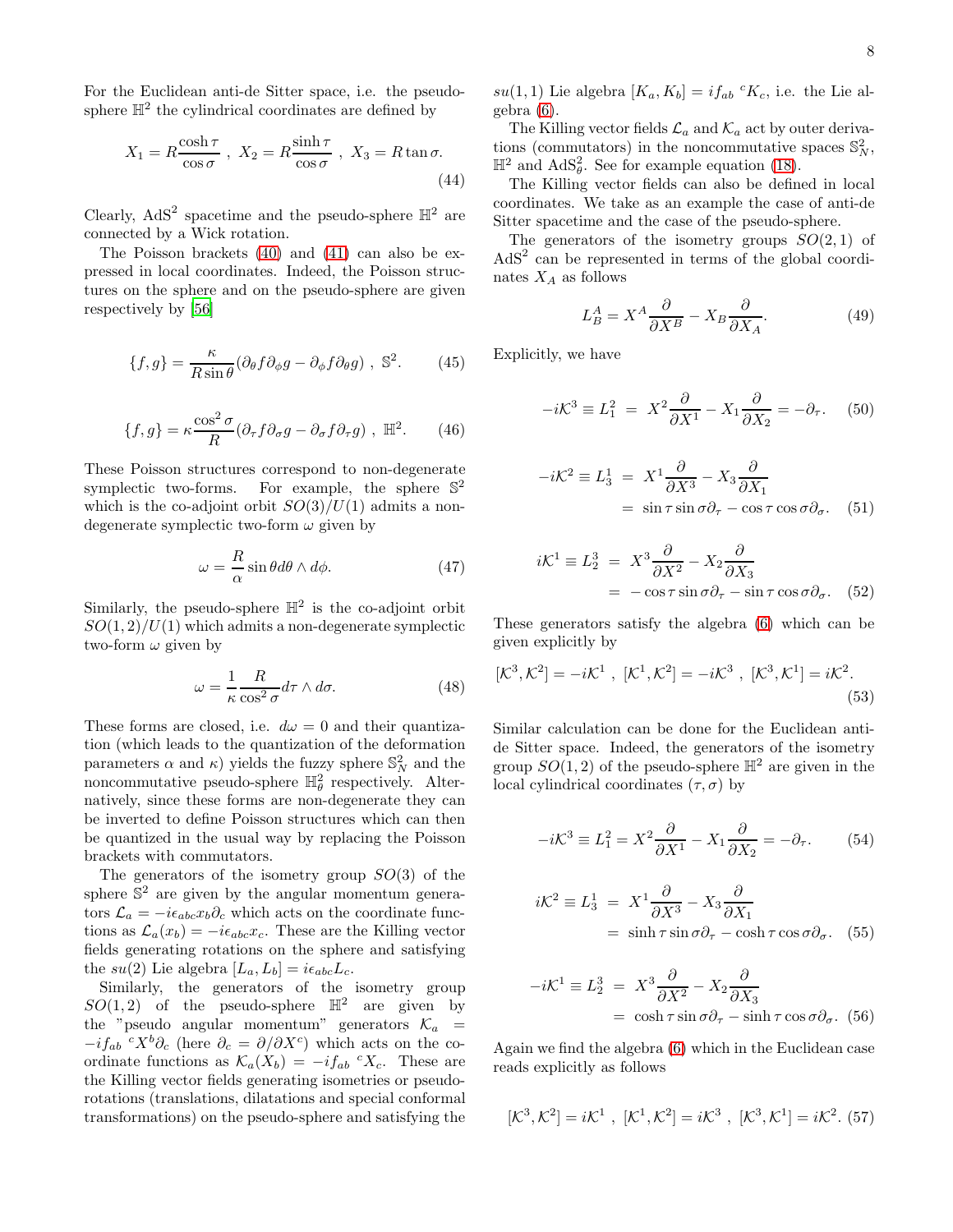For the Euclidean anti-de Sitter space, i.e. the pseudo-sphere $\mathbb{H}^2$ the cylindrical coordinates are defined by

$$X_1 = R\frac{\cosh\tau}{\cos\sigma}\ ,\ X_2 = R\frac{\sinh\tau}{\cos\sigma}\ ,\ X_3 = R\tan\sigma. \tag{44}$$

Clearly, $\mathrm{AdS}^2$ spacetime and the pseudo-sphere $\mathbb{H}^2$ are connected by a Wick rotation.

The Poisson brackets (40) and (41) can also be expressed in local coordinates. Indeed, the Poisson structures on the sphere and on the pseudo-sphere are given respectively by [56]

$$\{f,g\} = \frac{\kappa}{R\sin\theta}(\partial_\theta f\partial_\phi g - \partial_\phi f\partial_\theta g)\ ,\ \mathbb{S}^2. \tag{45}$$

$$\{f,g\} = \kappa\frac{\cos^2\sigma}{R}(\partial_\tau f\partial_\sigma g - \partial_\sigma f\partial_\tau g)\ ,\ \mathbb{H}^2. \tag{46}$$

These Poisson structures correspond to non-degenerate symplectic two-forms. For example, the sphere $\mathbb{S}^2$ which is the co-adjoint orbit $SO(3)/U(1)$ admits a non-degenerate symplectic two-form $\omega$ given by

$$\omega = \frac{R}{\alpha}\sin\theta d\theta\wedge d\phi. \tag{47}$$

Similarly, the pseudo-sphere $\mathbb{H}^2$ is the co-adjoint orbit $SO(1,2)/U(1)$ which admits a non-degenerate symplectic two-form $\omega$ given by

$$\omega = \frac{1}{\kappa}\frac{R}{\cos^2\sigma}d\tau\wedge d\sigma. \tag{48}$$

These forms are closed, i.e. $d\omega = 0$ and their quantization (which leads to the quantization of the deformation parameters $\alpha$ and $\kappa$) yields the fuzzy sphere $\mathbb{S}^2_N$ and the noncommutative pseudo-sphere $\mathbb{H}^2_\theta$ respectively. Alternatively, since these forms are non-degenerate they can be inverted to define Poisson structures which can then be quantized in the usual way by replacing the Poisson brackets with commutators.

The generators of the isometry group $SO(3)$ of the sphere $\mathbb{S}^2$ are given by the angular momentum generators $\mathcal{L}_a = -i\epsilon_{abc}x_b\partial_c$ which acts on the coordinate functions as $\mathcal{L}_a(x_b) = -i\epsilon_{abc}x_c$. These are the Killing vector fields generating rotations on the sphere and satisfying the $su(2)$ Lie algebra $[L_a, L_b] = i\epsilon_{abc}L_c$.

Similarly, the generators of the isometry group $SO(1,2)$ of the pseudo-sphere $\mathbb{H}^2$ are given by the "pseudo angular momentum" generators $\mathcal{K}_a = -if_{ab}{}^{c}X^b\partial_c$ (here $\partial_c = \partial/\partial X^c$) which acts on the coordinate functions as $\mathcal{K}_a(X_b) = -if_{ab}{}^{c}X_c$. These are the Killing vector fields generating isometries or pseudo-rotations (translations, dilatations and special conformal transformations) on the pseudo-sphere and satisfying the $su(1,1)$ Lie algebra $[K_a, K_b] = if_{ab}{}^{c}K_c$, i.e. the Lie algebra (6).

The Killing vector fields $\mathcal{L}_a$ and $\mathcal{K}_a$ act by outer derivations (commutators) in the noncommutative spaces $\mathbb{S}^2_N$, $\mathbb{H}^2$ and $\mathrm{AdS}^2_\theta$. See for example equation (18).

The Killing vector fields can also be defined in local coordinates. We take as an example the case of anti-de Sitter spacetime and the case of the pseudo-sphere.

The generators of the isometry groups $SO(2,1)$ of $\mathrm{AdS}^2$ can be represented in terms of the global coordinates $X_A$ as follows

$$L^A_B = X^A\frac{\partial}{\partial X^B} - X_B\frac{\partial}{\partial X_A}. \tag{49}$$

Explicitly, we have

$$-i\mathcal{K}^3 \equiv L^2_1 = X^2\frac{\partial}{\partial X^1} - X_1\frac{\partial}{\partial X_2} = -\partial_\tau. \tag{50}$$

$$\begin{aligned} -i\mathcal{K}^2 \equiv L^1_3 &= X^1\frac{\partial}{\partial X^3} - X_3\frac{\partial}{\partial X_1} \\ &= \sin\tau\sin\sigma\partial_\tau - \cos\tau\cos\sigma\partial_\sigma. \end{aligned} \tag{51}$$

$$\begin{aligned} i\mathcal{K}^1 \equiv L^3_2 &= X^3\frac{\partial}{\partial X^2} - X_2\frac{\partial}{\partial X_3} \\ &= -\cos\tau\sin\sigma\partial_\tau - \sin\tau\cos\sigma\partial_\sigma. \end{aligned} \tag{52}$$

These generators satisfy the algebra (6) which can be given explicitly by

$$[\mathcal{K}^3, \mathcal{K}^2] = -i\mathcal{K}^1\ ,\ [\mathcal{K}^1, \mathcal{K}^2] = -i\mathcal{K}^3\ ,\ [\mathcal{K}^3, \mathcal{K}^1] = i\mathcal{K}^2. \tag{53}$$

Similar calculation can be done for the Euclidean anti-de Sitter space. Indeed, the generators of the isometry group $SO(1,2)$ of the pseudo-sphere $\mathbb{H}^2$ are given in the local cylindrical coordinates $(\tau, \sigma)$ by

$$-i\mathcal{K}^3 \equiv L^2_1 = X^2\frac{\partial}{\partial X^1} - X_1\frac{\partial}{\partial X_2} = -\partial_\tau. \tag{54}$$

$$\begin{aligned} i\mathcal{K}^2 \equiv L^1_3 &= X^1\frac{\partial}{\partial X^3} - X_3\frac{\partial}{\partial X_1} \\ &= \sinh\tau\sin\sigma\partial_\tau - \cosh\tau\cos\sigma\partial_\sigma. \end{aligned} \tag{55}$$

$$\begin{aligned} -i\mathcal{K}^1 \equiv L^3_2 &= X^3\frac{\partial}{\partial X^2} - X_2\frac{\partial}{\partial X_3} \\ &= \cosh\tau\sin\sigma\partial_\tau - \sinh\tau\cos\sigma\partial_\sigma. \end{aligned} \tag{56}$$

Again we find the algebra (6) which in the Euclidean case reads explicitly as follows

$$[\mathcal{K}^3, \mathcal{K}^2] = i\mathcal{K}^1\ ,\ [\mathcal{K}^1, \mathcal{K}^2] = i\mathcal{K}^3\ ,\ [\mathcal{K}^3, \mathcal{K}^1] = i\mathcal{K}^2. \tag{57}$$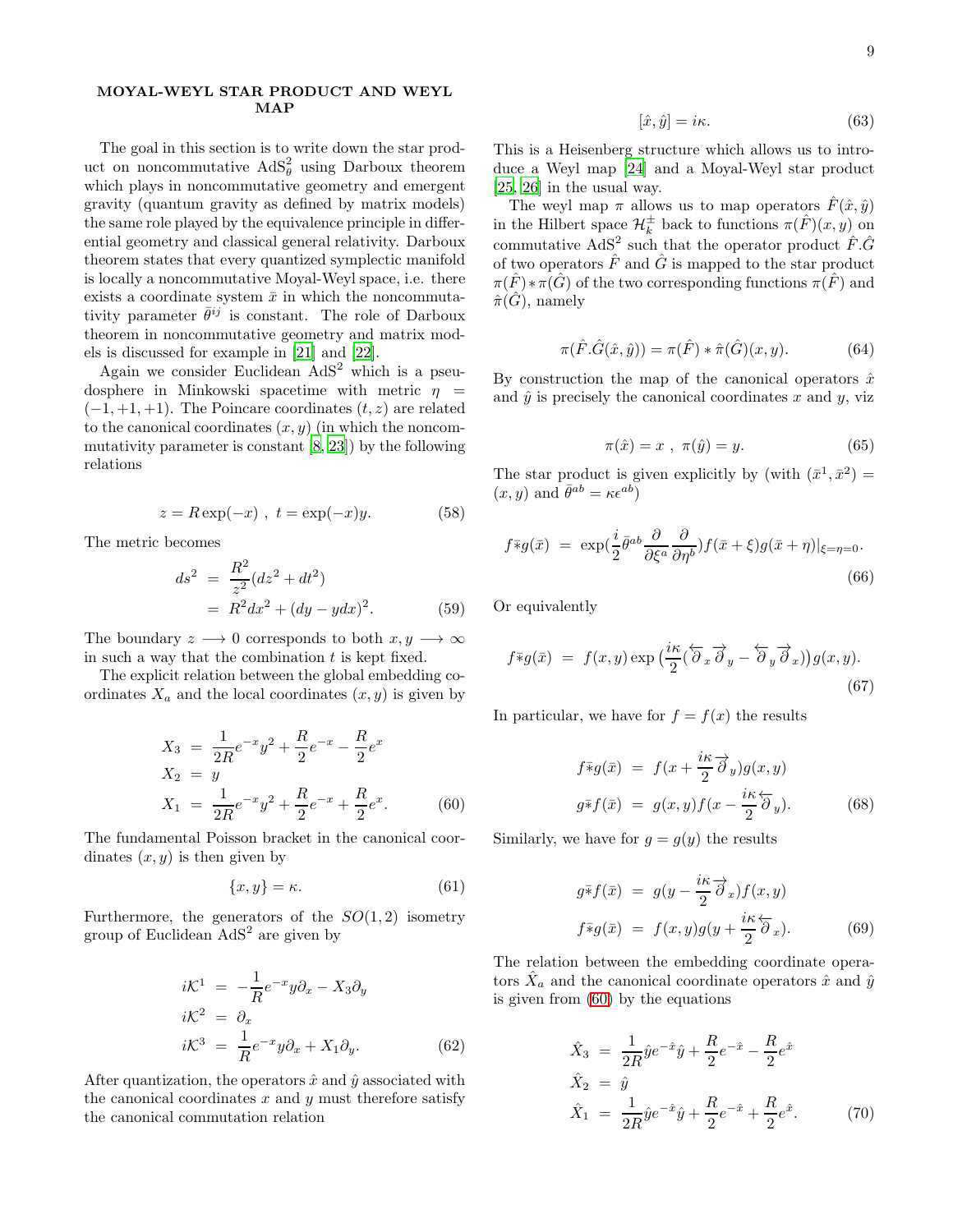## MOYAL-WEYL STAR PRODUCT AND WEYL MAP

The goal in this section is to write down the star product on noncommutative $\text{AdS}^2_\theta$ using Darboux theorem which plays in noncommutative geometry and emergent gravity (quantum gravity as defined by matrix models) the same role played by the equivalence principle in differential geometry and classical general relativity. Darboux theorem states that every quantized symplectic manifold is locally a noncommutative Moyal-Weyl space, i.e. there exists a coordinate system $\bar{x}$ in which the noncommutativity parameter $\bar{\theta}^{ij}$ is constant. The role of Darboux theorem in noncommutative geometry and matrix models is discussed for example in [21] and [22].

Again we consider Euclidean $\text{AdS}^2$ which is a pseudosphere in Minkowski spacetime with metric $\eta = (-1,+1,+1)$. The Poincare coordinates $(t,z)$ are related to the canonical coordinates $(x,y)$ (in which the noncommutativity parameter is constant [8, 23]) by the following relations

$$z = R\exp(-x)\ ,\ t = \exp(-x)y. \tag{58}$$

The metric becomes

$$\begin{aligned} ds^2 &= \frac{R^2}{z^2}(dz^2+dt^2) \\ &= R^2dx^2+(dy-ydx)^2. \end{aligned} \tag{59}$$

The boundary $z \longrightarrow 0$ corresponds to both $x,y \longrightarrow \infty$ in such a way that the combination $t$ is kept fixed.

The explicit relation between the global embedding coordinates $X_a$ and the local coordinates $(x,y)$ is given by

$$\begin{aligned} X_3 &= \frac{1}{2R}e^{-x}y^2+\frac{R}{2}e^{-x}-\frac{R}{2}e^{x} \\ X_2 &= y \\ X_1 &= \frac{1}{2R}e^{-x}y^2+\frac{R}{2}e^{-x}+\frac{R}{2}e^{x}. \end{aligned} \tag{60}$$

The fundamental Poisson bracket in the canonical coordinates $(x,y)$ is then given by

$$\{x,y\} = \kappa. \tag{61}$$

Furthermore, the generators of the $SO(1,2)$ isometry group of Euclidean $\text{AdS}^2$ are given by

$$\begin{aligned} i\mathcal{K}^1 &= -\frac{1}{R}e^{-x}y\partial_x - X_3\partial_y \\ i\mathcal{K}^2 &= \partial_x \\ i\mathcal{K}^3 &= \frac{1}{R}e^{-x}y\partial_x + X_1\partial_y. \end{aligned} \tag{62}$$

After quantization, the operators $\hat{x}$ and $\hat{y}$ associated with the canonical coordinates $x$ and $y$ must therefore satisfy the canonical commutation relation

$$[\hat{x},\hat{y}] = i\kappa. \tag{63}$$

This is a Heisenberg structure which allows us to introduce a Weyl map [24] and a Moyal-Weyl star product [25, 26] in the usual way.

The weyl map $\pi$ allows us to map operators $\hat{F}(\hat{x},\hat{y})$ in the Hilbert space $\mathcal{H}^\pm_k$ back to functions $\pi(\hat{F})(x,y)$ on commutative $\text{AdS}^2$ such that the operator product $\hat{F}.\hat{G}$ of two operators $\hat{F}$ and $\hat{G}$ is mapped to the star product $\pi(\hat{F})*\pi(\hat{G})$ of the two corresponding functions $\pi(\hat{F})$ and $\hat{\pi}(\hat{G})$, namely

$$\pi(\hat{F}.\hat{G}(\hat{x},\hat{y})) = \pi(\hat{F})*\hat{\pi}(\hat{G})(x,y). \tag{64}$$

By construction the map of the canonical operators $\hat{x}$ and $\hat{y}$ is precisely the canonical coordinates $x$ and $y$, viz

$$\pi(\hat{x}) = x\ ,\ \pi(\hat{y}) = y. \tag{65}$$

The star product is given explicitly by (with $(\bar{x}^1,\bar{x}^2) = (x,y)$ and $\bar{\theta}^{ab} = \kappa\epsilon^{ab}$)

$$f\bar{*}g(\bar{x}) = \exp(\frac{i}{2}\bar{\theta}^{ab}\frac{\partial}{\partial\xi^a}\frac{\partial}{\partial\eta^b})f(\bar{x}+\xi)g(\bar{x}+\eta)|_{\xi=\eta=0}. \tag{66}$$

Or equivalently

$$f\bar{*}g(\bar{x}) = f(x,y)\exp\big(\frac{i\kappa}{2}(\overleftarrow{\partial}_x\overrightarrow{\partial}_y-\overleftarrow{\partial}_y\overrightarrow{\partial}_x)\big)g(x,y). \tag{67}$$

In particular, we have for $f=f(x)$ the results

$$\begin{aligned} f\bar{*}g(\bar{x}) &= f(x+\frac{i\kappa}{2}\overrightarrow{\partial}_y)g(x,y) \\ g\bar{*}f(\bar{x}) &= g(x,y)f(x-\frac{i\kappa}{2}\overleftarrow{\partial}_y). \end{aligned} \tag{68}$$

Similarly, we have for $g=g(y)$ the results

$$\begin{aligned} g\bar{*}f(\bar{x}) &= g(y-\frac{i\kappa}{2}\overrightarrow{\partial}_x)f(x,y) \\ f\bar{*}g(\bar{x}) &= f(x,y)g(y+\frac{i\kappa}{2}\overleftarrow{\partial}_x). \end{aligned} \tag{69}$$

The relation between the embedding coordinate operators $\hat{X}_a$ and the canonical coordinate operators $\hat{x}$ and $\hat{y}$ is given from (60) by the equations

$$\begin{aligned} \hat{X}_3 &= \frac{1}{2R}\hat{y}e^{-\hat{x}}\hat{y}+\frac{R}{2}e^{-\hat{x}}-\frac{R}{2}e^{\hat{x}} \\ \hat{X}_2 &= \hat{y} \\ \hat{X}_1 &= \frac{1}{2R}\hat{y}e^{-\hat{x}}\hat{y}+\frac{R}{2}e^{-\hat{x}}+\frac{R}{2}e^{\hat{x}}. \end{aligned} \tag{70}$$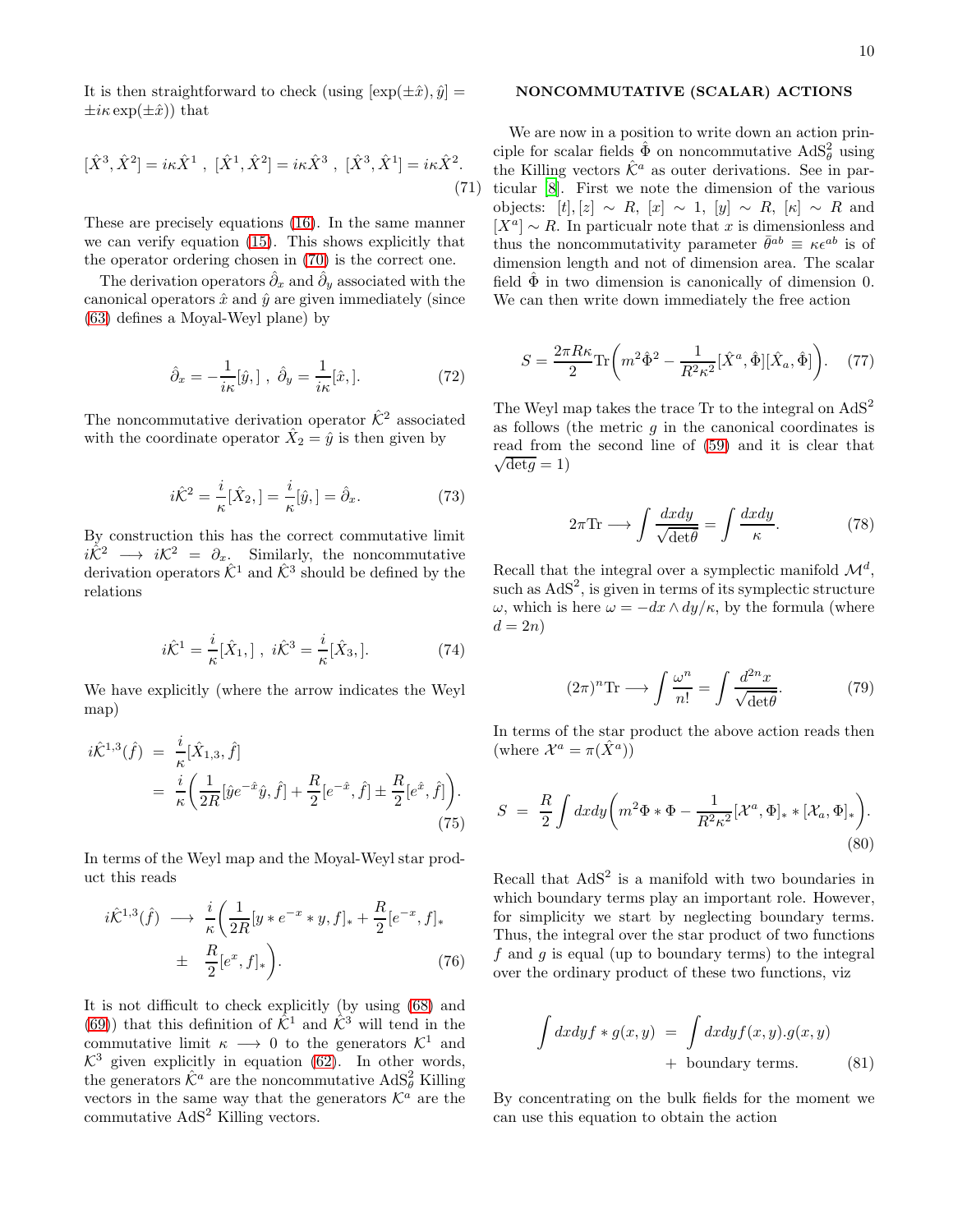It is then straightforward to check (using $[\exp(\pm\hat{x}), \hat{y}] = \pm i\kappa \exp(\pm\hat{x})$) that

$$[\hat{X}^3, \hat{X}^2] = i\kappa \hat{X}^1 \ , \ [\hat{X}^1, \hat{X}^2] = i\kappa \hat{X}^3 \ , \ [\hat{X}^3, \hat{X}^1] = i\kappa \hat{X}^2. \tag{71}$$

These are precisely equations (16). In the same manner we can verify equation (15). This shows explicitly that the operator ordering chosen in (70) is the correct one.

The derivation operators $\hat{\partial}_x$ and $\hat{\partial}_y$ associated with the canonical operators $\hat{x}$ and $\hat{y}$ are given immediately (since (63) defines a Moyal-Weyl plane) by

$$\hat{\partial}_x = -\frac{1}{i\kappa}[\hat{y}, ] \ , \ \hat{\partial}_y = \frac{1}{i\kappa}[\hat{x}, ]. \tag{72}$$

The noncommutative derivation operator $\hat{\mathcal{K}}^2$ associated with the coordinate operator $\hat{X}_2 = \hat{y}$ is then given by

$$i\hat{\mathcal{K}}^2 = \frac{i}{\kappa}[\hat{X}_2, ] = \frac{i}{\kappa}[\hat{y}, ] = \hat{\partial}_x. \tag{73}$$

By construction this has the correct commutative limit $i\hat{\mathcal{K}}^2 \longrightarrow i\mathcal{K}^2 = \partial_x$. Similarly, the noncommutative derivation operators $\hat{\mathcal{K}}^1$ and $\hat{\mathcal{K}}^3$ should be defined by the relations

$$i\hat{\mathcal{K}}^1 = \frac{i}{\kappa}[\hat{X}_1, ] \ , \ i\hat{\mathcal{K}}^3 = \frac{i}{\kappa}[\hat{X}_3, ]. \tag{74}$$

We have explicitly (where the arrow indicates the Weyl map)

$$\begin{aligned} i\hat{\mathcal{K}}^{1,3}(\hat{f}) &= \frac{i}{\kappa}[\hat{X}_{1,3}, \hat{f}] \\ &= \frac{i}{\kappa}\bigg(\frac{1}{2R}[\hat{y}e^{-\hat{x}}\hat{y}, \hat{f}] + \frac{R}{2}[e^{-\hat{x}}, \hat{f}] \pm \frac{R}{2}[e^{\hat{x}}, \hat{f}]\bigg). \end{aligned} \tag{75}$$

In terms of the Weyl map and the Moyal-Weyl star product this reads

$$\begin{aligned} i\hat{\mathcal{K}}^{1,3}(\hat{f}) \ \longrightarrow \ & \frac{i}{\kappa}\bigg(\frac{1}{2R}[y * e^{-x} * y, f]_* + \frac{R}{2}[e^{-x}, f]_* \\ \pm \ & \frac{R}{2}[e^{x}, f]_*\bigg). \end{aligned} \tag{76}$$

It is not difficult to check explicitly (by using (68) and (69)) that this definition of $\hat{\mathcal{K}}^1$ and $\hat{\mathcal{K}}^3$ will tend in the commutative limit $\kappa \longrightarrow 0$ to the generators $\mathcal{K}^1$ and $\mathcal{K}^3$ given explicitly in equation (62). In other words, the generators $\hat{\mathcal{K}}^a$ are the noncommutative $\mathrm{AdS}^2_\theta$ Killing vectors in the same way that the generators $\mathcal{K}^a$ are the commutative $\mathrm{AdS}^2$ Killing vectors.

## NONCOMMUTATIVE (SCALAR) ACTIONS

We are now in a position to write down an action principle for scalar fields $\hat{\Phi}$ on noncommutative $\mathrm{AdS}^2_\theta$ using the Killing vectors $\hat{\mathcal{K}}^a$ as outer derivations. See in particular [8]. First we note the dimension of the various objects: $[t], [z] \sim R$, $[x] \sim 1$, $[y] \sim R$, $[\kappa] \sim R$ and $[X^a] \sim R$. In particualr note that $x$ is dimensionless and thus the noncommutativity parameter $\bar{\theta}^{ab} \equiv \kappa\epsilon^{ab}$ is of dimension length and not of dimension area. The scalar field $\hat{\Phi}$ in two dimension is canonically of dimension 0. We can then write down immediately the free action

$$S = \frac{2\pi R\kappa}{2}\mathrm{Tr}\bigg(m^2\hat{\Phi}^2 - \frac{1}{R^2\kappa^2}[\hat{X}^a, \hat{\Phi}][\hat{X}_a, \hat{\Phi}]\bigg). \tag{77}$$

The Weyl map takes the trace Tr to the integral on $\mathrm{AdS}^2$ as follows (the metric $g$ in the canonical coordinates is read from the second line of (59) and it is clear that $\sqrt{\mathrm{det}g} = 1$)

$$2\pi\mathrm{Tr} \longrightarrow \int\frac{dxdy}{\sqrt{\mathrm{det}\theta}} = \int\frac{dxdy}{\kappa}. \tag{78}$$

Recall that the integral over a symplectic manifold $\mathcal{M}^d$, such as $\mathrm{AdS}^2$, is given in terms of its symplectic structure $\omega$, which is here $\omega = -dx\wedge dy/\kappa$, by the formula (where $d = 2n$)

$$(2\pi)^n\mathrm{Tr} \longrightarrow \int\frac{\omega^n}{n!} = \int\frac{d^{2n}x}{\sqrt{\mathrm{det}\theta}}. \tag{79}$$

In terms of the star product the above action reads then (where $\mathcal{X}^a = \pi(\hat{X}^a)$)

$$S \ = \ \frac{R}{2}\int dxdy\bigg(m^2\Phi * \Phi - \frac{1}{R^2\kappa^2}[\mathcal{X}^a, \Phi]_* * [\mathcal{X}_a, \Phi]_*\bigg). \tag{80}$$

Recall that $\mathrm{AdS}^2$ is a manifold with two boundaries in which boundary terms play an important role. However, for simplicity we start by neglecting boundary terms. Thus, the integral over the star product of two functions $f$ and $g$ is equal (up to boundary terms) to the integral over the ordinary product of these two functions, viz

$$\begin{aligned} \int dxdy f * g(x,y) \ &= \ \int dxdy f(x,y).g(x,y) \\ &+ \ \text{boundary terms}. \end{aligned} \tag{81}$$

By concentrating on the bulk fields for the moment we can use this equation to obtain the action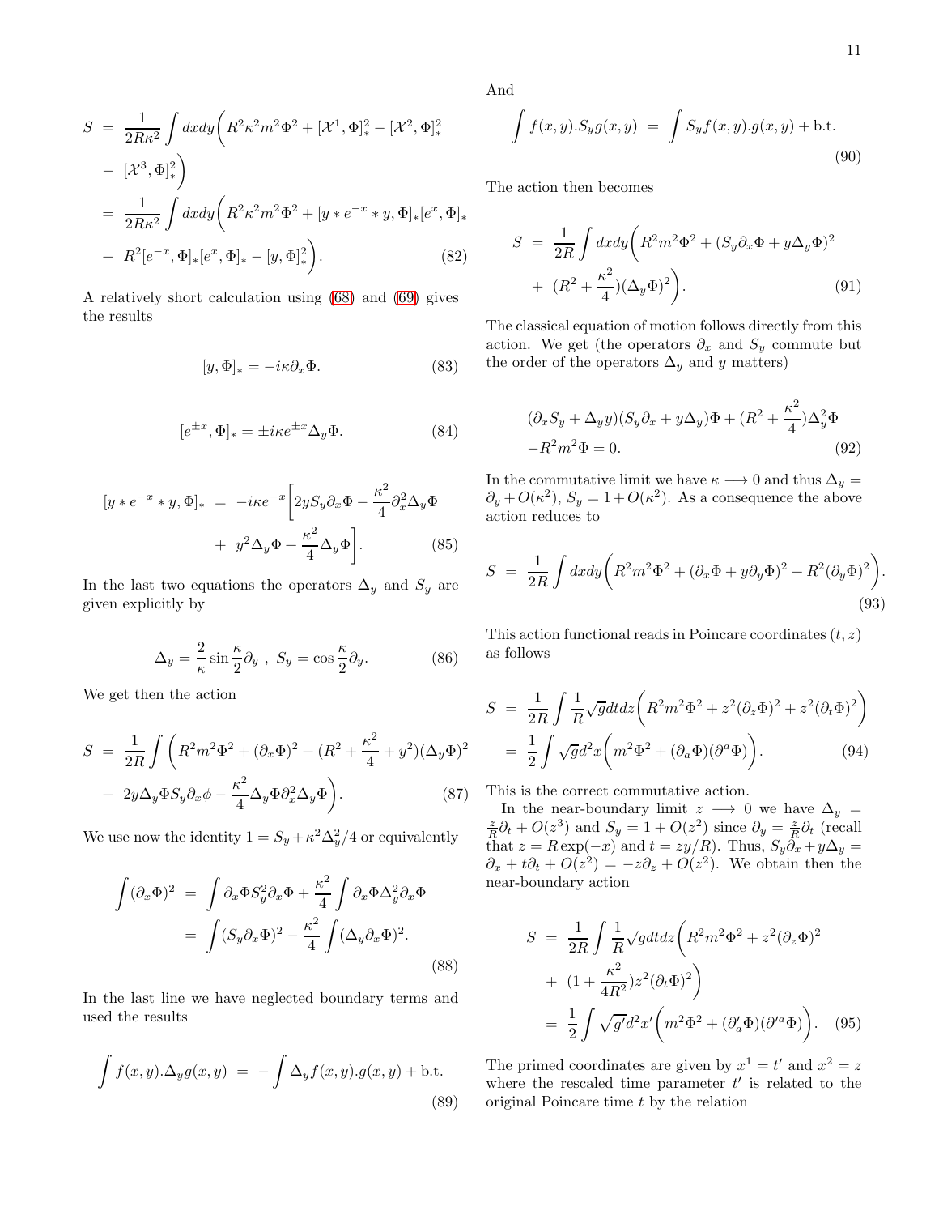$$
\begin{aligned}
S &= \frac{1}{2R\kappa^2}\int dxdy\bigg(R^2\kappa^2 m^2\Phi^2 + [\mathcal{X}^1,\Phi]_*^2 - [\mathcal{X}^2,\Phi]_*^2 \\
&- [\mathcal{X}^3,\Phi]_*^2\bigg) \\
&= \frac{1}{2R\kappa^2}\int dxdy\bigg(R^2\kappa^2 m^2\Phi^2 + [y*e^{-x}*y,\Phi]_*[e^x,\Phi]_* \\
&+ R^2[e^{-x},\Phi]_*[e^x,\Phi]_* - [y,\Phi]_*^2\bigg).
\end{aligned} \tag{82}
$$

A relatively short calculation using (68) and (69) gives the results

$$
[y,\Phi]_* = -i\kappa\partial_x\Phi. \tag{83}
$$

$$
[e^{\pm x},\Phi]_* = \pm i\kappa e^{\pm x}\Delta_y\Phi. \tag{84}
$$

$$
\begin{aligned}
[y*e^{-x}*y,\Phi]_* &= -i\kappa e^{-x}\bigg[2yS_y\partial_x\Phi - \frac{\kappa^2}{4}\partial_x^2\Delta_y\Phi \\
&+ y^2\Delta_y\Phi + \frac{\kappa^2}{4}\Delta_y\Phi\bigg].
\end{aligned} \tag{85}
$$

In the last two equations the operators $\Delta_y$ and $S_y$ are given explicitly by

$$
\Delta_y = \frac{2}{\kappa}\sin\frac{\kappa}{2}\partial_y\ ,\ S_y = \cos\frac{\kappa}{2}\partial_y. \tag{86}
$$

We get then the action

$$
\begin{aligned}
S &= \frac{1}{2R}\int\bigg(R^2m^2\Phi^2 + (\partial_x\Phi)^2 + (R^2 + \frac{\kappa^2}{4} + y^2)(\Delta_y\Phi)^2 \\
&+ 2y\Delta_y\Phi S_y\partial_x\phi - \frac{\kappa^2}{4}\Delta_y\Phi\partial_x^2\Delta_y\Phi\bigg).
\end{aligned} \tag{87}
$$

We use now the identity $1 = S_y + \kappa^2\Delta_y^2/4$ or equivalently

$$
\begin{aligned}
\int(\partial_x\Phi)^2 &= \int\partial_x\Phi S_y^2\partial_x\Phi + \frac{\kappa^2}{4}\int\partial_x\Phi\Delta_y^2\partial_x\Phi \\
&= \int(S_y\partial_x\Phi)^2 - \frac{\kappa^2}{4}\int(\Delta_y\partial_x\Phi)^2.
\end{aligned} \tag{88}
$$

In the last line we have neglected boundary terms and used the results

$$
\int f(x,y).\Delta_y g(x,y) = -\int\Delta_y f(x,y).g(x,y) + \text{b.t.} \tag{89}
$$

And

$$
\int f(x,y).S_y g(x,y) = \int S_y f(x,y).g(x,y) + \text{b.t.} \tag{90}
$$

The action then becomes

$$
\begin{aligned}
S &= \frac{1}{2R}\int dxdy\bigg(R^2m^2\Phi^2 + (S_y\partial_x\Phi + y\Delta_y\Phi)^2 \\
&+ (R^2 + \frac{\kappa^2}{4})(\Delta_y\Phi)^2\bigg).
\end{aligned} \tag{91}
$$

The classical equation of motion follows directly from this action. We get (the operators $\partial_x$ and $S_y$ commute but the order of the operators $\Delta_y$ and $y$ matters)

$$
\begin{aligned}
&(\partial_x S_y + \Delta_y y)(S_y\partial_x + y\Delta_y)\Phi + (R^2 + \frac{\kappa^2}{4})\Delta_y^2\Phi \\
&-R^2m^2\Phi = 0.
\end{aligned} \tag{92}
$$

In the commutative limit we have $\kappa \longrightarrow 0$ and thus $\Delta_y = \partial_y + O(\kappa^2)$, $S_y = 1 + O(\kappa^2)$. As a consequence the above action reduces to

$$
S = \frac{1}{2R}\int dxdy\bigg(R^2m^2\Phi^2 + (\partial_x\Phi + y\partial_y\Phi)^2 + R^2(\partial_y\Phi)^2\bigg). \tag{93}
$$

This action functional reads in Poincare coordinates $(t,z)$ as follows

$$
\begin{aligned}
S &= \frac{1}{2R}\int\frac{1}{R}\sqrt{g}dtdz\bigg(R^2m^2\Phi^2 + z^2(\partial_z\Phi)^2 + z^2(\partial_t\Phi)^2\bigg) \\
&= \frac{1}{2}\int\sqrt{g}d^2x\bigg(m^2\Phi^2 + (\partial_a\Phi)(\partial^a\Phi)\bigg).
\end{aligned} \tag{94}
$$

This is the correct commutative action.

In the near-boundary limit $z \longrightarrow 0$ we have $\Delta_y = \frac{z}{R}\partial_t + O(z^3)$ and $S_y = 1 + O(z^2)$ since $\partial_y = \frac{z}{R}\partial_t$ (recall that $z = R\exp(-x)$ and $t = zy/R$). Thus, $S_y\partial_x + y\Delta_y = \partial_x + t\partial_t + O(z^2) = -z\partial_z + O(z^2)$. We obtain then the near-boundary action

$$
\begin{aligned}
S &= \frac{1}{2R}\int\frac{1}{R}\sqrt{g}dtdz\bigg(R^2m^2\Phi^2 + z^2(\partial_z\Phi)^2 \\
&+ (1 + \frac{\kappa^2}{4R^2})z^2(\partial_t\Phi)^2\bigg) \\
&= \frac{1}{2}\int\sqrt{g'}d^2x'\bigg(m^2\Phi^2 + (\partial'_a\Phi)(\partial'^a\Phi)\bigg).
\end{aligned} \tag{95}
$$

The primed coordinates are given by $x^1 = t'$ and $x^2 = z$ where the rescaled time parameter $t'$ is related to the original Poincare time $t$ by the relation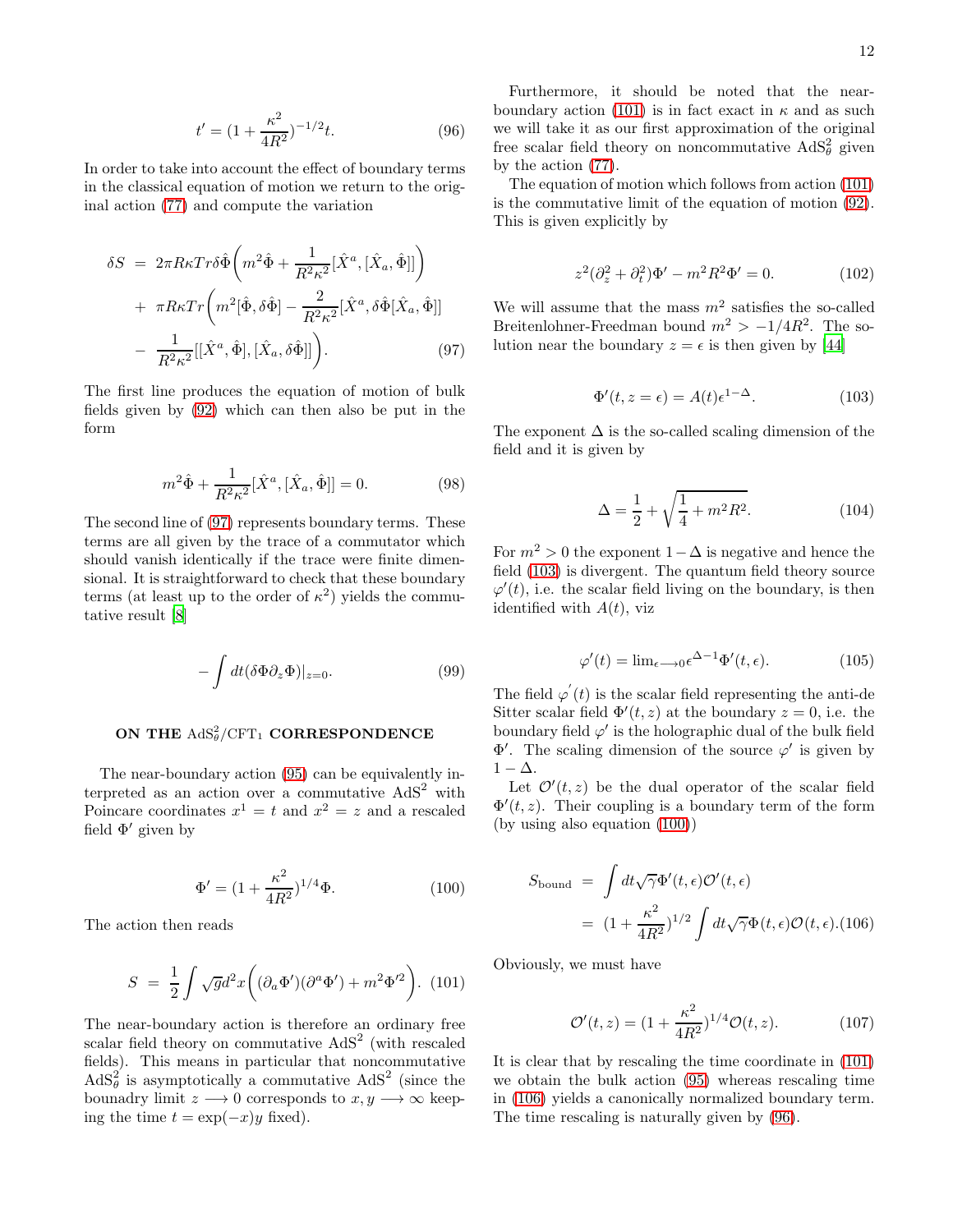$$t' = (1 + \frac{\kappa^2}{4R^2})^{-1/2} t. \tag{96}$$

In order to take into account the effect of boundary terms in the classical equation of motion we return to the original action (77) and compute the variation

$$\begin{aligned}
\delta S &= 2\pi R \kappa Tr \delta \hat{\Phi} \bigg( m^2 \hat{\Phi} + \frac{1}{R^2 \kappa^2} [\hat{X}^a, [\hat{X}_a, \hat{\Phi}]] \bigg) \\
&+ \pi R \kappa Tr \bigg( m^2 [\hat{\Phi}, \delta \hat{\Phi}] - \frac{2}{R^2 \kappa^2} [\hat{X}^a, \delta \hat{\Phi} [\hat{X}_a, \hat{\Phi}]] \\
&- \frac{1}{R^2 \kappa^2} [[\hat{X}^a, \hat{\Phi}], [\hat{X}_a, \delta \hat{\Phi}]] \bigg).
\end{aligned} \tag{97}$$

The first line produces the equation of motion of bulk fields given by (92) which can then also be put in the form

$$m^2 \hat{\Phi} + \frac{1}{R^2 \kappa^2} [\hat{X}^a, [\hat{X}_a, \hat{\Phi}]] = 0. \tag{98}$$

The second line of (97) represents boundary terms. These terms are all given by the trace of a commutator which should vanish identically if the trace were finite dimensional. It is straightforward to check that these boundary terms (at least up to the order of $\kappa^2$) yields the commutative result [8]

$$- \int dt (\delta \Phi \partial_z \Phi)|_{z=0}. \tag{99}$$

## ON THE $\text{AdS}^2_\theta/\text{CFT}_1$ CORRESPONDENCE

The near-boundary action (95) can be equivalently interpreted as an action over a commutative $\text{AdS}^2$ with Poincare coordinates $x^1 = t$ and $x^2 = z$ and a rescaled field $\Phi'$ given by

$$\Phi' = (1 + \frac{\kappa^2}{4R^2})^{1/4} \Phi. \tag{100}$$

The action then reads

$$S = \frac{1}{2} \int \sqrt{g} d^2 x \bigg( (\partial_a \Phi')(\partial^a \Phi') + m^2 \Phi'^2 \bigg). \tag{101}$$

The near-boundary action is therefore an ordinary free scalar field theory on commutative $\text{AdS}^2$ (with rescaled fields). This means in particular that noncommutative $\text{AdS}^2_\theta$ is asymptotically a commutative $\text{AdS}^2$ (since the bounadry limit $z \longrightarrow 0$ corresponds to $x, y \longrightarrow \infty$ keeping the time $t = \exp(-x) y$ fixed).

Furthermore, it should be noted that the near-boundary action (101) is in fact exact in $\kappa$ and as such we will take it as our first approximation of the original free scalar field theory on noncommutative $\text{AdS}^2_\theta$ given by the action (77).

The equation of motion which follows from action (101) is the commutative limit of the equation of motion (92). This is given explicitly by

$$z^2 (\partial_z^2 + \partial_t^2) \Phi' - m^2 R^2 \Phi' = 0. \tag{102}$$

We will assume that the mass $m^2$ satisfies the so-called Breitenlohner-Freedman bound $m^2 > -1/4R^2$. The solution near the boundary $z = \epsilon$ is then given by [44]

$$\Phi'(t, z = \epsilon) = A(t) \epsilon^{1 - \Delta}. \tag{103}$$

The exponent $\Delta$ is the so-called scaling dimension of the field and it is given by

$$\Delta = \frac{1}{2} + \sqrt{\frac{1}{4} + m^2 R^2}. \tag{104}$$

For $m^2 > 0$ the exponent $1 - \Delta$ is negative and hence the field (103) is divergent. The quantum field theory source $\varphi'(t)$, i.e. the scalar field living on the boundary, is then identified with $A(t)$, viz

$$\varphi'(t) = \lim_{\epsilon \longrightarrow 0} \epsilon^{\Delta - 1} \Phi'(t, \epsilon). \tag{105}$$

The field $\varphi'(t)$ is the scalar field representing the anti-de Sitter scalar field $\Phi'(t, z)$ at the boundary $z = 0$, i.e. the boundary field $\varphi'$ is the holographic dual of the bulk field $\Phi'$. The scaling dimension of the source $\varphi'$ is given by $1 - \Delta$.

Let $\mathcal{O}'(t, z)$ be the dual operator of the scalar field $\Phi'(t, z)$. Their coupling is a boundary term of the form (by using also equation (100))

$$\begin{aligned}
S_{\text{bound}} &= \int dt \sqrt{\gamma} \Phi'(t, \epsilon) \mathcal{O}'(t, \epsilon) \\
&= (1 + \frac{\kappa^2}{4R^2})^{1/2} \int dt \sqrt{\gamma} \Phi(t, \epsilon) \mathcal{O}(t, \epsilon).
\end{aligned} \tag{106}$$

Obviously, we must have

$$\mathcal{O}'(t, z) = (1 + \frac{\kappa^2}{4R^2})^{1/4} \mathcal{O}(t, z). \tag{107}$$

It is clear that by rescaling the time coordinate in (101) we obtain the bulk action (95) whereas rescaling time in (106) yields a canonically normalized boundary term. The time rescaling is naturally given by (96).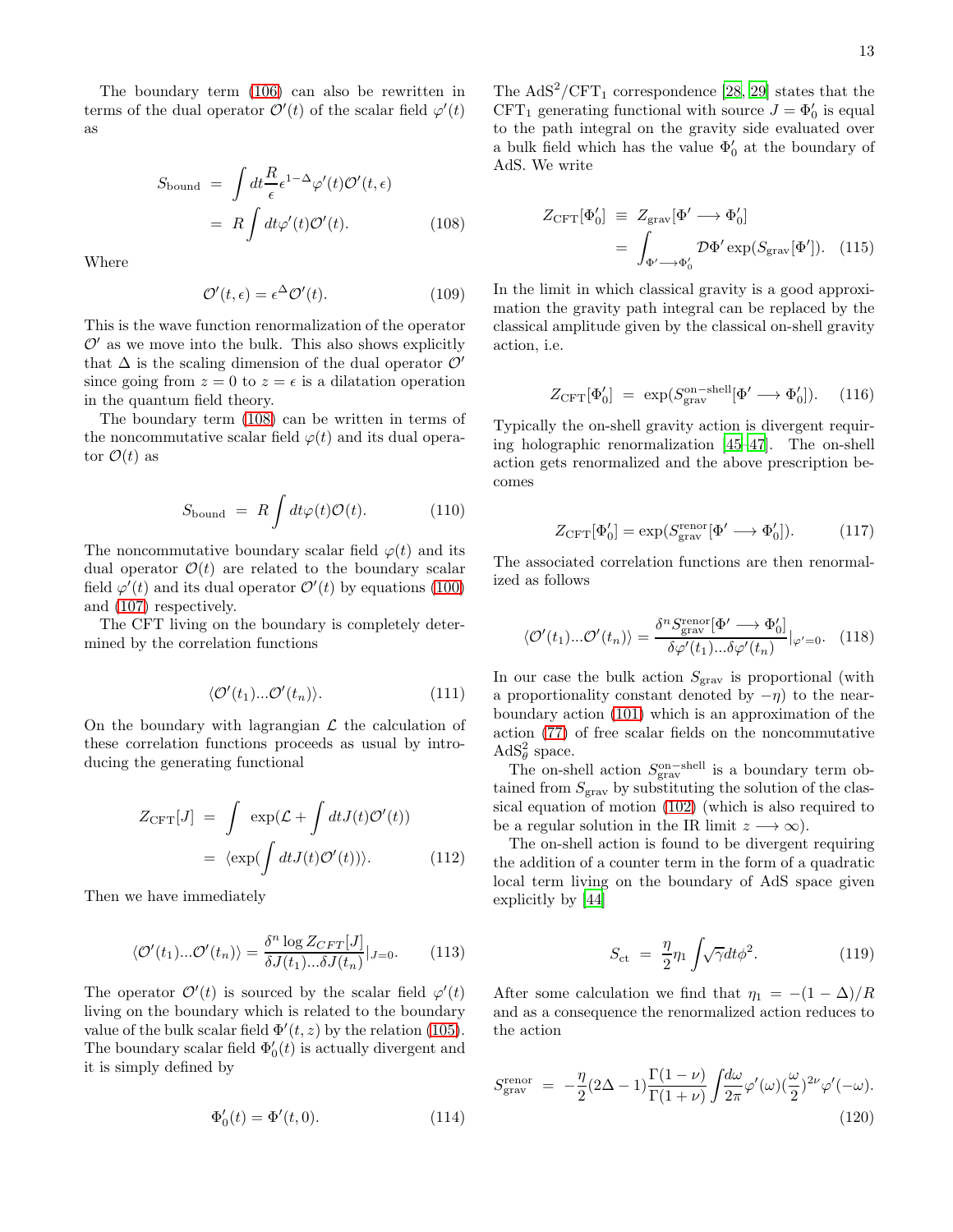The boundary term (106) can also be rewritten in terms of the dual operator $\mathcal{O}'(t)$ of the scalar field $\varphi'(t)$ as

$$
\begin{aligned}
S_{\rm bound} &= \int dt \frac{R}{\epsilon}\epsilon^{1-\Delta}\varphi'(t)\mathcal{O}'(t,\epsilon) \\
&= R\int dt \varphi'(t)\mathcal{O}'(t). \qquad (108)
\end{aligned}
$$

Where

$$
\mathcal{O}'(t,\epsilon) = \epsilon^{\Delta}\mathcal{O}'(t). \qquad (109)
$$

This is the wave function renormalization of the operator $\mathcal{O}'$ as we move into the bulk. This also shows explicitly that $\Delta$ is the scaling dimension of the dual operator $\mathcal{O}'$ since going from $z=0$ to $z=\epsilon$ is a dilatation operation in the quantum field theory.

The boundary term (108) can be written in terms of the noncommutative scalar field $\varphi(t)$ and its dual operator $\mathcal{O}(t)$ as

$$
S_{\rm bound} = R\int dt \varphi(t)\mathcal{O}(t). \qquad (110)
$$

The noncommutative boundary scalar field $\varphi(t)$ and its dual operator $\mathcal{O}(t)$ are related to the boundary scalar field $\varphi'(t)$ and its dual operator $\mathcal{O}'(t)$ by equations (100) and (107) respectively.

The CFT living on the boundary is completely determined by the correlation functions

$$
\langle \mathcal{O}'(t_1)...\mathcal{O}'(t_n)\rangle. \qquad (111)
$$

On the boundary with lagrangian $\mathcal{L}$ the calculation of these correlation functions proceeds as usual by introducing the generating functional

$$
\begin{aligned}
Z_{\rm CFT}[J] &= \int \exp(\mathcal{L}+\int dt J(t)\mathcal{O}'(t)) \\
&= \langle \exp(\int dt J(t)\mathcal{O}'(t))\rangle. \qquad (112)
\end{aligned}
$$

Then we have immediately

$$
\langle \mathcal{O}'(t_1)...\mathcal{O}'(t_n)\rangle = \frac{\delta^n \log Z_{CFT}[J]}{\delta J(t_1)...\delta J(t_n)}|_{J=0}. \qquad (113)
$$

The operator $\mathcal{O}'(t)$ is sourced by the scalar field $\varphi'(t)$ living on the boundary which is related to the boundary value of the bulk scalar field $\Phi'(t,z)$ by the relation (105). The boundary scalar field $\Phi'_0(t)$ is actually divergent and it is simply defined by

$$
\Phi'_0(t) = \Phi'(t,0). \qquad (114)
$$

The $AdS^2/CFT_1$ correspondence [28, 29] states that the $CFT_1$ generating functional with source $J=\Phi'_0$ is equal to the path integral on the gravity side evaluated over a bulk field which has the value $\Phi'_0$ at the boundary of AdS. We write

$$
\begin{aligned}
Z_{\rm CFT}[\Phi'_0] &\equiv Z_{\rm grav}[\Phi'\longrightarrow\Phi'_0] \\
&= \int_{\Phi'\longrightarrow\Phi'_0}\mathcal{D}\Phi' \exp(S_{\rm grav}[\Phi']). \qquad (115)
\end{aligned}
$$

In the limit in which classical gravity is a good approximation the gravity path integral can be replaced by the classical amplitude given by the classical on-shell gravity action, i.e.

$$
Z_{\rm CFT}[\Phi'_0] = \exp(S_{\rm grav}^{\rm on-shell}[\Phi'\longrightarrow\Phi'_0]). \qquad (116)
$$

Typically the on-shell gravity action is divergent requiring holographic renormalization [45–47]. The on-shell action gets renormalized and the above prescription becomes

$$
Z_{\rm CFT}[\Phi'_0] = \exp(S_{\rm grav}^{\rm renor}[\Phi'\longrightarrow\Phi'_0]). \qquad (117)
$$

The associated correlation functions are then renormalized as follows

$$
\langle \mathcal{O}'(t_1)...\mathcal{O}'(t_n)\rangle = \frac{\delta^n S_{\rm grav}^{\rm renor}[\Phi'\longrightarrow\Phi'_0]}{\delta\varphi'(t_1)...\delta\varphi'(t_n)}|_{\varphi'=0}. \qquad (118)
$$

In our case the bulk action $S_{\rm grav}$ is proportional (with a proportionality constant denoted by $-\eta$) to the near-boundary action (101) which is an approximation of the action (77) of free scalar fields on the noncommutative $AdS^2_\theta$ space.

The on-shell action $S_{\rm grav}^{\rm on-shell}$ is a boundary term obtained from $S_{\rm grav}$ by substituting the solution of the classical equation of motion (102) (which is also required to be a regular solution in the IR limit $z\longrightarrow\infty$).

The on-shell action is found to be divergent requiring the addition of a counter term in the form of a quadratic local term living on the boundary of AdS space given explicitly by [44]

$$
S_{\rm ct} = \frac{\eta}{2}\eta_1\int\sqrt{\gamma}dt\phi^2. \qquad (119)
$$

After some calculation we find that $\eta_1=-(1-\Delta)/R$ and as a consequence the renormalized action reduces to the action

$$
S_{\rm grav}^{\rm renor} = -\frac{\eta}{2}(2\Delta-1)\frac{\Gamma(1-\nu)}{\Gamma(1+\nu)}\int\frac{d\omega}{2\pi}\varphi'(\omega)(\frac{\omega}{2})^{2\nu}\varphi'(-\omega). \qquad (120)
$$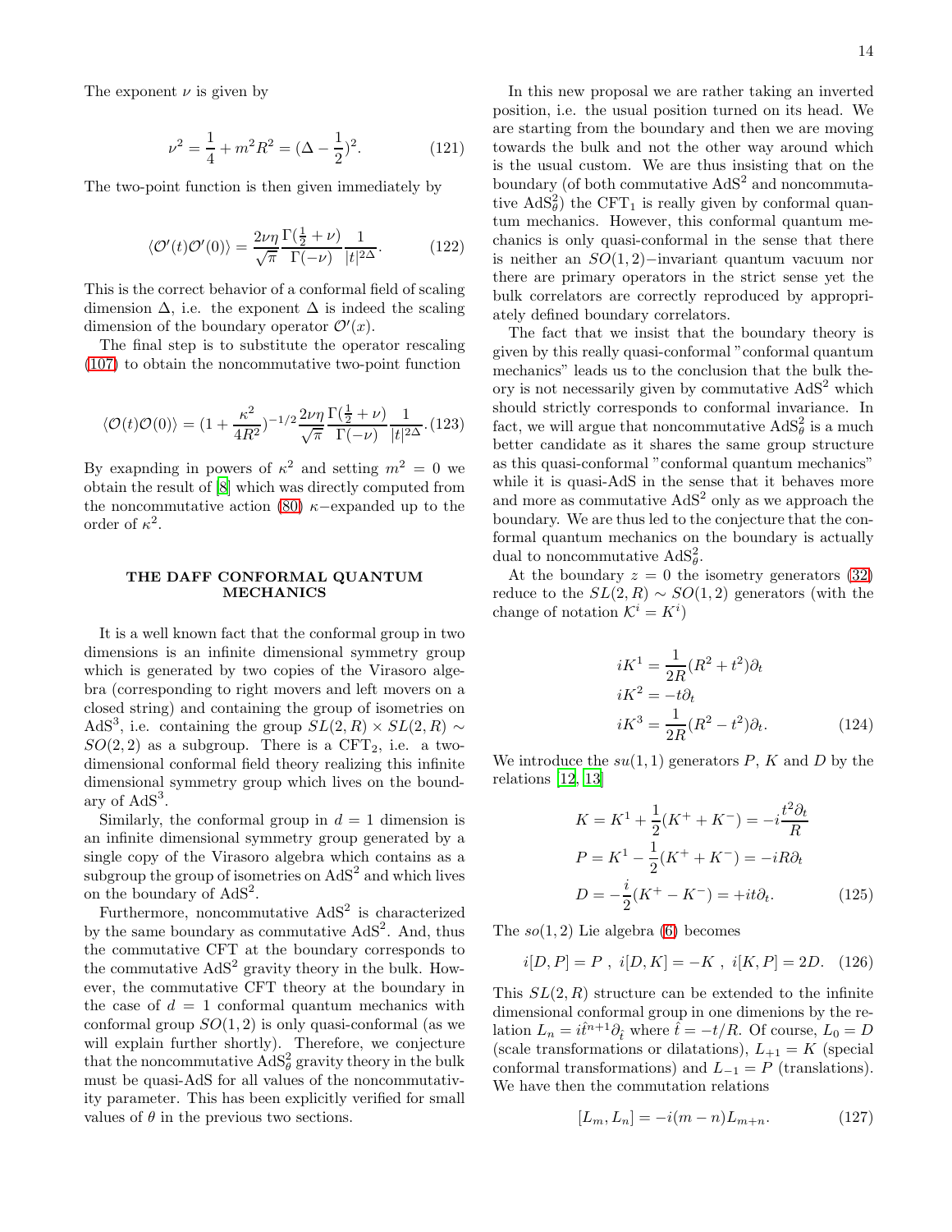The exponent $\nu$ is given by

$$\nu^2 = \frac{1}{4} + m^2 R^2 = (\Delta - \frac{1}{2})^2. \tag{121}$$

The two-point function is then given immediately by

$$\langle \mathcal{O}'(t)\mathcal{O}'(0)\rangle = \frac{2\nu\eta}{\sqrt{\pi}}\frac{\Gamma(\frac{1}{2}+\nu)}{\Gamma(-\nu)}\frac{1}{|t|^{2\Delta}}. \tag{122}$$

This is the correct behavior of a conformal field of scaling dimension $\Delta$, i.e. the exponent $\Delta$ is indeed the scaling dimension of the boundary operator $\mathcal{O}'(x)$.

The final step is to substitute the operator rescaling (107) to obtain the noncommutative two-point function

$$\langle \mathcal{O}(t)\mathcal{O}(0)\rangle = (1+\frac{\kappa^2}{4R^2})^{-1/2}\frac{2\nu\eta}{\sqrt{\pi}}\frac{\Gamma(\frac{1}{2}+\nu)}{\Gamma(-\nu)}\frac{1}{|t|^{2\Delta}}. \tag{123}$$

By exapnding in powers of $\kappa^2$ and setting $m^2 = 0$ we obtain the result of [8] which was directly computed from the noncommutative action (80) $\kappa-$expanded up to the order of $\kappa^2$.

## THE DAFF CONFORMAL QUANTUM MECHANICS

It is a well known fact that the conformal group in two dimensions is an infinite dimensional symmetry group which is generated by two copies of the Virasoro algebra (corresponding to right movers and left movers on a closed string) and containing the group of isometries on $\mathrm{AdS}^3$, i.e. containing the group $SL(2,R)\times SL(2,R) \sim SO(2,2)$ as a subgroup. There is a $\mathrm{CFT}_2$, i.e. a two-dimensional conformal field theory realizing this infinite dimensional symmetry group which lives on the boundary of $\mathrm{AdS}^3$.

Similarly, the conformal group in $d = 1$ dimension is an infinite dimensional symmetry group generated by a single copy of the Virasoro algebra which contains as a subgroup the group of isometries on $\mathrm{AdS}^2$ and which lives on the boundary of $\mathrm{AdS}^2$.

Furthermore, noncommutative $\mathrm{AdS}^2$ is characterized by the same boundary as commutative $\mathrm{AdS}^2$. And, thus the commutative CFT at the boundary corresponds to the commutative $\mathrm{AdS}^2$ gravity theory in the bulk. However, the commutative CFT theory at the boundary in the case of $d = 1$ conformal quantum mechanics with conformal group $SO(1,2)$ is only quasi-conformal (as we will explain further shortly). Therefore, we conjecture that the noncommutative $\mathrm{AdS}^2_\theta$ gravity theory in the bulk must be quasi-AdS for all values of the noncommutativity parameter. This has been explicitly verified for small values of $\theta$ in the previous two sections.

In this new proposal we are rather taking an inverted position, i.e. the usual position turned on its head. We are starting from the boundary and then we are moving towards the bulk and not the other way around which is the usual custom. We are thus insisting that on the boundary (of both commutative $\mathrm{AdS}^2$ and noncommutative $\mathrm{AdS}^2_\theta$) the $\mathrm{CFT}_1$ is really given by conformal quantum mechanics. However, this conformal quantum mechanics is only quasi-conformal in the sense that there is neither an $SO(1,2)-$invariant quantum vacuum nor there are primary operators in the strict sense yet the bulk correlators are correctly reproduced by appropriately defined boundary correlators.

The fact that we insist that the boundary theory is given by this really quasi-conformal "conformal quantum mechanics" leads us to the conclusion that the bulk theory is not necessarily given by commutative $\mathrm{AdS}^2$ which should strictly corresponds to conformal invariance. In fact, we will argue that noncommutative $\mathrm{AdS}^2_\theta$ is a much better candidate as it shares the same group structure as this quasi-conformal "conformal quantum mechanics" while it is quasi-AdS in the sense that it behaves more and more as commutative $\mathrm{AdS}^2$ only as we approach the boundary. We are thus led to the conjecture that the conformal quantum mechanics on the boundary is actually dual to noncommutative $\mathrm{AdS}^2_\theta$.

At the boundary $z = 0$ the isometry generators (32) reduce to the $SL(2,R) \sim SO(1,2)$ generators (with the change of notation $\mathcal{K}^i = K^i$)

$$\begin{aligned} iK^1 &= \frac{1}{2R}(R^2+t^2)\partial_t \\ iK^2 &= -t\partial_t \\ iK^3 &= \frac{1}{2R}(R^2-t^2)\partial_t. \end{aligned} \tag{124}$$

We introduce the $su(1,1)$ generators $P$, $K$ and $D$ by the relations [12, 13]

$$\begin{aligned} K &= K^1 + \frac{1}{2}(K^+ + K^-) = -i\frac{t^2\partial_t}{R} \\ P &= K^1 - \frac{1}{2}(K^+ + K^-) = -iR\partial_t \\ D &= -\frac{i}{2}(K^+ - K^-) = +it\partial_t. \end{aligned} \tag{125}$$

The $so(1,2)$ Lie algebra (6) becomes

$$i[D,P] = P \ , \ i[D,K] = -K \ , \ i[K,P] = 2D. \tag{126}$$

This $SL(2,R)$ structure can be extended to the infinite dimensional conformal group in one dimenions by the relation $L_n = i\hat{t}^{n+1}\partial_{\hat{t}}$ where $\hat{t} = -t/R$. Of course, $L_0 = D$ (scale transformations or dilatations), $L_{+1} = K$ (special conformal transformations) and $L_{-1} = P$ (translations). We have then the commutation relations

$$[L_m, L_n] = -i(m-n)L_{m+n}. \tag{127}$$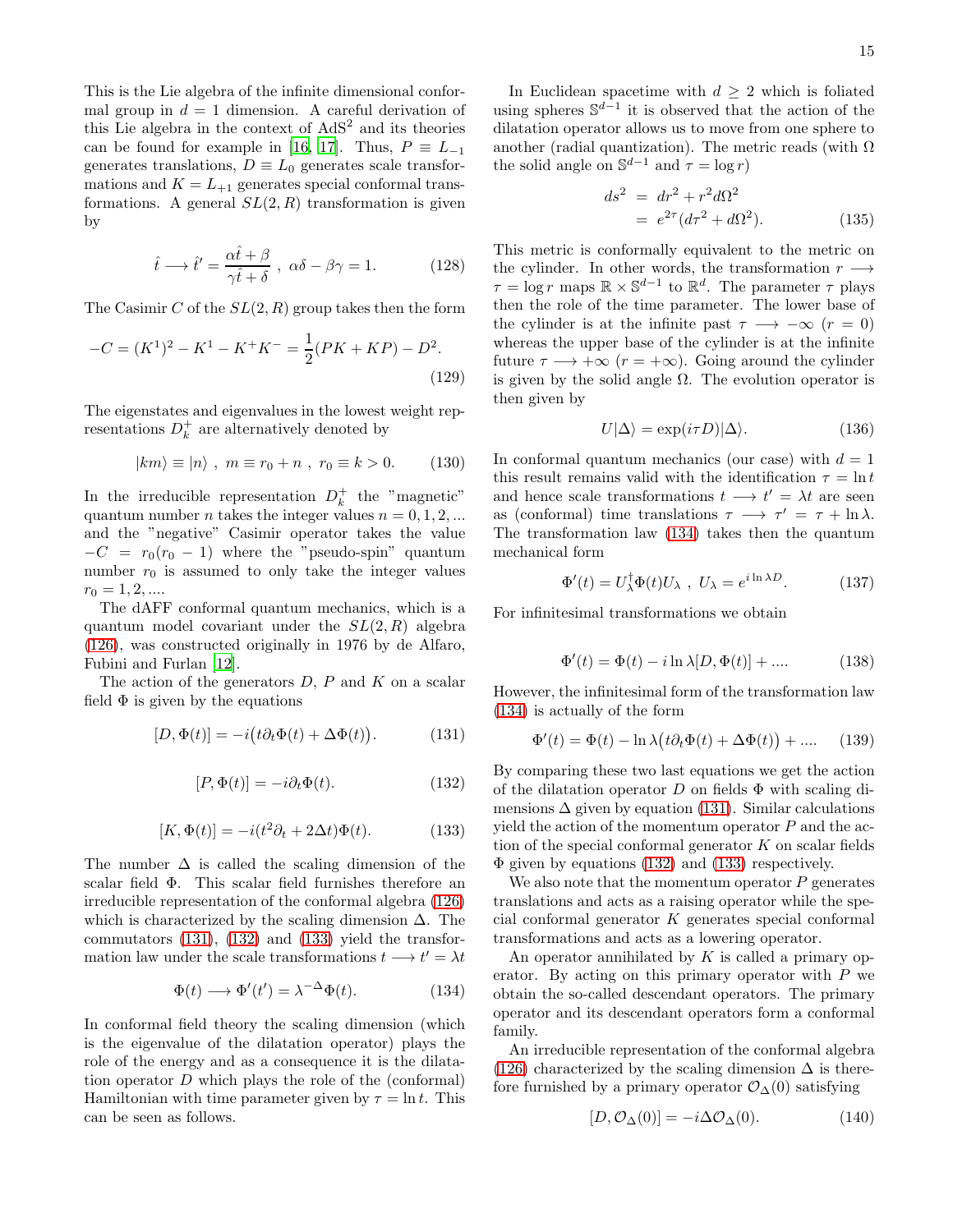This is the Lie algebra of the infinite dimensional conformal group in $d = 1$ dimension. A careful derivation of this Lie algebra in the context of $\mathrm{AdS}^2$ and its theories can be found for example in [16, 17]. Thus, $P \equiv L_{-1}$ generates translations, $D \equiv L_0$ generates scale transformations and $K = L_{+1}$ generates special conformal transformations. A general $SL(2,R)$ transformation is given by

$$\hat{t} \longrightarrow \hat{t}' = \frac{\alpha\hat{t} + \beta}{\gamma\hat{t} + \delta} \ , \ \alpha\delta - \beta\gamma = 1. \tag{128}$$

The Casimir $C$ of the $SL(2,R)$ group takes then the form

$$-C = (K^1)^2 - K^1 - K^+K^- = \frac{1}{2}(PK + KP) - D^2. \tag{129}$$

The eigenstates and eigenvalues in the lowest weight representations $D_k^+$ are alternatively denoted by

$$|km\rangle \equiv |n\rangle \ , \ m \equiv r_0 + n \ , \ r_0 \equiv k > 0. \tag{130}$$

In the irreducible representation $D_k^+$ the "magnetic" quantum number $n$ takes the integer values $n = 0, 1, 2, ...$ and the "negative" Casimir operator takes the value $-C = r_0(r_0 - 1)$ where the "pseudo-spin" quantum number $r_0$ is assumed to only take the integer values $r_0 = 1, 2, ....$

The dAFF conformal quantum mechanics, which is a quantum model covariant under the $SL(2,R)$ algebra (126), was constructed originally in 1976 by de Alfaro, Fubini and Furlan [12].

The action of the generators $D$, $P$ and $K$ on a scalar field $\Phi$ is given by the equations

$$[D, \Phi(t)] = -i\big(t\partial_t\Phi(t) + \Delta\Phi(t)\big). \tag{131}$$

$$[P, \Phi(t)] = -i\partial_t\Phi(t). \tag{132}$$

$$[K, \Phi(t)] = -i(t^2\partial_t + 2\Delta t)\Phi(t). \tag{133}$$

The number $\Delta$ is called the scaling dimension of the scalar field $\Phi$. This scalar field furnishes therefore an irreducible representation of the conformal algebra (126) which is characterized by the scaling dimension $\Delta$. The commutators (131), (132) and (133) yield the transformation law under the scale transformations $t \longrightarrow t' = \lambda t$

$$\Phi(t) \longrightarrow \Phi'(t') = \lambda^{-\Delta}\Phi(t). \tag{134}$$

In conformal field theory the scaling dimension (which is the eigenvalue of the dilatation operator) plays the role of the energy and as a consequence it is the dilatation operator $D$ which plays the role of the (conformal) Hamiltonian with time parameter given by $\tau = \ln t$. This can be seen as follows.

In Euclidean spacetime with $d \geq 2$ which is foliated using spheres $\mathbb{S}^{d-1}$ it is observed that the action of the dilatation operator allows us to move from one sphere to another (radial quantization). The metric reads (with $\Omega$ the solid angle on $\mathbb{S}^{d-1}$ and $\tau = \log r$)

$$\begin{aligned} ds^2 &= dr^2 + r^2 d\Omega^2 \\ &= e^{2\tau}(d\tau^2 + d\Omega^2). \end{aligned} \tag{135}$$

This metric is conformally equivalent to the metric on the cylinder. In other words, the transformation $r \longrightarrow \tau = \log r$ maps $\mathbb{R} \times \mathbb{S}^{d-1}$ to $\mathbb{R}^d$. The parameter $\tau$ plays then the role of the time parameter. The lower base of the cylinder is at the infinite past $\tau \longrightarrow -\infty$ $(r = 0)$ whereas the upper base of the cylinder is at the infinite future $\tau \longrightarrow +\infty$ $(r = +\infty)$. Going around the cylinder is given by the solid angle $\Omega$. The evolution operator is then given by

$$U|\Delta\rangle = \exp(i\tau D)|\Delta\rangle. \tag{136}$$

In conformal quantum mechanics (our case) with $d = 1$ this result remains valid with the identification $\tau = \ln t$ and hence scale transformations $t \longrightarrow t' = \lambda t$ are seen as (conformal) time translations $\tau \longrightarrow \tau' = \tau + \ln\lambda$. The transformation law (134) takes then the quantum mechanical form

$$\Phi'(t) = U_\lambda^\dagger\Phi(t)U_\lambda \ , \ U_\lambda = e^{i\ln\lambda D}. \tag{137}$$

For infinitesimal transformations we obtain

$$\Phi'(t) = \Phi(t) - i\ln\lambda[D, \Phi(t)] + .... \tag{138}$$

However, the infinitesimal form of the transformation law (134) is actually of the form

$$\Phi'(t) = \Phi(t) - \ln\lambda\big(t\partial_t\Phi(t) + \Delta\Phi(t)\big) + .... \tag{139}$$

By comparing these two last equations we get the action of the dilatation operator $D$ on fields $\Phi$ with scaling dimensions $\Delta$ given by equation (131). Similar calculations yield the action of the momentum operator $P$ and the action of the special conformal generator $K$ on scalar fields $\Phi$ given by equations (132) and (133) respectively.

We also note that the momentum operator $P$ generates translations and acts as a raising operator while the special conformal generator $K$ generates special conformal transformations and acts as a lowering operator.

An operator annihilated by $K$ is called a primary operator. By acting on this primary operator with $P$ we obtain the so-called descendant operators. The primary operator and its descendant operators form a conformal family.

An irreducible representation of the conformal algebra (126) characterized by the scaling dimension $\Delta$ is therefore furnished by a primary operator $\mathcal{O}_\Delta(0)$ satisfying

$$[D, \mathcal{O}_\Delta(0)] = -i\Delta\mathcal{O}_\Delta(0). \tag{140}$$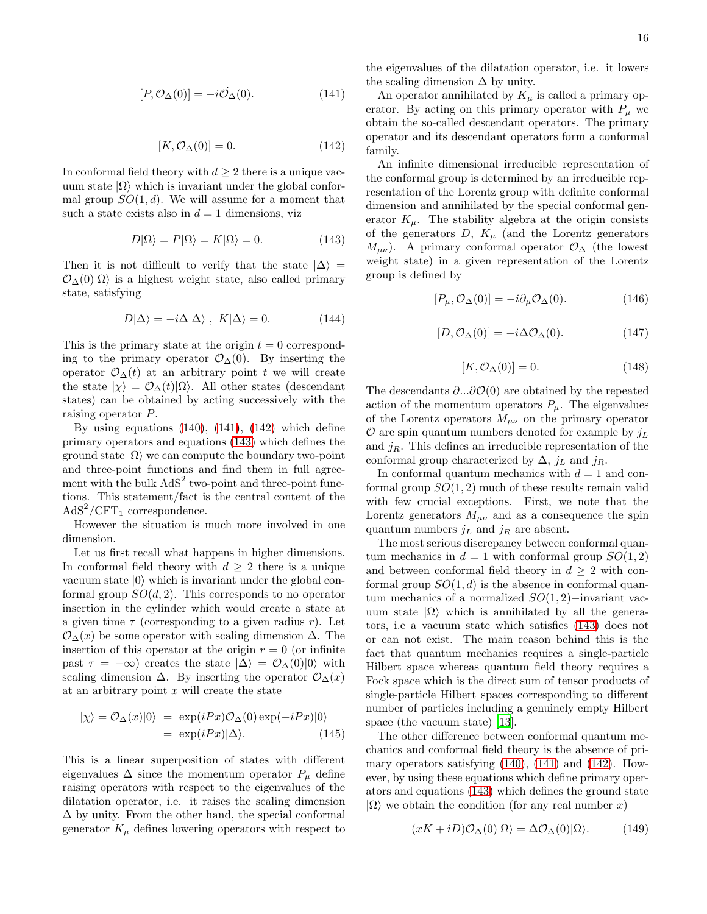$$[P, \mathcal{O}_\Delta(0)] = -i\dot{\mathcal{O}}_\Delta(0). \tag{141}$$

$$[K, \mathcal{O}_\Delta(0)] = 0. \tag{142}$$

In conformal field theory with $d \geq 2$ there is a unique vacuum state $|\Omega\rangle$ which is invariant under the global conformal group $SO(1,d)$. We will assume for a moment that such a state exists also in $d = 1$ dimensions, viz

$$D|\Omega\rangle = P|\Omega\rangle = K|\Omega\rangle = 0. \tag{143}$$

Then it is not difficult to verify that the state $|\Delta\rangle = \mathcal{O}_\Delta(0)|\Omega\rangle$ is a highest weight state, also called primary state, satisfying

$$D|\Delta\rangle = -i\Delta|\Delta\rangle \ , \ K|\Delta\rangle = 0. \tag{144}$$

This is the primary state at the origin $t = 0$ corresponding to the primary operator $\mathcal{O}_\Delta(0)$. By inserting the operator $\mathcal{O}_\Delta(t)$ at an arbitrary point $t$ we will create the state $|\chi\rangle = \mathcal{O}_\Delta(t)|\Omega\rangle$. All other states (descendant states) can be obtained by acting successively with the raising operator $P$.

By using equations (140), (141), (142) which define primary operators and equations (143) which defines the ground state $|\Omega\rangle$ we can compute the boundary two-point and three-point functions and find them in full agreement with the bulk $\mathrm{AdS}^2$ two-point and three-point functions. This statement/fact is the central content of the $\mathrm{AdS}^2/\mathrm{CFT}_1$ correspondence.

However the situation is much more involved in one dimension.

Let us first recall what happens in higher dimensions. In conformal field theory with $d \geq 2$ there is a unique vacuum state $|0\rangle$ which is invariant under the global conformal group $SO(d,2)$. This corresponds to no operator insertion in the cylinder which would create a state at a given time $\tau$ (corresponding to a given radius $r$). Let $\mathcal{O}_\Delta(x)$ be some operator with scaling dimension $\Delta$. The insertion of this operator at the origin $r = 0$ (or infinite past $\tau = -\infty$) creates the state $|\Delta\rangle = \mathcal{O}_\Delta(0)|0\rangle$ with scaling dimension $\Delta$. By inserting the operator $\mathcal{O}_\Delta(x)$ at an arbitrary point $x$ will create the state

$$\begin{aligned}
|\chi\rangle = \mathcal{O}_\Delta(x)|0\rangle &= \exp(iPx)\mathcal{O}_\Delta(0)\exp(-iPx)|0\rangle \\
&= \exp(iPx)|\Delta\rangle.
\end{aligned} \tag{145}$$

This is a linear superposition of states with different eigenvalues $\Delta$ since the momentum operator $P_\mu$ define raising operators with respect to the eigenvalues of the dilatation operator, i.e. it raises the scaling dimension $\Delta$ by unity. From the other hand, the special conformal generator $K_\mu$ defines lowering operators with respect to the eigenvalues of the dilatation operator, i.e. it lowers the scaling dimension $\Delta$ by unity.

An operator annihilated by $K_\mu$ is called a primary operator. By acting on this primary operator with $P_\mu$ we obtain the so-called descendant operators. The primary operator and its descendant operators form a conformal family.

An infinite dimensional irreducible representation of the conformal group is determined by an irreducible representation of the Lorentz group with definite conformal dimension and annihilated by the special conformal generator $K_\mu$. The stability algebra at the origin consists of the generators $D$, $K_\mu$ (and the Lorentz generators $M_{\mu\nu}$). A primary conformal operator $\mathcal{O}_\Delta$ (the lowest weight state) in a given representation of the Lorentz group is defined by

$$[P_\mu, \mathcal{O}_\Delta(0)] = -i\partial_\mu\mathcal{O}_\Delta(0). \tag{146}$$

$$[D, \mathcal{O}_\Delta(0)] = -i\Delta\mathcal{O}_\Delta(0). \tag{147}$$

$$[K, \mathcal{O}_\Delta(0)] = 0. \tag{148}$$

The descendants $\partial...\partial\mathcal{O}(0)$ are obtained by the repeated action of the momentum operators $P_\mu$. The eigenvalues of the Lorentz operators $M_{\mu\nu}$ on the primary operator $\mathcal{O}$ are spin quantum numbers denoted for example by $j_L$ and $j_R$. This defines an irreducible representation of the conformal group characterized by $\Delta$, $j_L$ and $j_R$.

In conformal quantum mechanics with $d = 1$ and conformal group $SO(1,2)$ much of these results remain valid with few crucial exceptions. First, we note that the Lorentz generators $M_{\mu\nu}$ and as a consequence the spin quantum numbers $j_L$ and $j_R$ are absent.

The most serious discrepancy between conformal quantum mechanics in $d = 1$ with conformal group $SO(1,2)$ and between conformal field theory in $d \geq 2$ with conformal group $SO(1,d)$ is the absence in conformal quantum mechanics of a normalized $SO(1,2)-$invariant vacuum state $|\Omega\rangle$ which is annihilated by all the generators, i.e a vacuum state which satisfies (143) does not or can not exist. The main reason behind this is the fact that quantum mechanics requires a single-particle Hilbert space whereas quantum field theory requires a Fock space which is the direct sum of tensor products of single-particle Hilbert spaces corresponding to different number of particles including a genuinely empty Hilbert space (the vacuum state) [13].

The other difference between conformal quantum mechanics and conformal field theory is the absence of primary operators satisfying (140), (141) and (142). However, by using these equations which define primary operators and equations (143) which defines the ground state $|\Omega\rangle$ we obtain the condition (for any real number $x$)

$$(xK + iD)\mathcal{O}_\Delta(0)|\Omega\rangle = \Delta\mathcal{O}_\Delta(0)|\Omega\rangle. \tag{149}$$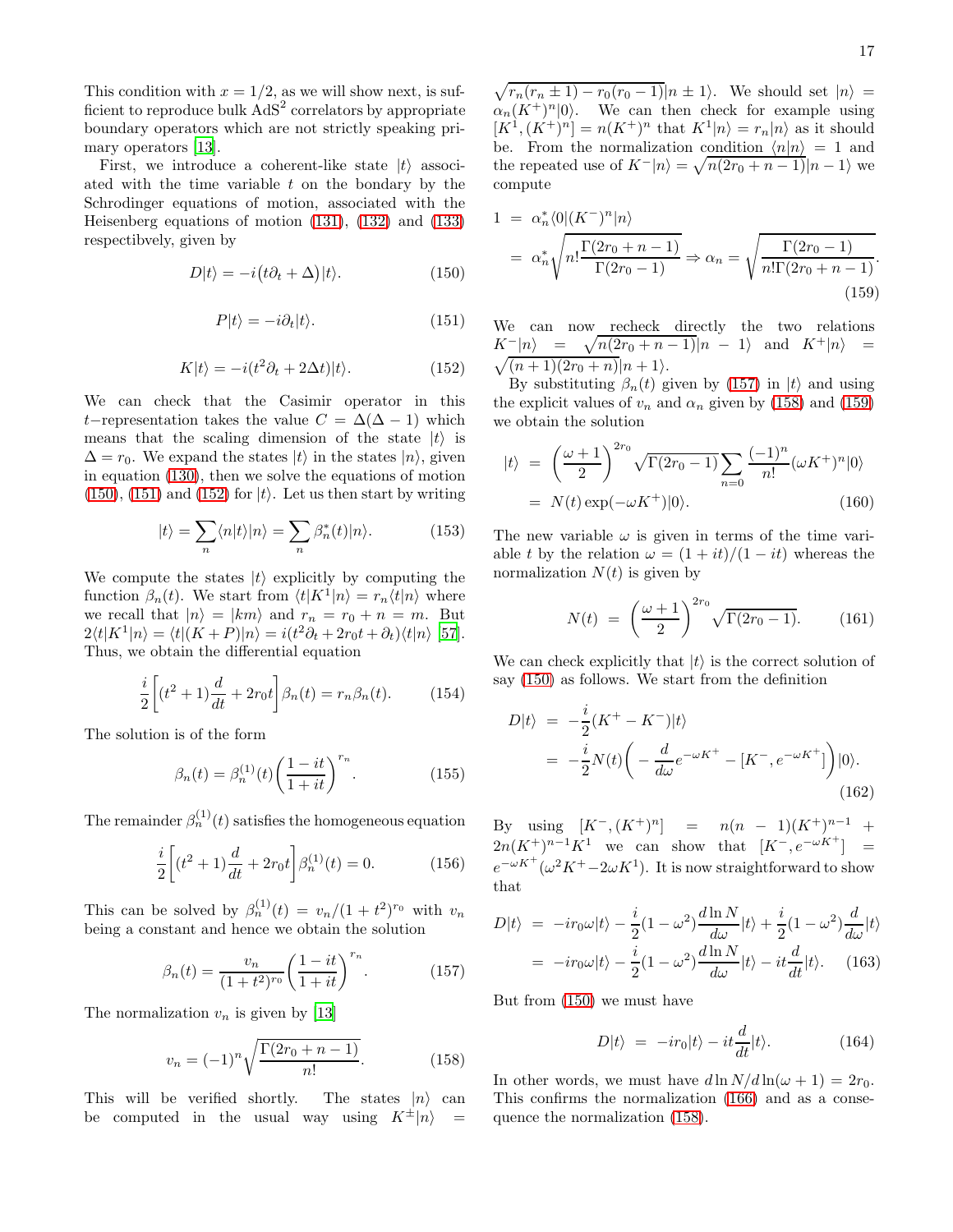This condition with $x = 1/2$, as we will show next, is sufficient to reproduce bulk $\mathrm{AdS}^2$ correlators by appropriate boundary operators which are not strictly speaking primary operators [13].

First, we introduce a coherent-like state $|t\rangle$ associated with the time variable $t$ on the bondary by the Schrodinger equations of motion, associated with the Heisenberg equations of motion (131), (132) and (133) respectibvely, given by

$$D|t\rangle = -i\big(t\partial_t + \Delta\big)|t\rangle. \tag{150}$$

$$P|t\rangle = -i\partial_t|t\rangle. \tag{151}$$

$$K|t\rangle = -i(t^2\partial_t + 2\Delta t)|t\rangle. \tag{152}$$

We can check that the Casimir operator in this $t-$representation takes the value $C = \Delta(\Delta-1)$ which means that the scaling dimension of the state $|t\rangle$ is $\Delta = r_0$. We expand the states $|t\rangle$ in the states $|n\rangle$, given in equation (130), then we solve the equations of motion (150), (151) and (152) for $|t\rangle$. Let us then start by writing

$$|t\rangle = \sum_n \langle n|t\rangle|n\rangle = \sum_n \beta_n^*(t)|n\rangle. \tag{153}$$

We compute the states $|t\rangle$ explicitly by computing the function $\beta_n(t)$. We start from $\langle t|K^1|n\rangle = r_n\langle t|n\rangle$ where we recall that $|n\rangle = |km\rangle$ and $r_n = r_0 + n = m$. But $2\langle t|K^1|n\rangle = \langle t|(K+P)|n\rangle = i(t^2\partial_t + 2r_0 t + \partial_t)\langle t|n\rangle$ [57]. Thus, we obtain the differential equation

$$\frac{i}{2}\bigg[(t^2+1)\frac{d}{dt} + 2r_0 t\bigg]\beta_n(t) = r_n\beta_n(t). \tag{154}$$

The solution is of the form

$$\beta_n(t) = \beta_n^{(1)}(t)\bigg(\frac{1-it}{1+it}\bigg)^{r_n}. \tag{155}$$

The remainder $\beta_n^{(1)}(t)$ satisfies the homogeneous equation

$$\frac{i}{2}\bigg[(t^2+1)\frac{d}{dt} + 2r_0 t\bigg]\beta_n^{(1)}(t) = 0. \tag{156}$$

This can be solved by $\beta_n^{(1)}(t) = v_n/(1+t^2)^{r_0}$ with $v_n$ being a constant and hence we obtain the solution

$$\beta_n(t) = \frac{v_n}{(1+t^2)^{r_0}}\bigg(\frac{1-it}{1+it}\bigg)^{r_n}. \tag{157}$$

The normalization $v_n$ is given by [13]

$$v_n = (-1)^n\sqrt{\frac{\Gamma(2r_0+n-1)}{n!}}. \tag{158}$$

This will be verified shortly. The states $|n\rangle$ can be computed in the usual way using $K^{\pm}|n\rangle = \sqrt{r_n(r_n \pm 1) - r_0(r_0-1)}|n\pm 1\rangle$. We should set $|n\rangle = \alpha_n(K^+)^n|0\rangle$. We can then check for example using $[K^1,(K^+)^n] = n(K^+)^n$ that $K^1|n\rangle = r_n|n\rangle$ as it should be. From the normalization condition $\langle n|n\rangle = 1$ and the repeated use of $K^-|n\rangle = \sqrt{n(2r_0+n-1)}|n-1\rangle$ we compute

$$\begin{aligned}
1 &= \alpha_n^*\langle 0|(K^-)^n|n\rangle \\
&= \alpha_n^*\sqrt{n!\frac{\Gamma(2r_0+n-1)}{\Gamma(2r_0-1)}} \Rightarrow \alpha_n = \sqrt{\frac{\Gamma(2r_0-1)}{n!\Gamma(2r_0+n-1)}}.
\end{aligned} \tag{159}$$

We can now recheck directly the two relations $K^-|n\rangle = \sqrt{n(2r_0+n-1)}|n-1\rangle$ and $K^+|n\rangle = \sqrt{(n+1)(2r_0+n)}|n+1\rangle$.

By substituting $\beta_n(t)$ given by (157) in $|t\rangle$ and using the explicit values of $v_n$ and $\alpha_n$ given by (158) and (159) we obtain the solution

$$\begin{aligned}
|t\rangle &= \bigg(\frac{\omega+1}{2}\bigg)^{2r_0}\sqrt{\Gamma(2r_0-1)}\sum_{n=0}\frac{(-1)^n}{n!}(\omega K^+)^n|0\rangle \\
&= N(t)\exp(-\omega K^+)|0\rangle.
\end{aligned} \tag{160}$$

The new variable $\omega$ is given in terms of the time variable $t$ by the relation $\omega = (1+it)/(1-it)$ whereas the normalization $N(t)$ is given by

$$N(t) = \bigg(\frac{\omega+1}{2}\bigg)^{2r_0}\sqrt{\Gamma(2r_0-1)}. \tag{161}$$

We can check explicitly that $|t\rangle$ is the correct solution of say (150) as follows. We start from the definition

$$\begin{aligned}
D|t\rangle &= -\frac{i}{2}(K^+ - K^-)|t\rangle \\
&= -\frac{i}{2}N(t)\bigg(-\frac{d}{d\omega}e^{-\omega K^+} - [K^-, e^{-\omega K^+}]\bigg)|0\rangle.
\end{aligned} \tag{162}$$

By using $[K^-,(K^+)^n] = n(n-1)(K^+)^{n-1} + 2n(K^+)^{n-1}K^1$ we can show that $[K^-, e^{-\omega K^+}] = e^{-\omega K^+}(\omega^2 K^+ - 2\omega K^1)$. It is now straightforward to show that

$$\begin{aligned}
D|t\rangle &= -ir_0\omega|t\rangle - \frac{i}{2}(1-\omega^2)\frac{d\ln N}{d\omega}|t\rangle + \frac{i}{2}(1-\omega^2)\frac{d}{d\omega}|t\rangle \\
&= -ir_0\omega|t\rangle - \frac{i}{2}(1-\omega^2)\frac{d\ln N}{d\omega}|t\rangle - it\frac{d}{dt}|t\rangle.
\end{aligned} \tag{163}$$

But from (150) we must have

$$D|t\rangle = -ir_0|t\rangle - it\frac{d}{dt}|t\rangle. \tag{164}$$

In other words, we must have $d\ln N/d\ln(\omega+1) = 2r_0$. This confirms the normalization (166) and as a consequence the normalization (158).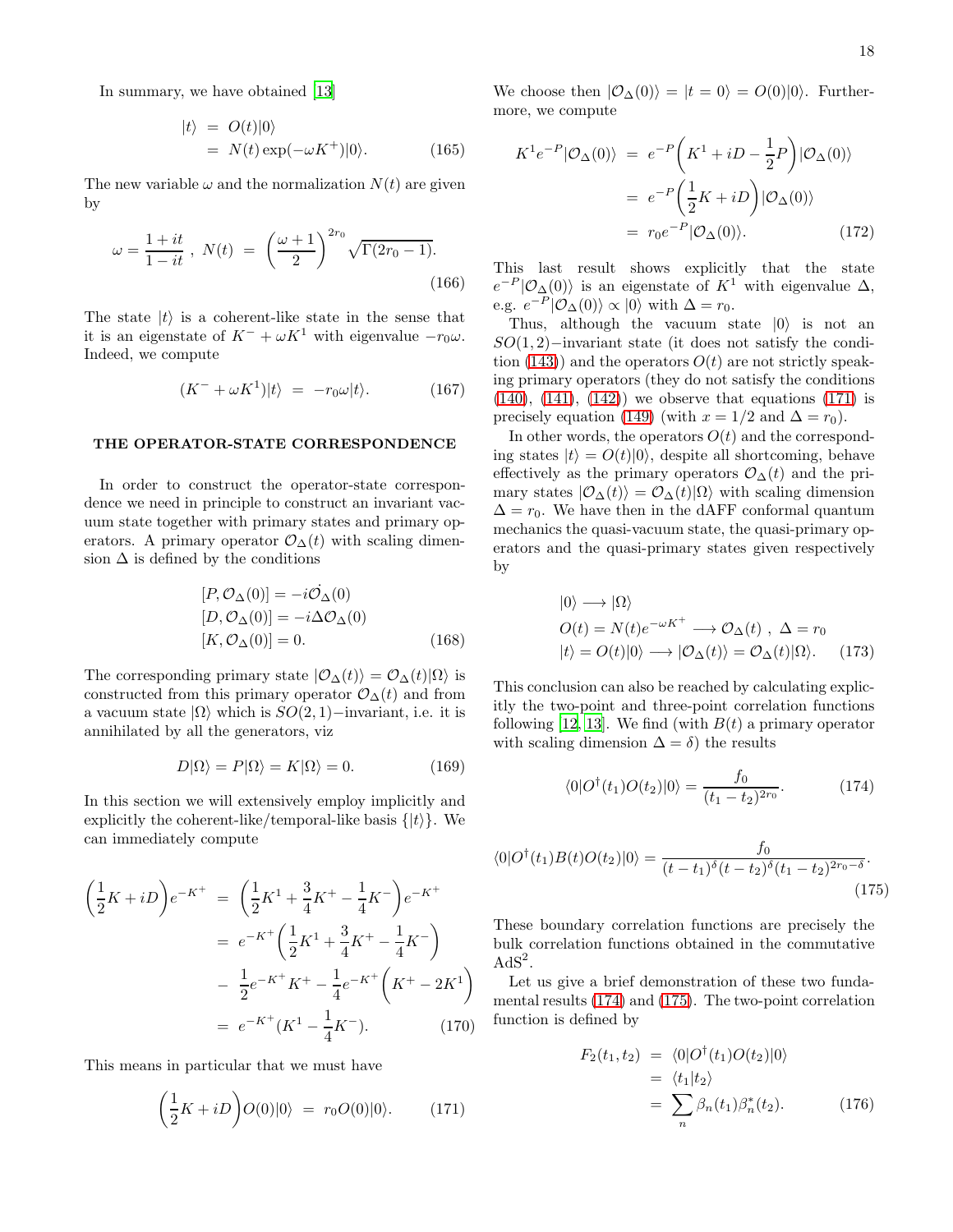In summary, we have obtained [13]

$$
\begin{aligned}
|t\rangle &= O(t)|0\rangle \\
&= N(t)\exp(-\omega K^{+})|0\rangle. \qquad (165)
\end{aligned}
$$

The new variable $\omega$ and the normalization $N(t)$ are given by

$$
\omega=\frac{1+it}{1-it}\ ,\ N(t)\ =\ \left(\frac{\omega+1}{2}\right)^{2r_0}\sqrt{\Gamma(2r_0-1)}. \qquad (166)
$$

The state $|t\rangle$ is a coherent-like state in the sense that it is an eigenstate of $K^{-}+\omega K^{1}$ with eigenvalue $-r_0\omega$. Indeed, we compute

$$
(K^{-}+\omega K^{1})|t\rangle\ =\ -r_0\omega|t\rangle. \qquad (167)
$$

## THE OPERATOR-STATE CORRESPONDENCE

In order to construct the operator-state correspondence we need in principle to construct an invariant vacuum state together with primary states and primary operators. A primary operator $\mathcal{O}_\Delta(t)$ with scaling dimension $\Delta$ is defined by the conditions

$$
\begin{aligned}
&[P,\mathcal{O}_\Delta(0)]=-i\dot{\mathcal{O}_\Delta}(0)\\
&[D,\mathcal{O}_\Delta(0)]=-i\Delta\mathcal{O}_\Delta(0)\\
&[K,\mathcal{O}_\Delta(0)]=0. \qquad (168)
\end{aligned}
$$

The corresponding primary state $|\mathcal{O}_\Delta(t)\rangle=\mathcal{O}_\Delta(t)|\Omega\rangle$ is constructed from this primary operator $\mathcal{O}_\Delta(t)$ and from a vacuum state $|\Omega\rangle$ which is $SO(2,1)-$invariant, i.e. it is annihilated by all the generators, viz

$$
D|\Omega\rangle=P|\Omega\rangle=K|\Omega\rangle=0. \qquad (169)
$$

In this section we will extensively employ implicitly and explicitly the coherent-like/temporal-like basis $\{|t\rangle\}$. We can immediately compute

$$
\begin{aligned}
\bigg(\frac{1}{2}K+iD\bigg)e^{-K^{+}} &= \bigg(\frac{1}{2}K^{1}+\frac{3}{4}K^{+}-\frac{1}{4}K^{-}\bigg)e^{-K^{+}}\\
&= e^{-K^{+}}\bigg(\frac{1}{2}K^{1}+\frac{3}{4}K^{+}-\frac{1}{4}K^{-}\bigg)\\
&- \frac{1}{2}e^{-K^{+}}K^{+}-\frac{1}{4}e^{-K^{+}}\bigg(K^{+}-2K^{1}\bigg)\\
&= e^{-K^{+}}(K^{1}-\frac{1}{4}K^{-}). \qquad (170)
\end{aligned}
$$

This means in particular that we must have

$$
\bigg(\frac{1}{2}K+iD\bigg)O(0)|0\rangle\ =\ r_0O(0)|0\rangle. \qquad (171)
$$

We choose then $|\mathcal{O}_\Delta(0)\rangle=|t=0\rangle=O(0)|0\rangle$. Furthermore, we compute

$$
\begin{aligned}
K^{1}e^{-P}|\mathcal{O}_\Delta(0)\rangle &= e^{-P}\bigg(K^{1}+iD-\frac{1}{2}P\bigg)|\mathcal{O}_\Delta(0)\rangle\\
&= e^{-P}\bigg(\frac{1}{2}K+iD\bigg)|\mathcal{O}_\Delta(0)\rangle\\
&= r_0e^{-P}|\mathcal{O}_\Delta(0)\rangle. \qquad (172)
\end{aligned}
$$

This last result shows explicitly that the state $e^{-P}|\mathcal{O}_\Delta(0)\rangle$ is an eigenstate of $K^{1}$ with eigenvalue $\Delta$, e.g. $e^{-P}|\mathcal{O}_\Delta(0)\rangle\propto|0\rangle$ with $\Delta=r_0$.

Thus, although the vacuum state $|0\rangle$ is not an $SO(1,2)-$invariant state (it does not satisfy the condition (143)) and the operators $O(t)$ are not strictly speaking primary operators (they do not satisfy the conditions (140), (141), (142)) we observe that equations (171) is precisely equation (149) (with $x=1/2$ and $\Delta=r_0$).

In other words, the operators $O(t)$ and the corresponding states $|t\rangle=O(t)|0\rangle$, despite all shortcoming, behave effectively as the primary operators $\mathcal{O}_\Delta(t)$ and the primary states $|\mathcal{O}_\Delta(t)\rangle=\mathcal{O}_\Delta(t)|\Omega\rangle$ with scaling dimension $\Delta=r_0$. We have then in the dAFF conformal quantum mechanics the quasi-vacuum state, the quasi-primary operators and the quasi-primary states given respectively by

$$
\begin{aligned}
&|0\rangle\longrightarrow|\Omega\rangle\\
&O(t)=N(t)e^{-\omega K^{+}}\longrightarrow\mathcal{O}_\Delta(t)\ ,\ \Delta=r_0\\
&|t\rangle=O(t)|0\rangle\longrightarrow|\mathcal{O}_\Delta(t)\rangle=\mathcal{O}_\Delta(t)|\Omega\rangle. \qquad (173)
\end{aligned}
$$

This conclusion can also be reached by calculating explicitly the two-point and three-point correlation functions following [12, 13]. We find (with $B(t)$ a primary operator with scaling dimension $\Delta=\delta$) the results

$$
\langle 0|O^{\dagger}(t_1)O(t_2)|0\rangle=\frac{f_0}{(t_1-t_2)^{2r_0}}. \qquad (174)
$$

$$
\langle 0|O^{\dagger}(t_1)B(t)O(t_2)|0\rangle=\frac{f_0}{(t-t_1)^{\delta}(t-t_2)^{\delta}(t_1-t_2)^{2r_0-\delta}}. \qquad (175)
$$

These boundary correlation functions are precisely the bulk correlation functions obtained in the commutative $\text{AdS}^2$.

Let us give a brief demonstration of these two fundamental results (174) and (175). The two-point correlation function is defined by

$$
\begin{aligned}
F_2(t_1,t_2) &= \langle 0|O^{\dagger}(t_1)O(t_2)|0\rangle\\
&= \langle t_1|t_2\rangle\\
&= \sum_n\beta_n(t_1)\beta_n^{*}(t_2). \qquad (176)
\end{aligned}
$$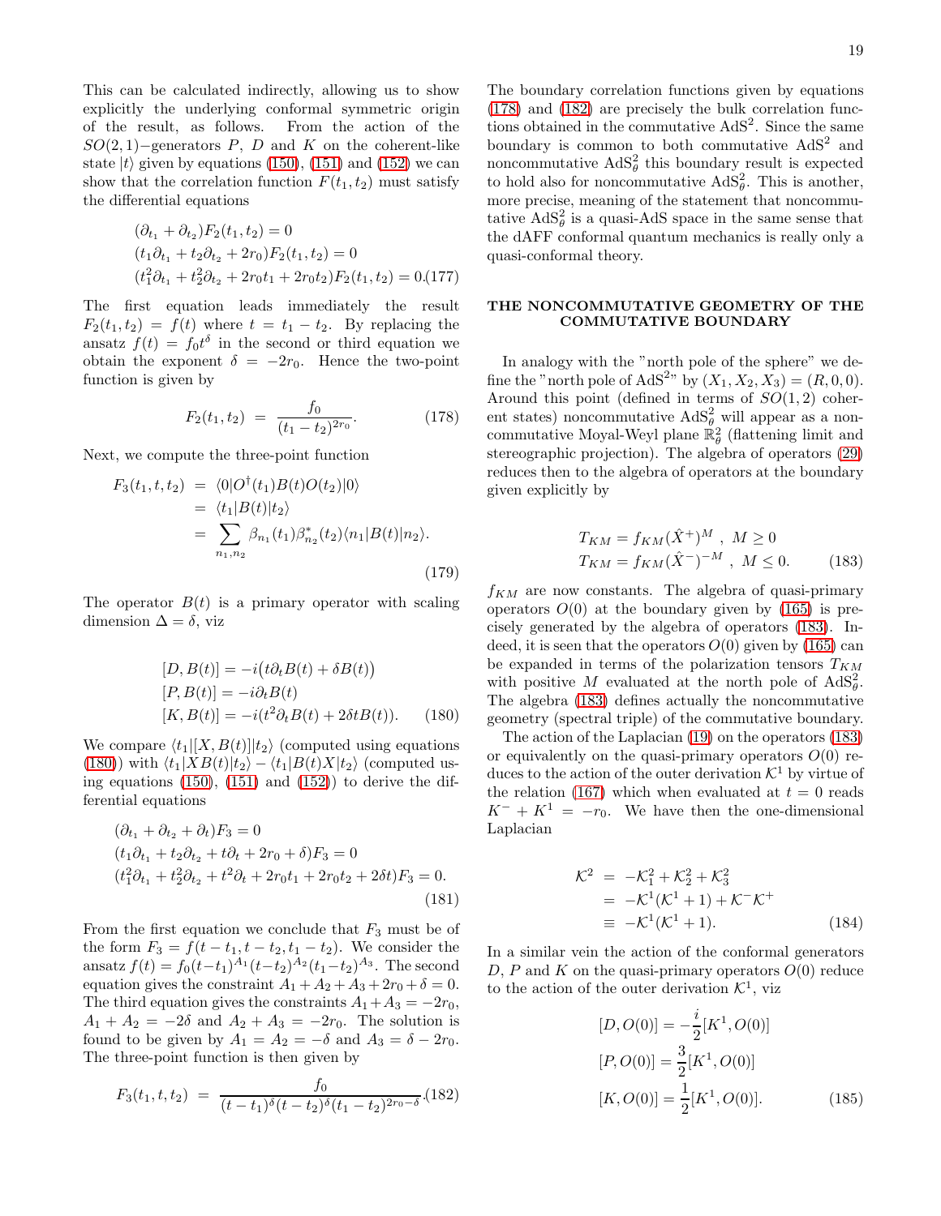This can be calculated indirectly, allowing us to show explicitly the underlying conformal symmetric origin of the result, as follows. From the action of the $SO(2,1)-$generators $P$, $D$ and $K$ on the coherent-like state $|t\rangle$ given by equations (150), (151) and (152) we can show that the correlation function $F(t_1,t_2)$ must satisfy the differential equations

$$
\begin{aligned}
&(\partial_{t_1}+\partial_{t_2})F_2(t_1,t_2)=0\\
&(t_1\partial_{t_1}+t_2\partial_{t_2}+2r_0)F_2(t_1,t_2)=0\\
&(t_1^2\partial_{t_1}+t_2^2\partial_{t_2}+2r_0t_1+2r_0t_2)F_2(t_1,t_2)=0. \quad (177)
\end{aligned}
$$

The first equation leads immediately the result $F_2(t_1,t_2)=f(t)$ where $t=t_1-t_2$. By replacing the ansatz $f(t)=f_0t^\delta$ in the second or third equation we obtain the exponent $\delta=-2r_0$. Hence the two-point function is given by

$$
F_2(t_1,t_2) \;=\; \frac{f_0}{(t_1-t_2)^{2r_0}}. \quad (178)
$$

Next, we compute the three-point function

$$
\begin{aligned}
F_3(t_1,t,t_2) &= \langle 0|O^\dagger(t_1)B(t)O(t_2)|0\rangle\\
&= \langle t_1|B(t)|t_2\rangle\\
&= \sum_{n_1,n_2}\beta_{n_1}(t_1)\beta^*_{n_2}(t_2)\langle n_1|B(t)|n_2\rangle. \quad (179)
\end{aligned}
$$

The operator $B(t)$ is a primary operator with scaling dimension $\Delta=\delta$, viz

$$
\begin{aligned}
&[D,B(t)]=-i\big(t\partial_tB(t)+\delta B(t)\big)\\
&[P,B(t)]=-i\partial_tB(t)\\
&[K,B(t)]=-i(t^2\partial_tB(t)+2\delta tB(t)). \quad (180)
\end{aligned}
$$

We compare $\langle t_1|[X,B(t)]|t_2\rangle$ (computed using equations (180)) with $\langle t_1|XB(t)|t_2\rangle-\langle t_1|B(t)X|t_2\rangle$ (computed using equations (150), (151) and (152)) to derive the differential equations

$$
\begin{aligned}
&(\partial_{t_1}+\partial_{t_2}+\partial_t)F_3=0\\
&(t_1\partial_{t_1}+t_2\partial_{t_2}+t\partial_t+2r_0+\delta)F_3=0\\
&(t_1^2\partial_{t_1}+t_2^2\partial_{t_2}+t^2\partial_t+2r_0t_1+2r_0t_2+2\delta t)F_3=0. \quad (181)
\end{aligned}
$$

From the first equation we conclude that $F_3$ must be of the form $F_3=f(t-t_1,t-t_2,t_1-t_2)$. We consider the ansatz $f(t)=f_0(t-t_1)^{A_1}(t-t_2)^{A_2}(t_1-t_2)^{A_3}$. The second equation gives the constraint $A_1+A_2+A_3+2r_0+\delta=0$. The third equation gives the constraints $A_1+A_3=-2r_0$, $A_1+A_2=-2\delta$ and $A_2+A_3=-2r_0$. The solution is found to be given by $A_1=A_2=-\delta$ and $A_3=\delta-2r_0$. The three-point function is then given by

$$
F_3(t_1,t,t_2) \;=\; \frac{f_0}{(t-t_1)^\delta(t-t_2)^\delta(t_1-t_2)^{2r_0-\delta}}. \quad (182)
$$

The boundary correlation functions given by equations (178) and (182) are precisely the bulk correlation functions obtained in the commutative $\mathrm{AdS}^2$. Since the same boundary is common to both commutative $\mathrm{AdS}^2$ and noncommutative $\mathrm{AdS}^2_\theta$ this boundary result is expected to hold also for noncommutative $\mathrm{AdS}^2_\theta$. This is another, more precise, meaning of the statement that noncommutative $\mathrm{AdS}^2_\theta$ is a quasi-AdS space in the same sense that the dAFF conformal quantum mechanics is really only a quasi-conformal theory.

## THE NONCOMMUTATIVE GEOMETRY OF THE COMMUTATIVE BOUNDARY

In analogy with the "north pole of the sphere" we define the "north pole of $\mathrm{AdS}^2$" by $(X_1,X_2,X_3)=(R,0,0)$. Around this point (defined in terms of $SO(1,2)$ coherent states) noncommutative $\mathrm{AdS}^2_\theta$ will appear as a noncommutative Moyal-Weyl plane $\mathbb{R}^2_\theta$ (flattening limit and stereographic projection). The algebra of operators (29) reduces then to the algebra of operators at the boundary given explicitly by

$$
\begin{aligned}
&T_{KM}=f_{KM}(\hat{X}^+)^M\;,\;M\geq 0\\
&T_{KM}=f_{KM}(\hat{X}^-)^{-M}\;,\;M\leq 0. \quad (183)
\end{aligned}
$$

$f_{KM}$ are now constants. The algebra of quasi-primary operators $O(0)$ at the boundary given by (165) is precisely generated by the algebra of operators (183). Indeed, it is seen that the operators $O(0)$ given by (165) can be expanded in terms of the polarization tensors $T_{KM}$ with positive $M$ evaluated at the north pole of $\mathrm{AdS}^2_\theta$. The algebra (183) defines actually the noncommutative geometry (spectral triple) of the commutative boundary.

The action of the Laplacian (19) on the operators (183) or equivalently on the quasi-primary operators $O(0)$ reduces to the action of the outer derivation $\mathcal{K}^1$ by virtue of the relation (167) which when evaluated at $t=0$ reads $K^-+K^1=-r_0$. We have then the one-dimensional Laplacian

$$
\begin{aligned}
\mathcal{K}^2 &= -\mathcal{K}_1^2+\mathcal{K}_2^2+\mathcal{K}_3^2\\
&= -\mathcal{K}^1(\mathcal{K}^1+1)+\mathcal{K}^-\mathcal{K}^+\\
&\equiv -\mathcal{K}^1(\mathcal{K}^1+1). \quad (184)
\end{aligned}
$$

In a similar vein the action of the conformal generators $D$, $P$ and $K$ on the quasi-primary operators $O(0)$ reduce to the action of the outer derivation $\mathcal{K}^1$, viz

$$
\begin{aligned}
&[D,O(0)]=-\frac{i}{2}[K^1,O(0)]\\
&[P,O(0)]=\frac{3}{2}[K^1,O(0)]\\
&[K,O(0)]=\frac{1}{2}[K^1,O(0)]. \quad (185)
\end{aligned}
$$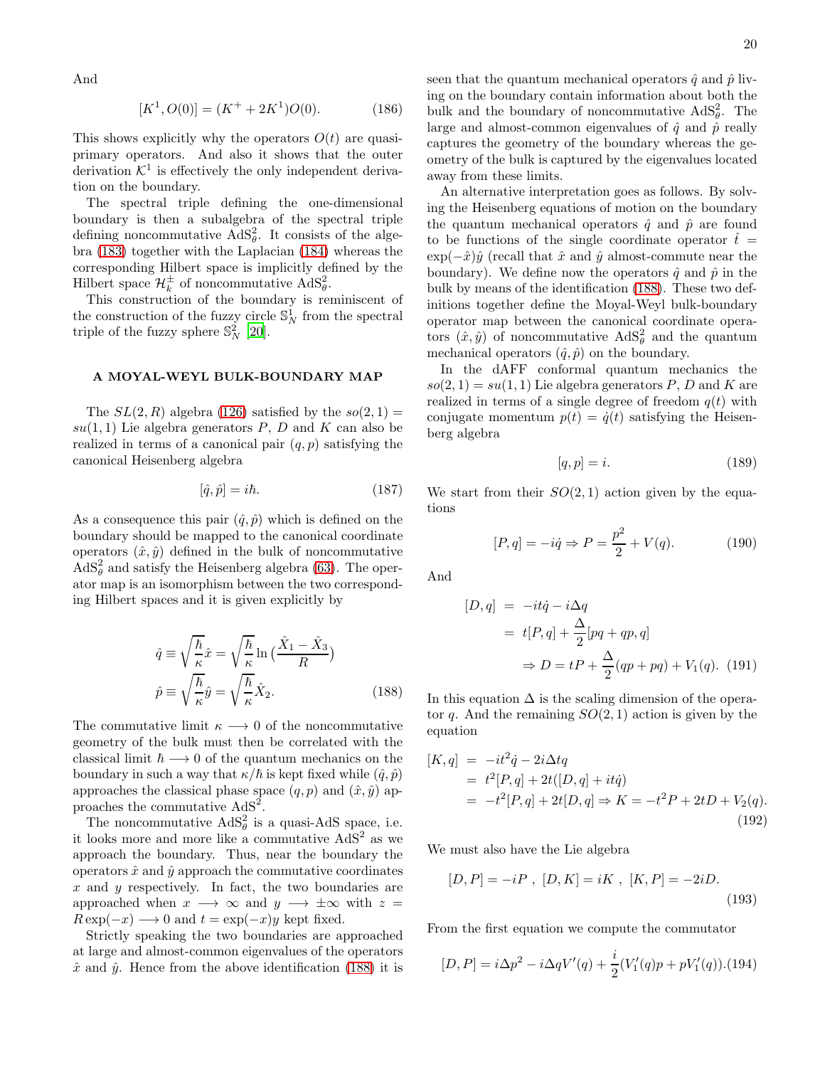And

$$[K^1, O(0)] = (K^+ + 2K^1)O(0). \tag{186}$$

This shows explicitly why the operators $O(t)$ are quasi-primary operators. And also it shows that the outer derivation $\mathcal{K}^1$ is effectively the only independent derivation on the boundary.

The spectral triple defining the one-dimensional boundary is then a subalgebra of the spectral triple defining noncommutative $\mathrm{AdS}^2_\theta$. It consists of the algebra (183) together with the Laplacian (184) whereas the corresponding Hilbert space is implicitly defined by the Hilbert space $\mathcal{H}^\pm_k$ of noncommutative $\mathrm{AdS}^2_\theta$.

This construction of the boundary is reminiscent of the construction of the fuzzy circle $\mathbb{S}^1_N$ from the spectral triple of the fuzzy sphere $\mathbb{S}^2_N$ [20].

## A MOYAL-WEYL BULK-BOUNDARY MAP

The $SL(2,R)$ algebra (126) satisfied by the $so(2,1) = su(1,1)$ Lie algebra generators $P$, $D$ and $K$ can also be realized in terms of a canonical pair $(q,p)$ satisfying the canonical Heisenberg algebra

$$[\hat{q}, \hat{p}] = i\hbar. \tag{187}$$

As a consequence this pair $(\hat{q},\hat{p})$ which is defined on the boundary should be mapped to the canonical coordinate operators $(\hat{x},\hat{y})$ defined in the bulk of noncommutative $\mathrm{AdS}^2_\theta$ and satisfy the Heisenberg algebra (63). The operator map is an isomorphism between the two corresponding Hilbert spaces and it is given explicitly by

$$\hat{q} \equiv \sqrt{\frac{\hbar}{\kappa}}\hat{x} = \sqrt{\frac{\hbar}{\kappa}}\ln\big(\frac{\hat{X}_1 - \hat{X}_3}{R}\big)$$
$$\hat{p} \equiv \sqrt{\frac{\hbar}{\kappa}}\hat{y} = \sqrt{\frac{\hbar}{\kappa}}\hat{X}_2. \tag{188}$$

The commutative limit $\kappa \longrightarrow 0$ of the noncommutative geometry of the bulk must then be correlated with the classical limit $\hbar \longrightarrow 0$ of the quantum mechanics on the boundary in such a way that $\kappa/\hbar$ is kept fixed while $(\hat{q},\hat{p})$ approaches the classical phase space $(q,p)$ and $(\hat{x},\hat{y})$ approaches the commutative $\mathrm{AdS}^2$.

The noncommutative $\mathrm{AdS}^2_\theta$ is a quasi-AdS space, i.e. it looks more and more like a commutative $\mathrm{AdS}^2$ as we approach the boundary. Thus, near the boundary the operators $\hat{x}$ and $\hat{y}$ approach the commutative coordinates $x$ and $y$ respectively. In fact, the two boundaries are approached when $x \longrightarrow \infty$ and $y \longrightarrow \pm\infty$ with $z = R\exp(-x) \longrightarrow 0$ and $t = \exp(-x)y$ kept fixed.

Strictly speaking the two boundaries are approached at large and almost-common eigenvalues of the operators $\hat{x}$ and $\hat{y}$. Hence from the above identification (188) it is seen that the quantum mechanical operators $\hat{q}$ and $\hat{p}$ living on the boundary contain information about both the bulk and the boundary of noncommutative $\mathrm{AdS}^2_\theta$. The large and almost-common eigenvalues of $\hat{q}$ and $\hat{p}$ really captures the geometry of the boundary whereas the geometry of the bulk is captured by the eigenvalues located away from these limits.

An alternative interpretation goes as follows. By solving the Heisenberg equations of motion on the boundary the quantum mechanical operators $\hat{q}$ and $\hat{p}$ are found to be functions of the single coordinate operator $\hat{t} = \exp(-\hat{x})\hat{y}$ (recall that $\hat{x}$ and $\hat{y}$ almost-commute near the boundary). We define now the operators $\hat{q}$ and $\hat{p}$ in the bulk by means of the identification (188). These two definitions together define the Moyal-Weyl bulk-boundary operator map between the canonical coordinate operators $(\hat{x},\hat{y})$ of noncommutative $\mathrm{AdS}^2_\theta$ and the quantum mechanical operators $(\hat{q},\hat{p})$ on the boundary.

In the dAFF conformal quantum mechanics the $so(2,1) = su(1,1)$ Lie algebra generators $P$, $D$ and $K$ are realized in terms of a single degree of freedom $q(t)$ with conjugate momentum $p(t) = \dot{q}(t)$ satisfying the Heisenberg algebra

$$[q,p] = i. \tag{189}$$

We start from their $SO(2,1)$ action given by the equations

$$[P,q] = -i\dot{q} \Rightarrow P = \frac{p^2}{2} + V(q). \tag{190}$$

And

$$\begin{aligned}
[D,q] &= -it\dot{q} - i\Delta q \\
&= t[P,q] + \frac{\Delta}{2}[pq + qp, q] \\
&\qquad \Rightarrow D = tP + \frac{\Delta}{2}(qp + pq) + V_1(q).
\end{aligned} \tag{191}$$

In this equation $\Delta$ is the scaling dimension of the operator $q$. And the remaining $SO(2,1)$ action is given by the equation

$$\begin{aligned}
[K,q] &= -it^2\dot{q} - 2i\Delta t q \\
&= t^2[P,q] + 2t([D,q] + it\dot{q}) \\
&= -t^2[P,q] + 2t[D,q] \Rightarrow K = -t^2 P + 2tD + V_2(q).
\end{aligned} \tag{192}$$

We must also have the Lie algebra

$$[D,P] = -iP \ , \ [D,K] = iK \ , \ [K,P] = -2iD. \tag{193}$$

From the first equation we compute the commutator

$$[D,P] = i\Delta p^2 - i\Delta q V'(q) + \frac{i}{2}(V_1'(q)p + pV_1'(q)). \tag{194}$$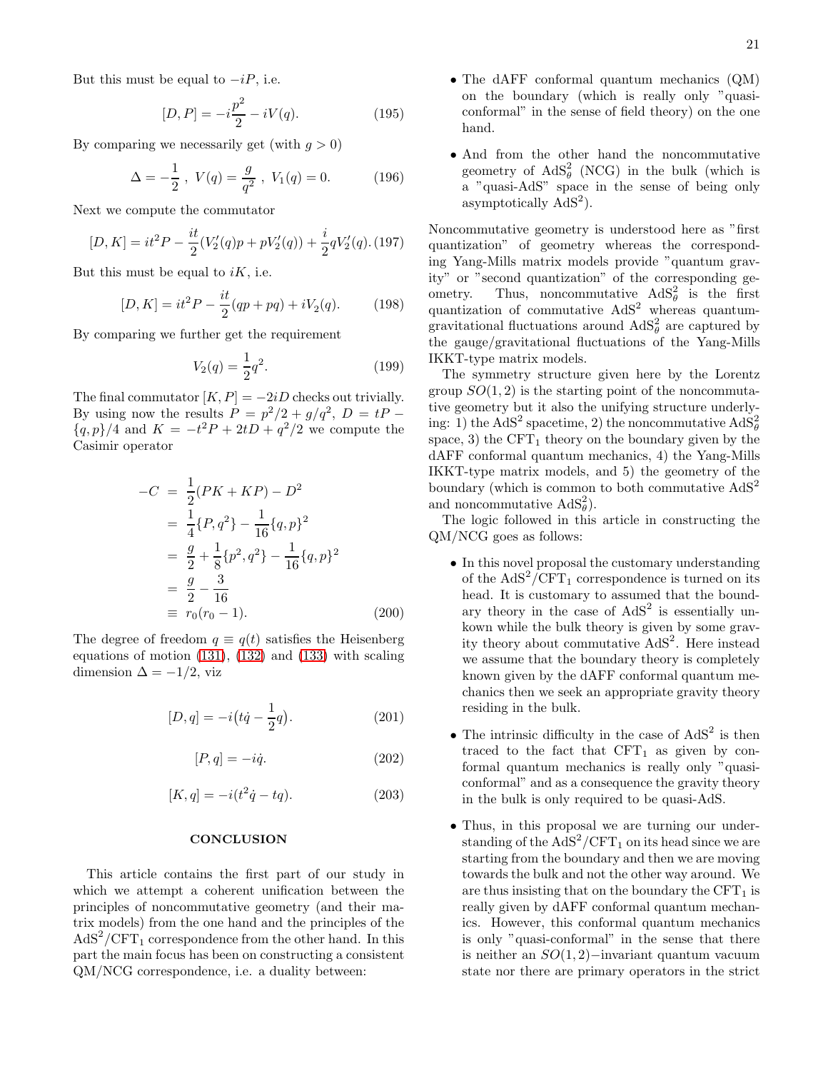But this must be equal to $-iP$, i.e.

$$[D,P] = -i\frac{p^2}{2} - iV(q). \tag{195}$$

By comparing we necessarily get (with $g > 0$)

$$\Delta = -\frac{1}{2}\ ,\ V(q) = \frac{g}{q^2}\ ,\ V_1(q) = 0. \tag{196}$$

Next we compute the commutator

$$[D,K] = it^2P - \frac{it}{2}(V_2'(q)p + pV_2'(q)) + \frac{i}{2}qV_2'(q). \tag{197}$$

But this must be equal to $iK$, i.e.

$$[D,K] = it^2P - \frac{it}{2}(qp+pq) + iV_2(q). \tag{198}$$

By comparing we further get the requirement

$$V_2(q) = \frac{1}{2}q^2. \tag{199}$$

The final commutator $[K,P] = -2iD$ checks out trivially. By using now the results $P = p^2/2 + g/q^2$, $D = tP - \{q,p\}/4$ and $K = -t^2P + 2tD + q^2/2$ we compute the Casimir operator

$$\begin{aligned}
-C &= \frac{1}{2}(PK+KP) - D^2 \\
&= \frac{1}{4}\{P,q^2\} - \frac{1}{16}\{q,p\}^2 \\
&= \frac{g}{2} + \frac{1}{8}\{p^2,q^2\} - \frac{1}{16}\{q,p\}^2 \\
&= \frac{g}{2} - \frac{3}{16} \\
&\equiv r_0(r_0-1).
\end{aligned} \tag{200}$$

The degree of freedom $q \equiv q(t)$ satisfies the Heisenberg equations of motion (131), (132) and (133) with scaling dimension $\Delta = -1/2$, viz

$$[D,q] = -i\big(t\dot{q} - \frac{1}{2}q\big). \tag{201}$$

$$[P,q] = -i\dot{q}. \tag{202}$$

$$[K,q] = -i(t^2\dot{q} - tq). \tag{203}$$

## CONCLUSION

This article contains the first part of our study in which we attempt a coherent unification between the principles of noncommutative geometry (and their matrix models) from the one hand and the principles of the $\mathrm{AdS}^2/\mathrm{CFT}_1$ correspondence from the other hand. In this part the main focus has been on constructing a consistent QM/NCG correspondence, i.e. a duality between:

- The dAFF conformal quantum mechanics (QM) on the boundary (which is really only "quasi-conformal" in the sense of field theory) on the one hand.
- And from the other hand the noncommutative geometry of $\mathrm{AdS}^2_\theta$ (NCG) in the bulk (which is a "quasi-AdS" space in the sense of being only asymptotically $\mathrm{AdS}^2$).

Noncommutative geometry is understood here as "first quantization" of geometry whereas the corresponding Yang-Mills matrix models provide "quantum gravity" or "second quantization" of the corresponding geometry. Thus, noncommutative $\mathrm{AdS}^2_\theta$ is the first quantization of commutative $\mathrm{AdS}^2$ whereas quantum-gravitational fluctuations around $\mathrm{AdS}^2_\theta$ are captured by the gauge/gravitational fluctuations of the Yang-Mills IKKT-type matrix models.

The symmetry structure given here by the Lorentz group $SO(1,2)$ is the starting point of the noncommutative geometry but it also the unifying structure underlying: 1) the $\mathrm{AdS}^2$ spacetime, 2) the noncommutative $\mathrm{AdS}^2_\theta$ space, 3) the $\mathrm{CFT}_1$ theory on the boundary given by the dAFF conformal quantum mechanics, 4) the Yang-Mills IKKT-type matrix models, and 5) the geometry of the boundary (which is common to both commutative $\mathrm{AdS}^2$ and noncommutative $\mathrm{AdS}^2_\theta$).

The logic followed in this article in constructing the QM/NCG goes as follows:

- In this novel proposal the customary understanding of the $\mathrm{AdS}^2/\mathrm{CFT}_1$ correspondence is turned on its head. It is customary to assumed that the boundary theory in the case of $\mathrm{AdS}^2$ is essentially unkown while the bulk theory is given by some gravity theory about commutative $\mathrm{AdS}^2$. Here instead we assume that the boundary theory is completely known given by the dAFF conformal quantum mechanics then we seek an appropriate gravity theory residing in the bulk.
- The intrinsic difficulty in the case of $\mathrm{AdS}^2$ is then traced to the fact that $\mathrm{CFT}_1$ as given by conformal quantum mechanics is really only "quasi-conformal" and as a consequence the gravity theory in the bulk is only required to be quasi-AdS.
- Thus, in this proposal we are turning our understanding of the $\mathrm{AdS}^2/\mathrm{CFT}_1$ on its head since we are starting from the boundary and then we are moving towards the bulk and not the other way around. We are thus insisting that on the boundary the $\mathrm{CFT}_1$ is really given by dAFF conformal quantum mechanics. However, this conformal quantum mechanics is only "quasi-conformal" in the sense that there is neither an $SO(1,2)-$invariant quantum vacuum state nor there are primary operators in the strict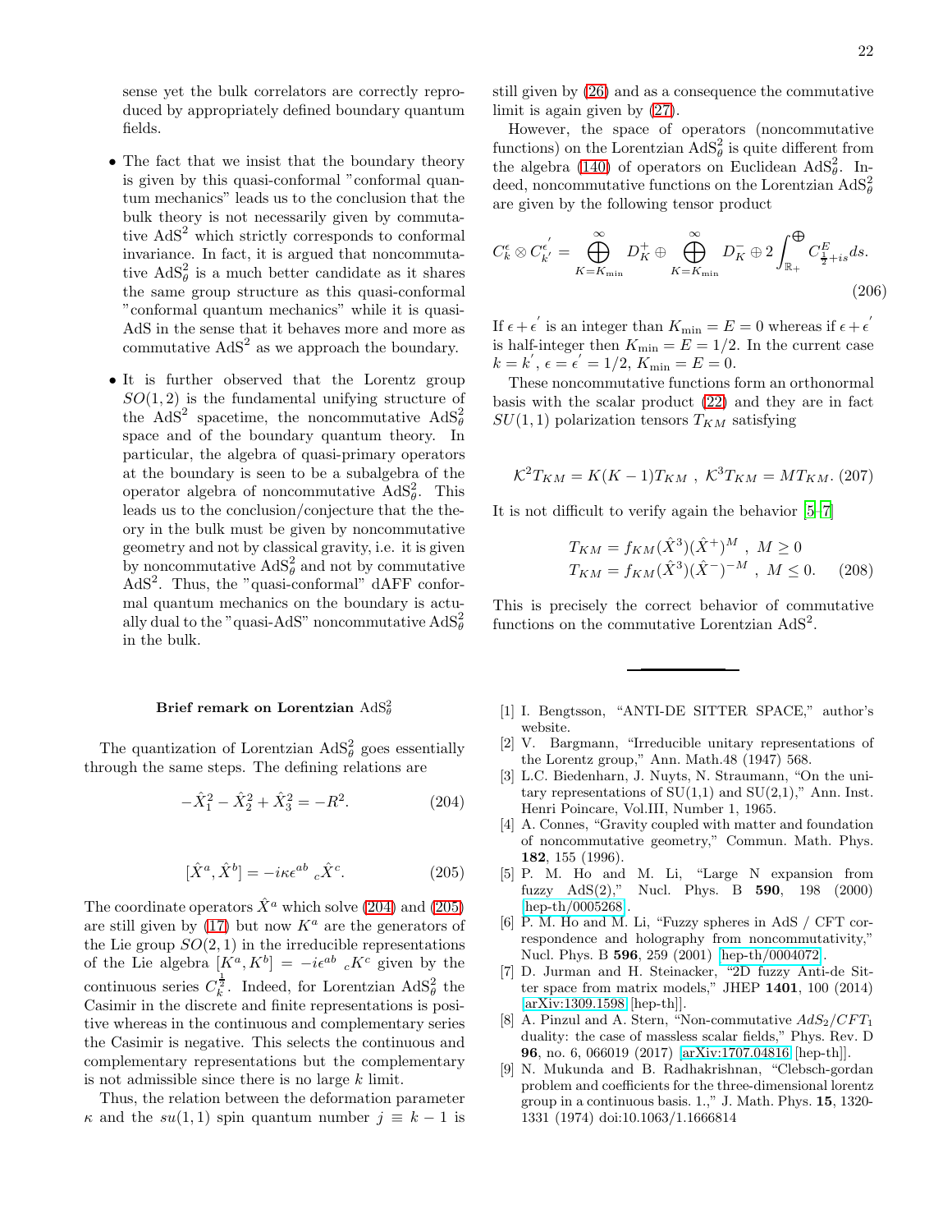sense yet the bulk correlators are correctly reproduced by appropriately defined boundary quantum fields.

- The fact that we insist that the boundary theory is given by this quasi-conformal "conformal quantum mechanics" leads us to the conclusion that the bulk theory is not necessarily given by commutative $\mathrm{AdS}^2$ which strictly corresponds to conformal invariance. In fact, it is argued that noncommutative $\mathrm{AdS}^2_\theta$ is a much better candidate as it shares the same group structure as this quasi-conformal "conformal quantum mechanics" while it is quasi-AdS in the sense that it behaves more and more as commutative $\mathrm{AdS}^2$ as we approach the boundary.

- It is further observed that the Lorentz group $SO(1,2)$ is the fundamental unifying structure of the $\mathrm{AdS}^2$ spacetime, the noncommutative $\mathrm{AdS}^2_\theta$ space and of the boundary quantum theory. In particular, the algebra of quasi-primary operators at the boundary is seen to be a subalgebra of the operator algebra of noncommutative $\mathrm{AdS}^2_\theta$. This leads us to the conclusion/conjecture that the theory in the bulk must be given by noncommutative geometry and not by classical gravity, i.e. it is given by noncommutative $\mathrm{AdS}^2_\theta$ and not by commutative $\mathrm{AdS}^2$. Thus, the "quasi-conformal" dAFF conformal quantum mechanics on the boundary is actually dual to the "quasi-AdS" noncommutative $\mathrm{AdS}^2_\theta$ in the bulk.

### Brief remark on Lorentzian $\mathrm{AdS}^2_\theta$

The quantization of Lorentzian $\mathrm{AdS}^2_\theta$ goes essentially through the same steps. The defining relations are

$$-\hat{X}_1^2 - \hat{X}_2^2 + \hat{X}_3^2 = -R^2. \tag{204}$$

$$[\hat{X}^a, \hat{X}^b] = -i\kappa\epsilon^{ab}{}_c\hat{X}^c. \tag{205}$$

The coordinate operators $\hat{X}^a$ which solve (204) and (205) are still given by (17) but now $K^a$ are the generators of the Lie group $SO(2,1)$ in the irreducible representations of the Lie algebra $[K^a, K^b] = -i\epsilon^{ab}{}_cK^c$ given by the continuous series $C_k^{\frac{1}{2}}$. Indeed, for Lorentzian $\mathrm{AdS}^2_\theta$ the Casimir in the discrete and finite representations is positive whereas in the continuous and complementary series the Casimir is negative. This selects the continuous and complementary representations but the complementary is not admissible since there is no large $k$ limit.

Thus, the relation between the deformation parameter $\kappa$ and the $su(1,1)$ spin quantum number $j \equiv k-1$ is still given by (26) and as a consequence the commutative limit is again given by (27).

However, the space of operators (noncommutative functions) on the Lorentzian $\mathrm{AdS}^2_\theta$ is quite different from the algebra (140) of operators on Euclidean $\mathrm{AdS}^2_\theta$. Indeed, noncommutative functions on the Lorentzian $\mathrm{AdS}^2_\theta$ are given by the following tensor product

$$C_k^\epsilon \otimes C_{k'}^{\epsilon'} = \bigoplus_{K=K_{\min}}^{\infty} D_K^+ \oplus \bigoplus_{K=K_{\min}}^{\infty} D_K^- \oplus 2\int_{\mathbb{R}_+}^{\oplus} C^E_{\frac{1}{2}+is}ds. \tag{206}$$

If $\epsilon+\epsilon'$ is an integer than $K_{\min} = E = 0$ whereas if $\epsilon+\epsilon'$ is half-integer then $K_{\min} = E = 1/2$. In the current case $k = k'$, $\epsilon = \epsilon' = 1/2$, $K_{\min} = E = 0$.

These noncommutative functions form an orthonormal basis with the scalar product (22) and they are in fact $SU(1,1)$ polarization tensors $T_{KM}$ satisfying

$$\mathcal{K}^2 T_{KM} = K(K-1)T_{KM}\ ,\ \mathcal{K}^3 T_{KM} = MT_{KM}. \tag{207}$$

It is not difficult to verify again the behavior [5–7]

$$\begin{aligned} T_{KM} &= f_{KM}(\hat{X}^3)(\hat{X}^+)^M\ ,\ M \geq 0 \\ T_{KM} &= f_{KM}(\hat{X}^3)(\hat{X}^-)^{-M}\ ,\ M \leq 0. \end{aligned} \tag{208}$$

This is precisely the correct behavior of commutative functions on the commutative Lorentzian $\mathrm{AdS}^2$.

---

[1] I. Bengtsson, "ANTI-DE SITTER SPACE," author's website.

[2] V. Bargmann, "Irreducible unitary representations of the Lorentz group," Ann. Math.48 (1947) 568.

[3] L.C. Biedenharn, J. Nuyts, N. Straumann, "On the unitary representations of SU(1,1) and SU(2,1)," Ann. Inst. Henri Poincare, Vol.III, Number 1, 1965.

[4] A. Connes, "Gravity coupled with matter and foundation of noncommutative geometry," Commun. Math. Phys. **182**, 155 (1996).

[5] P. M. Ho and M. Li, "Large N expansion from fuzzy AdS(2)," Nucl. Phys. B **590**, 198 (2000) [hep-th/0005268].

[6] P. M. Ho and M. Li, "Fuzzy spheres in AdS / CFT correspondence and holography from noncommutativity," Nucl. Phys. B **596**, 259 (2001) [hep-th/0004072].

[7] D. Jurman and H. Steinacker, "2D fuzzy Anti-de Sitter space from matrix models," JHEP **1401**, 100 (2014) [arXiv:1309.1598 [hep-th]].

[8] A. Pinzul and A. Stern, "Non-commutative $AdS_2/CFT_1$ duality: the case of massless scalar fields," Phys. Rev. D **96**, no. 6, 066019 (2017) [arXiv:1707.04816 [hep-th]].

[9] N. Mukunda and B. Radhakrishnan, "Clebsch-gordan problem and coefficients for the three-dimensional lorentz group in a continuous basis. 1.," J. Math. Phys. **15**, 1320-1331 (1974) doi:10.1063/1.1666814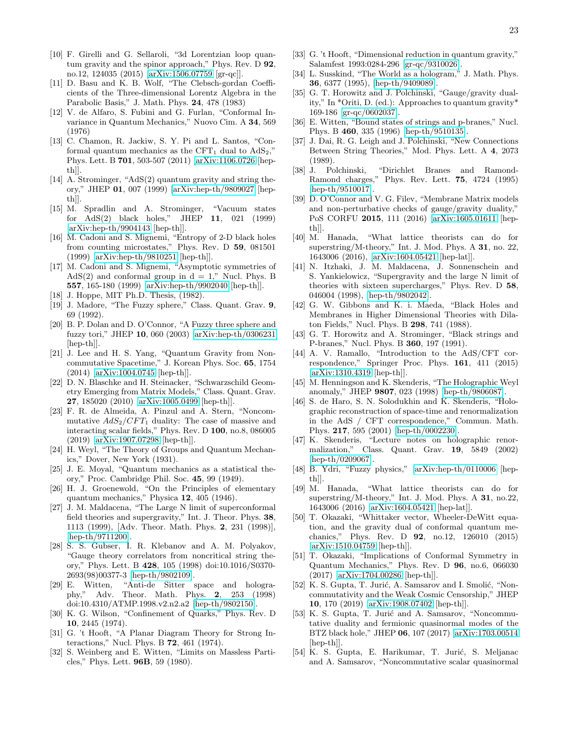[10] F. Girelli and G. Sellaroli, "3d Lorentzian loop quantum gravity and the spinor approach," Phys. Rev. D **92**, no.12, 124035 (2015) [arXiv:1506.07759 [gr-qc]].

[11] D. Basu and K. B. Wolf, "The Clebsch-gordan Coefficients of the Three-dimensional Lorentz Algebra in the Parabolic Basis," J. Math. Phys. **24**, 478 (1983)

[12] V. de Alfaro, S. Fubini and G. Furlan, "Conformal Invariance in Quantum Mechanics," Nuovo Cim. A **34**, 569 (1976)

[13] C. Chamon, R. Jackiw, S. Y. Pi and L. Santos, "Conformal quantum mechanics as the $\mathrm{CFT}_1$ dual to $\mathrm{AdS}_2$," Phys. Lett. B **701**, 503-507 (2011) [arXiv:1106.0726 [hep-th]].

[14] A. Strominger, "AdS(2) quantum gravity and string theory," JHEP **01**, 007 (1999) [arXiv:hep-th/9809027 [hep-th]].

[15] M. Spradlin and A. Strominger, "Vacuum states for AdS(2) black holes," JHEP **11**, 021 (1999) [arXiv:hep-th/9904143 [hep-th]].

[16] M. Cadoni and S. Mignemi, "Entropy of 2-D black holes from counting microstates," Phys. Rev. D **59**, 081501 (1999) [arXiv:hep-th/9810251 [hep-th]].

[17] M. Cadoni and S. Mignemi, "Asymptotic symmetries of AdS(2) and conformal group in d = 1," Nucl. Phys. B **557**, 165-180 (1999) [arXiv:hep-th/9902040 [hep-th]].

[18] J. Hoppe, MIT Ph.D. Thesis, (1982).

[19] J. Madore, "The Fuzzy sphere," Class. Quant. Grav. **9**, 69 (1992).

[20] B. P. Dolan and D. O'Connor, "A Fuzzy three sphere and fuzzy tori," JHEP **10**, 060 (2003) [arXiv:hep-th/0306231 [hep-th]].

[21] J. Lee and H. S. Yang, "Quantum Gravity from Noncommutative Spacetime," J. Korean Phys. Soc. **65**, 1754 (2014) [arXiv:1004.0745 [hep-th]].

[22] D. N. Blaschke and H. Steinacker, "Schwarzschild Geometry Emerging from Matrix Models," Class. Quant. Grav. **27**, 185020 (2010) [arXiv:1005.0499 [hep-th]].

[23] F. R. de Almeida, A. Pinzul and A. Stern, "Noncommutative $AdS_2/CFT_1$ duality: The case of massive and interacting scalar fields," Phys. Rev. D **100**, no.8, 086005 (2019) [arXiv:1907.07298 [hep-th]].

[24] H. Weyl, "The Theory of Groups and Quantum Mechanics," Dover, New York (1931).

[25] J. E. Moyal, "Quantum mechanics as a statistical theory," Proc. Cambridge Phil. Soc. **45**, 99 (1949).

[26] H. J. Groenewold, "On the Principles of elementary quantum mechanics," Physica **12**, 405 (1946).

[27] J. M. Maldacena, "The Large N limit of superconformal field theories and supergravity," Int. J. Theor. Phys. **38**, 1113 (1999), [Adv. Theor. Math. Phys. **2**, 231 (1998)], [hep-th/9711200].

[28] S. S. Gubser, I. R. Klebanov and A. M. Polyakov, "Gauge theory correlators from noncritical string theory," Phys. Lett. B **428**, 105 (1998) doi:10.1016/S0370-2693(98)00377-3 [hep-th/9802109].

[29] E. Witten, "Anti-de Sitter space and holography," Adv. Theor. Math. Phys. **2**, 253 (1998) doi:10.4310/ATMP.1998.v2.n2.a2 [hep-th/9802150].

[30] K. G. Wilson, "Confinement of Quarks," Phys. Rev. D **10**, 2445 (1974).

[31] G. 't Hooft, "A Planar Diagram Theory for Strong Interactions," Nucl. Phys. B **72**, 461 (1974).

[32] S. Weinberg and E. Witten, "Limits on Massless Particles," Phys. Lett. **96B**, 59 (1980).

[33] G. 't Hooft, "Dimensional reduction in quantum gravity," Salamfest 1993:0284-296 [gr-qc/9310026].

[34] L. Susskind, "The World as a hologram," J. Math. Phys. **36**, 6377 (1995), [hep-th/9409089].

[35] G. T. Horowitz and J. Polchinski, "Gauge/gravity duality," In *Oriti, D. (ed.): Approaches to quantum gravity* 169-186 [gr-qc/0602037].

[36] E. Witten, "Bound states of strings and p-branes," Nucl. Phys. B **460**, 335 (1996) [hep-th/9510135].

[37] J. Dai, R. G. Leigh and J. Polchinski, "New Connections Between String Theories," Mod. Phys. Lett. A **4**, 2073 (1989).

[38] J. Polchinski, "Dirichlet Branes and Ramond-Ramond charges," Phys. Rev. Lett. **75**, 4724 (1995) [hep-th/9510017].

[39] D. O'Connor and V. G. Filev, "Membrane Matrix models and non-perturbative checks of gauge/gravity duality," PoS CORFU **2015**, 111 (2016) [arXiv:1605.01611 [hep-th]].

[40] M. Hanada, "What lattice theorists can do for superstring/M-theory," Int. J. Mod. Phys. A **31**, no. 22, 1643006 (2016), [arXiv:1604.05421 [hep-lat]].

[41] N. Itzhaki, J. M. Maldacena, J. Sonnenschein and S. Yankielowicz, "Supergravity and the large N limit of theories with sixteen supercharges," Phys. Rev. D **58**, 046004 (1998), [hep-th/9802042].

[42] G. W. Gibbons and K. i. Maeda, "Black Holes and Membranes in Higher Dimensional Theories with Dilaton Fields," Nucl. Phys. B **298**, 741 (1988).

[43] G. T. Horowitz and A. Strominger, "Black strings and P-branes," Nucl. Phys. B **360**, 197 (1991).

[44] A. V. Ramallo, "Introduction to the AdS/CFT correspondence," Springer Proc. Phys. **161**, 411 (2015) [arXiv:1310.4319 [hep-th]].

[45] M. Henningson and K. Skenderis, "The Holographic Weyl anomaly," JHEP **9807**, 023 (1998) [hep-th/9806087].

[46] S. de Haro, S. N. Solodukhin and K. Skenderis, "Holographic reconstruction of space-time and renormalization in the AdS / CFT correspondence," Commun. Math. Phys. **217**, 595 (2001) [hep-th/0002230].

[47] K. Skenderis, "Lecture notes on holographic renormalization," Class. Quant. Grav. **19**, 5849 (2002) [hep-th/0209067].

[48] B. Ydri, "Fuzzy physics," [arXiv:hep-th/0110006 [hep-th]].

[49] M. Hanada, "What lattice theorists can do for superstring/M-theory," Int. J. Mod. Phys. A **31**, no.22, 1643006 (2016) [arXiv:1604.05421 [hep-lat]].

[50] T. Okazaki, "Whittaker vector, Wheeler-DeWitt equation, and the gravity dual of conformal quantum mechanics," Phys. Rev. D **92**, no.12, 126010 (2015) [arXiv:1510.04759 [hep-th]].

[51] T. Okazaki, "Implications of Conformal Symmetry in Quantum Mechanics," Phys. Rev. D **96**, no.6, 066030 (2017) [arXiv:1704.00286 [hep-th]].

[52] K. S. Gupta, T. Jurić, A. Samsarov and I. Smolić, "Noncommutativity and the Weak Cosmic Censorship," JHEP **10**, 170 (2019) [arXiv:1908.07402 [hep-th]].

[53] K. S. Gupta, T. Jurić and A. Samsarov, "Noncommutative duality and fermionic quasinormal modes of the BTZ black hole," JHEP **06**, 107 (2017) [arXiv:1703.00514 [hep-th]].

[54] K. S. Gupta, E. Harikumar, T. Jurić, S. Meljanac and A. Samsarov, "Noncommutative scalar quasinormal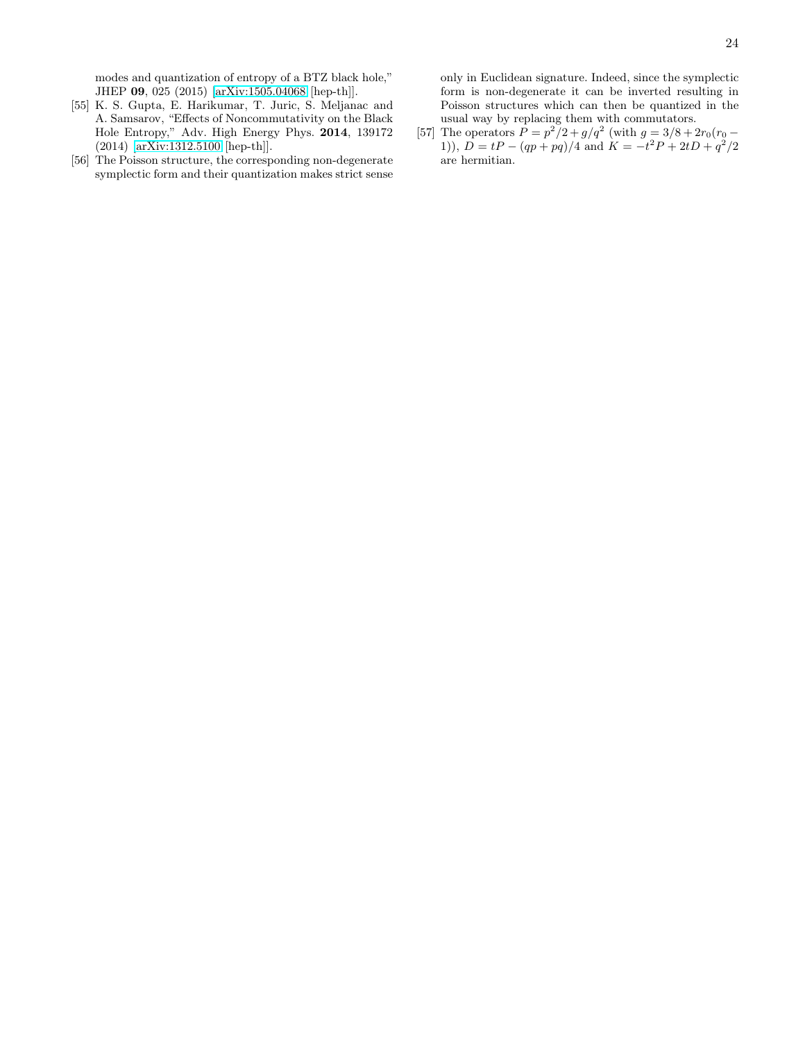modes and quantization of entropy of a BTZ black hole," JHEP **09**, 025 (2015) [arXiv:1505.04068 [hep-th]].

[55] K. S. Gupta, E. Harikumar, T. Juric, S. Meljanac and A. Samsarov, "Effects of Noncommutativity on the Black Hole Entropy," Adv. High Energy Phys. **2014**, 139172 (2014) [arXiv:1312.5100 [hep-th]].

[56] The Poisson structure, the corresponding non-degenerate symplectic form and their quantization makes strict sense only in Euclidean signature. Indeed, since the symplectic form is non-degenerate it can be inverted resulting in Poisson structures which can then be quantized in the usual way by replacing them with commutators.

[57] The operators $P = p^2/2 + g/q^2$ (with $g = 3/8 + 2r_0(r_0 - 1)$), $D = tP - (qp + pq)/4$ and $K = -t^2P + 2tD + q^2/2$ are hermitian.